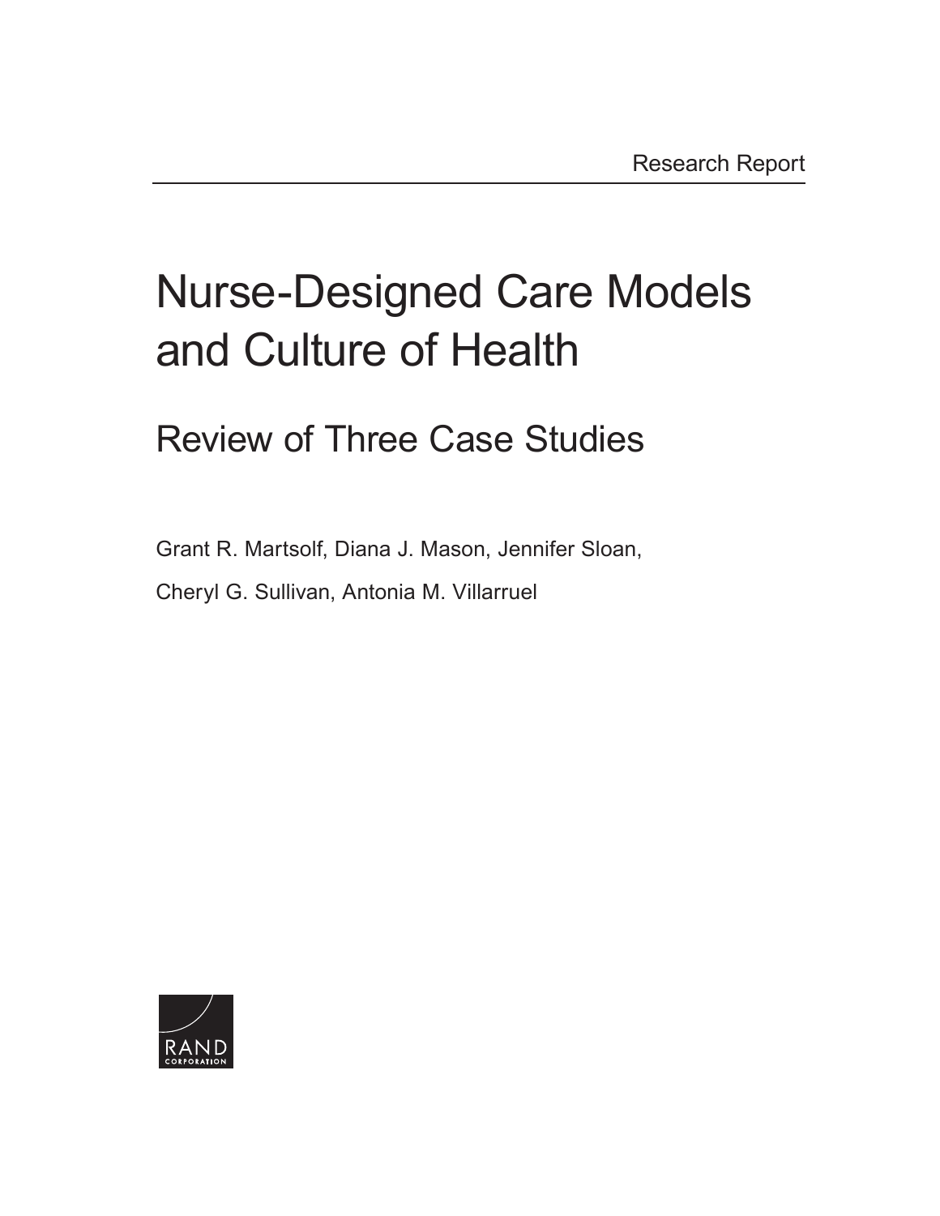Research Report

# Nurse-Designed Care Models and Culture of Health

## Review of Three Case Studies

Grant R. Martsolf, Diana J. Mason, Jennifer Sloan,

Cheryl G. Sullivan, Antonia M. Villarruel

RAND CORPORATION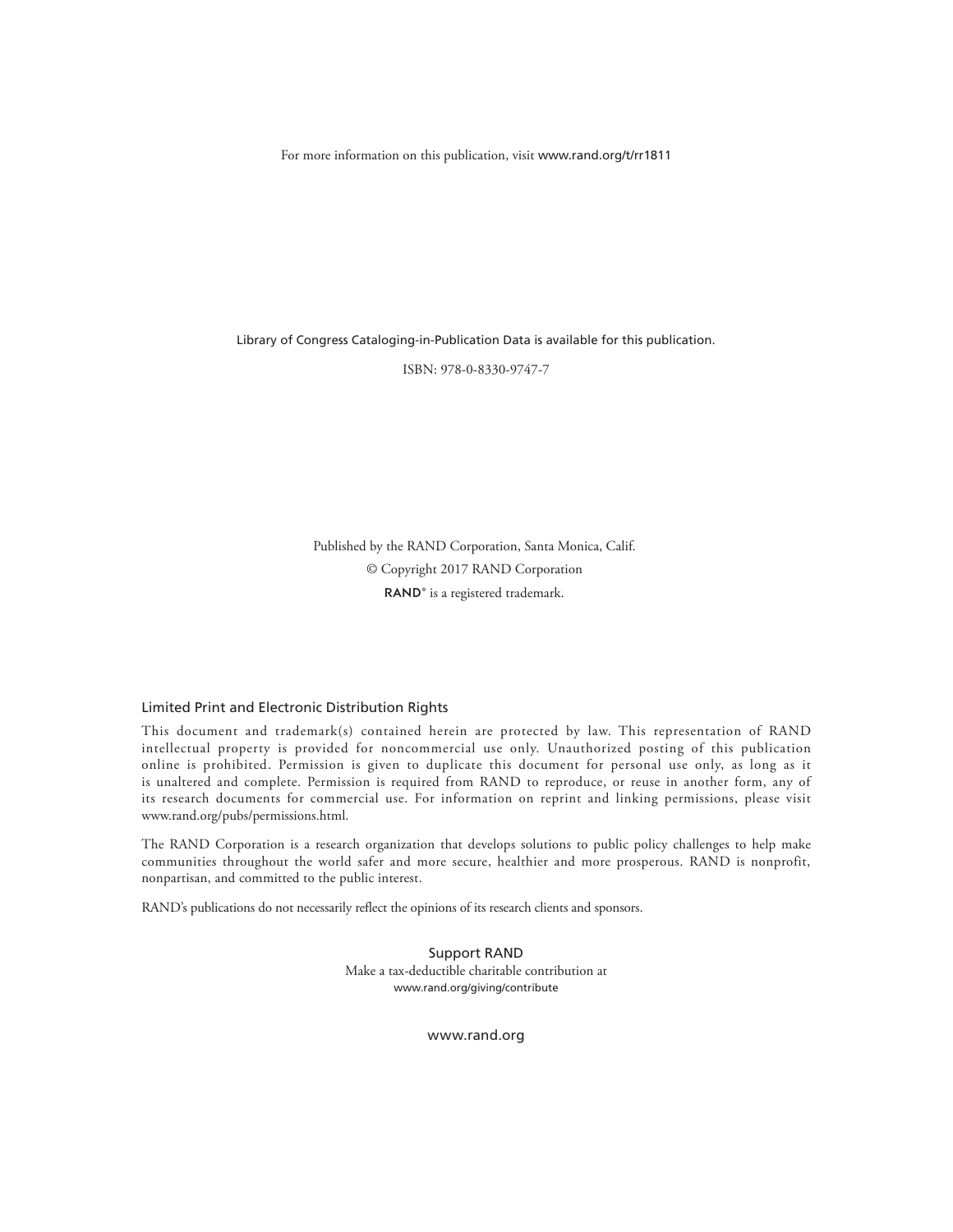For more information on this publication, visit www.rand.org/t/rr1811

Library of Congress Cataloging-in-Publication Data is available for this publication.

ISBN: 978-0-8330-9747-7

Published by the RAND Corporation, Santa Monica, Calif.

© Copyright 2017 RAND Corporation

RAND® is a registered trademark.

### Limited Print and Electronic Distribution Rights

This document and trademark(s) contained herein are protected by law. This representation of RAND intellectual property is provided for noncommercial use only. Unauthorized posting of this publication online is prohibited. Permission is given to duplicate this document for personal use only, as long as it is unaltered and complete. Permission is required from RAND to reproduce, or reuse in another form, any of its research documents for commercial use. For information on reprint and linking permissions, please visit www.rand.org/pubs/permissions.html.

The RAND Corporation is a research organization that develops solutions to public policy challenges to help make communities throughout the world safer and more secure, healthier and more prosperous. RAND is nonprofit, nonpartisan, and committed to the public interest.

RAND's publications do not necessarily reflect the opinions of its research clients and sponsors.

**Support RAND**

Make a tax-deductible charitable contribution at
www.rand.org/giving/contribute

www.rand.org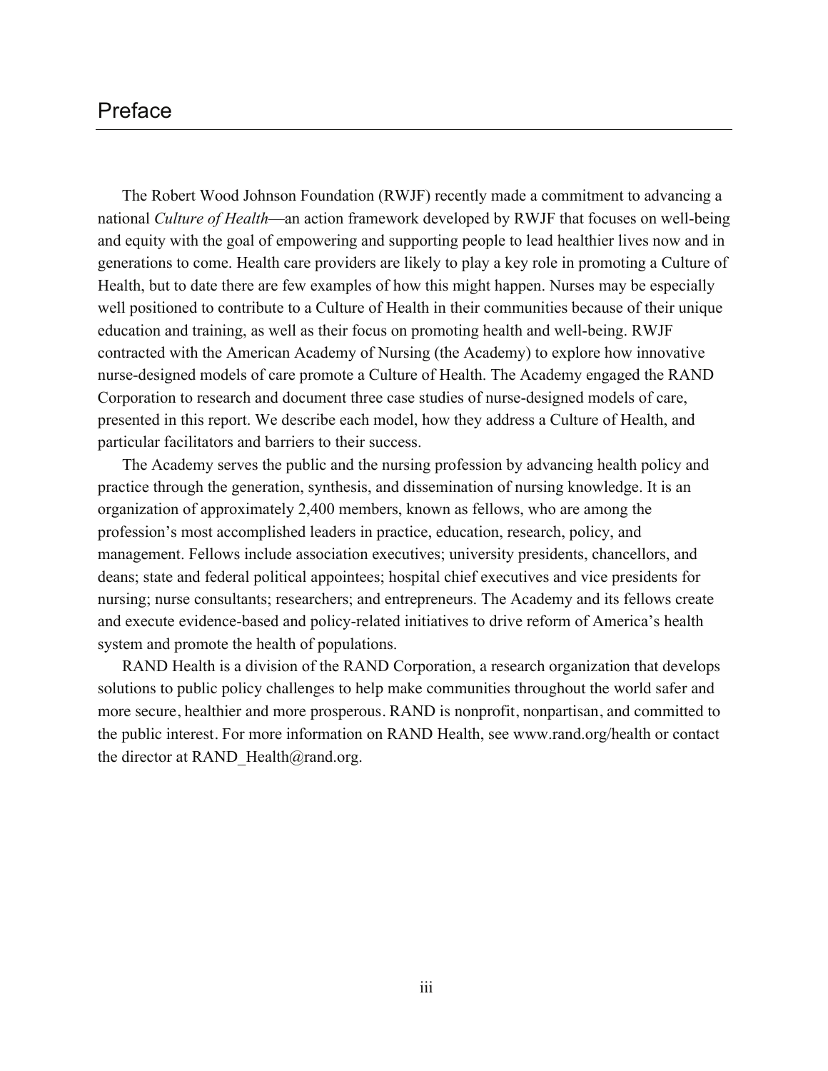# Preface

The Robert Wood Johnson Foundation (RWJF) recently made a commitment to advancing a national *Culture of Health*—an action framework developed by RWJF that focuses on well-being and equity with the goal of empowering and supporting people to lead healthier lives now and in generations to come. Health care providers are likely to play a key role in promoting a Culture of Health, but to date there are few examples of how this might happen. Nurses may be especially well positioned to contribute to a Culture of Health in their communities because of their unique education and training, as well as their focus on promoting health and well-being. RWJF contracted with the American Academy of Nursing (the Academy) to explore how innovative nurse-designed models of care promote a Culture of Health. The Academy engaged the RAND Corporation to research and document three case studies of nurse-designed models of care, presented in this report. We describe each model, how they address a Culture of Health, and particular facilitators and barriers to their success.

The Academy serves the public and the nursing profession by advancing health policy and practice through the generation, synthesis, and dissemination of nursing knowledge. It is an organization of approximately 2,400 members, known as fellows, who are among the profession's most accomplished leaders in practice, education, research, policy, and management. Fellows include association executives; university presidents, chancellors, and deans; state and federal political appointees; hospital chief executives and vice presidents for nursing; nurse consultants; researchers; and entrepreneurs. The Academy and its fellows create and execute evidence-based and policy-related initiatives to drive reform of America's health system and promote the health of populations.

RAND Health is a division of the RAND Corporation, a research organization that develops solutions to public policy challenges to help make communities throughout the world safer and more secure, healthier and more prosperous. RAND is nonprofit, nonpartisan, and committed to the public interest. For more information on RAND Health, see www.rand.org/health or contact the director at RAND_Health@rand.org.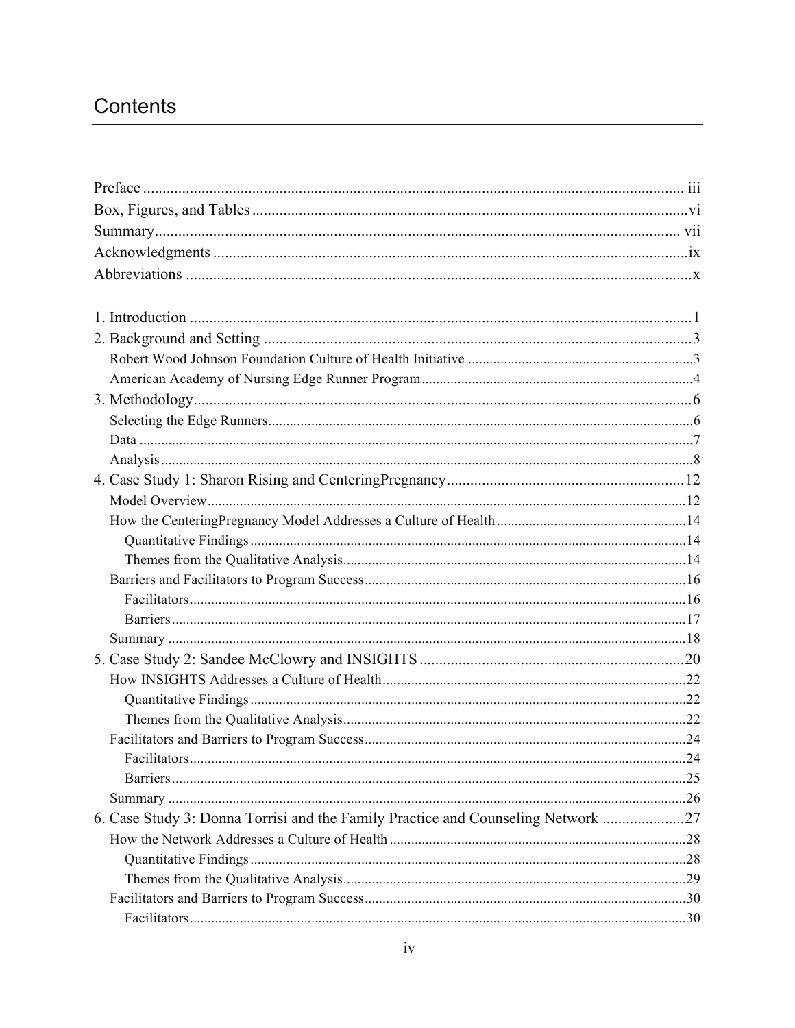# Contents

Preface ........................................................................................................................................ iii
Box, Figures, and Tables ...............................................................................................................vi
Summary....................................................................................................................................... vii
Acknowledgments ..........................................................................................................................ix
Abbreviations ..................................................................................................................................x

1. Introduction ................................................................................................................................1
2. Background and Setting ..............................................................................................................3
   - Robert Wood Johnson Foundation Culture of Health Initiative ..............................................................3
   - American Academy of Nursing Edge Runner Program ...........................................................................4
3. Methodology................................................................................................................................6
   - Selecting the Edge Runners.....................................................................................................................6
   - Data .........................................................................................................................................................7
   - Analysis ...................................................................................................................................................8
4. Case Study 1: Sharon Rising and CenteringPregnancy.............................................................12
   - Model Overview.....................................................................................................................................12
   - How the CenteringPregnancy Model Addresses a Culture of Health.....................................................14
     - Quantitative Findings.........................................................................................................................14
     - Themes from the Qualitative Analysis...............................................................................................14
   - Barriers and Facilitators to Program Success.........................................................................................16
     - Facilitators..........................................................................................................................................16
     - Barriers...............................................................................................................................................17
   - Summary ................................................................................................................................................18
5. Case Study 2: Sandee McClowry and INSIGHTS ....................................................................20
   - How INSIGHTS Addresses a Culture of Health....................................................................................22
     - Quantitative Findings.........................................................................................................................22
     - Themes from the Qualitative Analysis...............................................................................................22
   - Facilitators and Barriers to Program Success.........................................................................................24
     - Facilitators..........................................................................................................................................24
     - Barriers...............................................................................................................................................25
   - Summary ................................................................................................................................................26
6. Case Study 3: Donna Torrisi and the Family Practice and Counseling Network .....................27
   - How the Network Addresses a Culture of Health ..................................................................................28
     - Quantitative Findings.........................................................................................................................28
     - Themes from the Qualitative Analysis...............................................................................................29
   - Facilitators and Barriers to Program Success.........................................................................................30
     - Facilitators..........................................................................................................................................30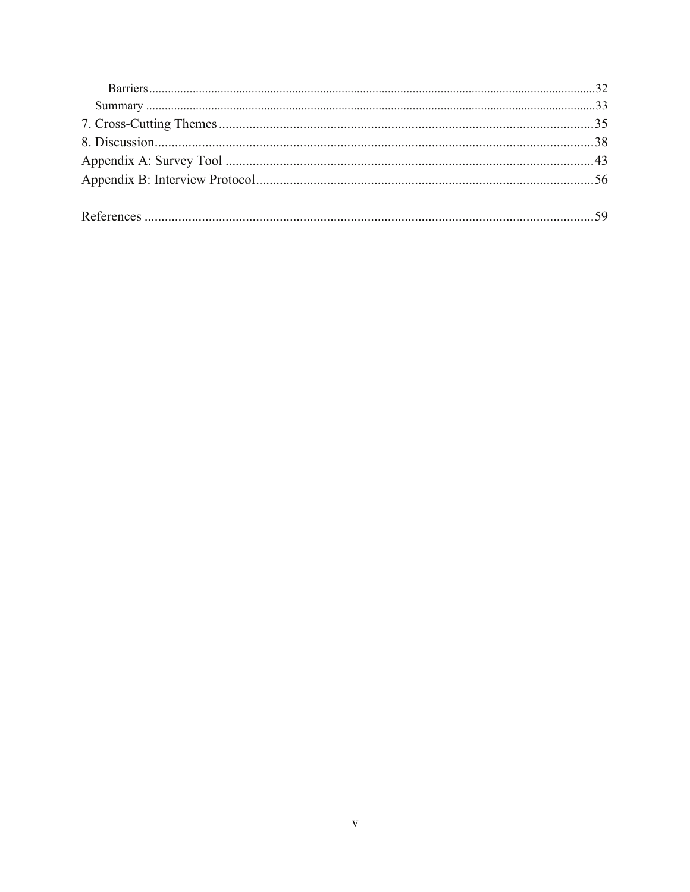Barriers ....................................................................................................................................................32

Summary ....................................................................................................................................................33

7. Cross-Cutting Themes ..............................................................................................................35

8. Discussion.................................................................................................................................38

Appendix A: Survey Tool ............................................................................................................43

Appendix B: Interview Protocol...................................................................................................56

References ....................................................................................................................................59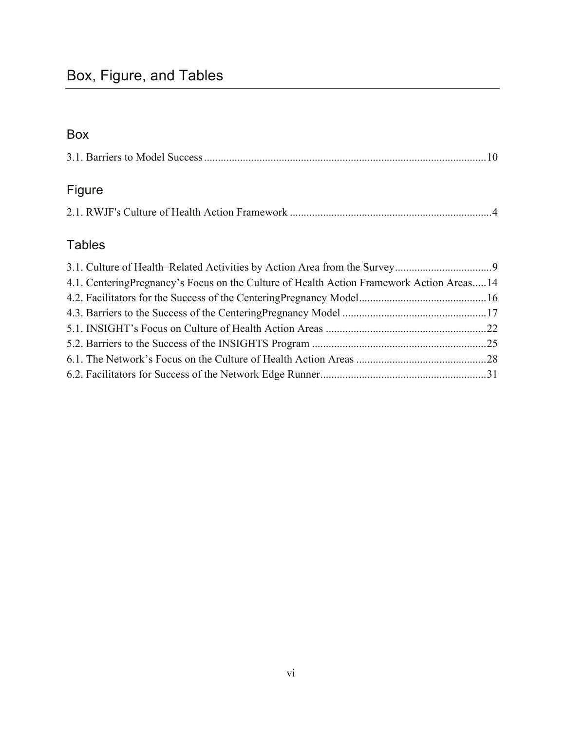# Box, Figure, and Tables

## Box

3.1. Barriers to Model Success ..................................................................................................10

## Figure

2.1. RWJF's Culture of Health Action Framework ........................................................................4

## Tables

3.1. Culture of Health–Related Activities by Action Area from the Survey...................................9
4.1. CenteringPregnancy's Focus on the Culture of Health Action Framework Action Areas.....14
4.2. Facilitators for the Success of the CenteringPregnancy Model.............................................16
4.3. Barriers to the Success of the CenteringPregnancy Model ...................................................17
5.1. INSIGHT's Focus on Culture of Health Action Areas ..........................................................22
5.2. Barriers to the Success of the INSIGHTS Program ..............................................................25
6.1. The Network's Focus on the Culture of Health Action Areas ...............................................28
6.2. Facilitators for Success of the Network Edge Runner...........................................................31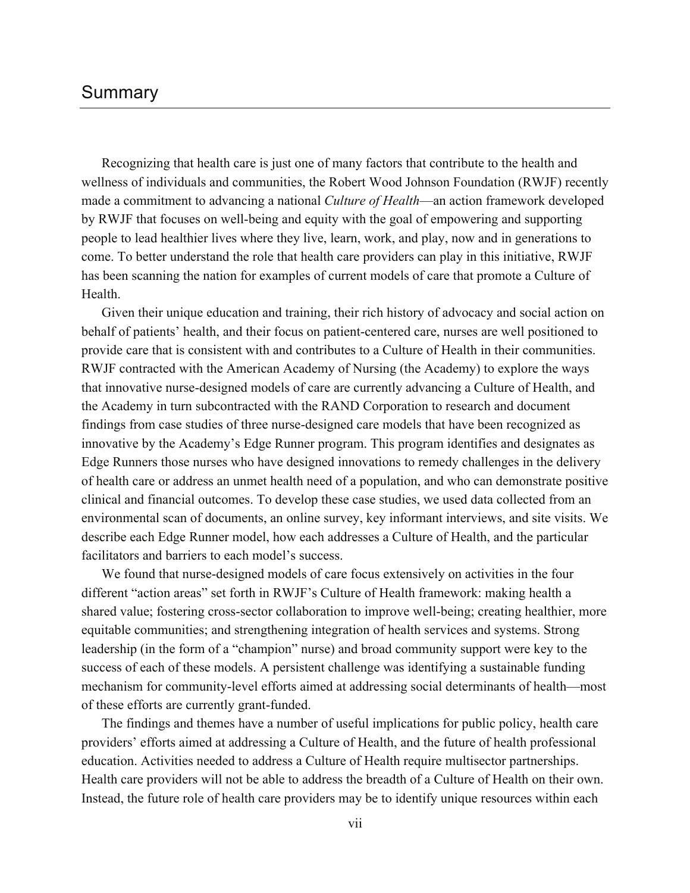# Summary

Recognizing that health care is just one of many factors that contribute to the health and wellness of individuals and communities, the Robert Wood Johnson Foundation (RWJF) recently made a commitment to advancing a national *Culture of Health*—an action framework developed by RWJF that focuses on well-being and equity with the goal of empowering and supporting people to lead healthier lives where they live, learn, work, and play, now and in generations to come. To better understand the role that health care providers can play in this initiative, RWJF has been scanning the nation for examples of current models of care that promote a Culture of Health.

Given their unique education and training, their rich history of advocacy and social action on behalf of patients' health, and their focus on patient-centered care, nurses are well positioned to provide care that is consistent with and contributes to a Culture of Health in their communities. RWJF contracted with the American Academy of Nursing (the Academy) to explore the ways that innovative nurse-designed models of care are currently advancing a Culture of Health, and the Academy in turn subcontracted with the RAND Corporation to research and document findings from case studies of three nurse-designed care models that have been recognized as innovative by the Academy's Edge Runner program. This program identifies and designates as Edge Runners those nurses who have designed innovations to remedy challenges in the delivery of health care or address an unmet health need of a population, and who can demonstrate positive clinical and financial outcomes. To develop these case studies, we used data collected from an environmental scan of documents, an online survey, key informant interviews, and site visits. We describe each Edge Runner model, how each addresses a Culture of Health, and the particular facilitators and barriers to each model's success.

We found that nurse-designed models of care focus extensively on activities in the four different "action areas" set forth in RWJF's Culture of Health framework: making health a shared value; fostering cross-sector collaboration to improve well-being; creating healthier, more equitable communities; and strengthening integration of health services and systems. Strong leadership (in the form of a "champion" nurse) and broad community support were key to the success of each of these models. A persistent challenge was identifying a sustainable funding mechanism for community-level efforts aimed at addressing social determinants of health—most of these efforts are currently grant-funded.

The findings and themes have a number of useful implications for public policy, health care providers' efforts aimed at addressing a Culture of Health, and the future of health professional education. Activities needed to address a Culture of Health require multisector partnerships. Health care providers will not be able to address the breadth of a Culture of Health on their own. Instead, the future role of health care providers may be to identify unique resources within each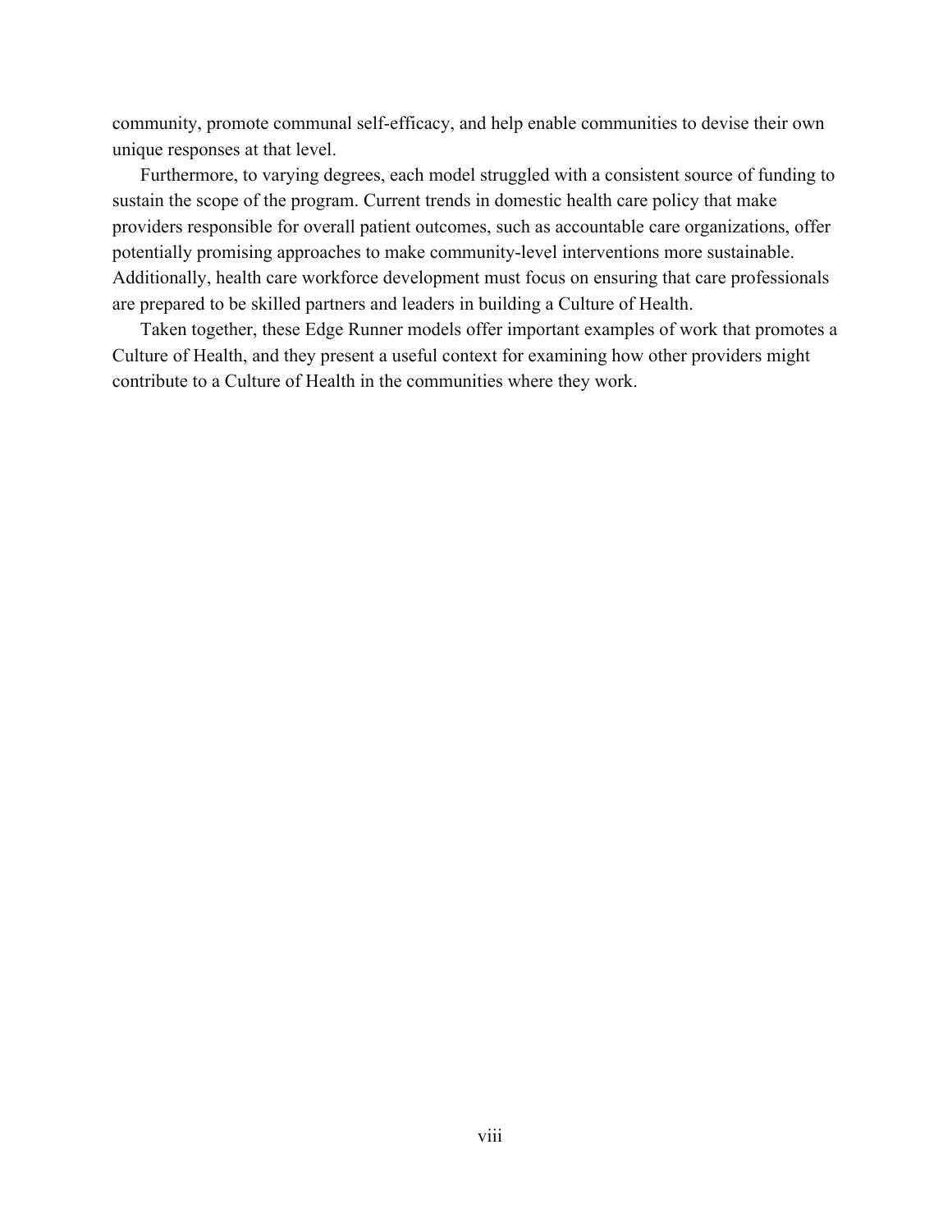community, promote communal self-efficacy, and help enable communities to devise their own unique responses at that level.

Furthermore, to varying degrees, each model struggled with a consistent source of funding to sustain the scope of the program. Current trends in domestic health care policy that make providers responsible for overall patient outcomes, such as accountable care organizations, offer potentially promising approaches to make community-level interventions more sustainable. Additionally, health care workforce development must focus on ensuring that care professionals are prepared to be skilled partners and leaders in building a Culture of Health.

Taken together, these Edge Runner models offer important examples of work that promotes a Culture of Health, and they present a useful context for examining how other providers might contribute to a Culture of Health in the communities where they work.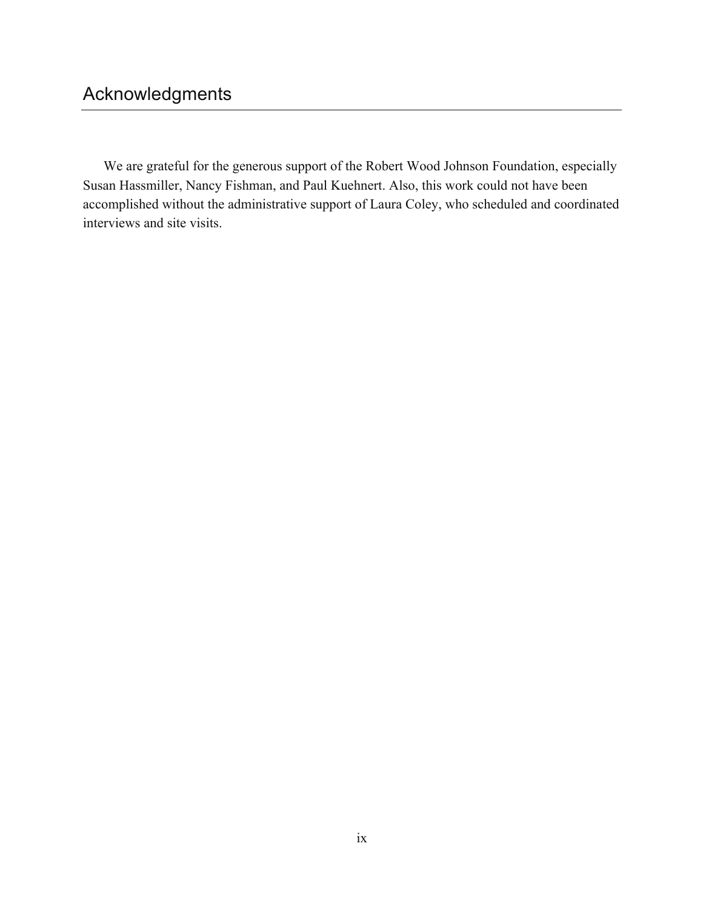# Acknowledgments

We are grateful for the generous support of the Robert Wood Johnson Foundation, especially Susan Hassmiller, Nancy Fishman, and Paul Kuehnert. Also, this work could not have been accomplished without the administrative support of Laura Coley, who scheduled and coordinated interviews and site visits.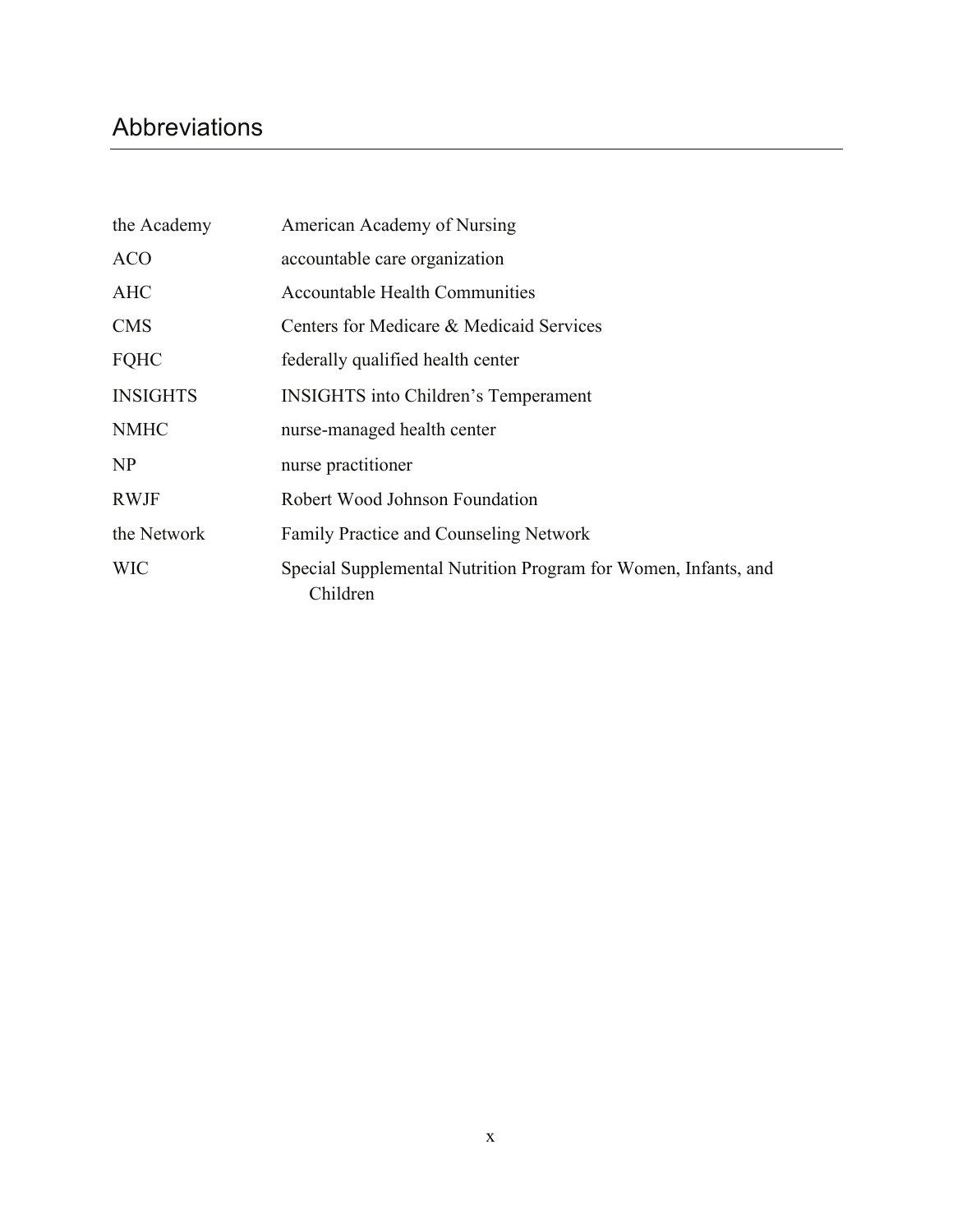# Abbreviations

| | |
|---|---|
| the Academy | American Academy of Nursing |
| ACO | accountable care organization |
| AHC | Accountable Health Communities |
| CMS | Centers for Medicare & Medicaid Services |
| FQHC | federally qualified health center |
| INSIGHTS | INSIGHTS into Children's Temperament |
| NMHC | nurse-managed health center |
| NP | nurse practitioner |
| RWJF | Robert Wood Johnson Foundation |
| the Network | Family Practice and Counseling Network |
| WIC | Special Supplemental Nutrition Program for Women, Infants, and Children |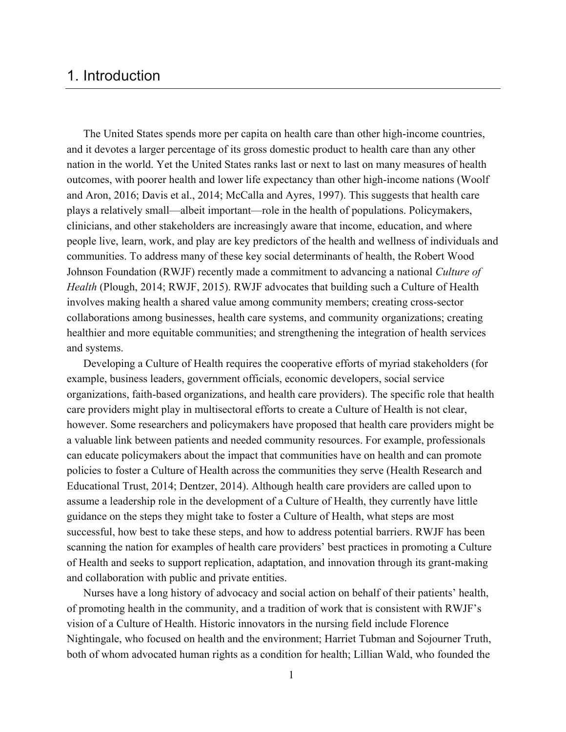# 1. Introduction

The United States spends more per capita on health care than other high-income countries, and it devotes a larger percentage of its gross domestic product to health care than any other nation in the world. Yet the United States ranks last or next to last on many measures of health outcomes, with poorer health and lower life expectancy than other high-income nations (Woolf and Aron, 2016; Davis et al., 2014; McCalla and Ayres, 1997). This suggests that health care plays a relatively small—albeit important—role in the health of populations. Policymakers, clinicians, and other stakeholders are increasingly aware that income, education, and where people live, learn, work, and play are key predictors of the health and wellness of individuals and communities. To address many of these key social determinants of health, the Robert Wood Johnson Foundation (RWJF) recently made a commitment to advancing a national *Culture of Health* (Plough, 2014; RWJF, 2015). RWJF advocates that building such a Culture of Health involves making health a shared value among community members; creating cross-sector collaborations among businesses, health care systems, and community organizations; creating healthier and more equitable communities; and strengthening the integration of health services and systems.

Developing a Culture of Health requires the cooperative efforts of myriad stakeholders (for example, business leaders, government officials, economic developers, social service organizations, faith-based organizations, and health care providers). The specific role that health care providers might play in multisectoral efforts to create a Culture of Health is not clear, however. Some researchers and policymakers have proposed that health care providers might be a valuable link between patients and needed community resources. For example, professionals can educate policymakers about the impact that communities have on health and can promote policies to foster a Culture of Health across the communities they serve (Health Research and Educational Trust, 2014; Dentzer, 2014). Although health care providers are called upon to assume a leadership role in the development of a Culture of Health, they currently have little guidance on the steps they might take to foster a Culture of Health, what steps are most successful, how best to take these steps, and how to address potential barriers. RWJF has been scanning the nation for examples of health care providers' best practices in promoting a Culture of Health and seeks to support replication, adaptation, and innovation through its grant-making and collaboration with public and private entities.

Nurses have a long history of advocacy and social action on behalf of their patients' health, of promoting health in the community, and a tradition of work that is consistent with RWJF's vision of a Culture of Health. Historic innovators in the nursing field include Florence Nightingale, who focused on health and the environment; Harriet Tubman and Sojourner Truth, both of whom advocated human rights as a condition for health; Lillian Wald, who founded the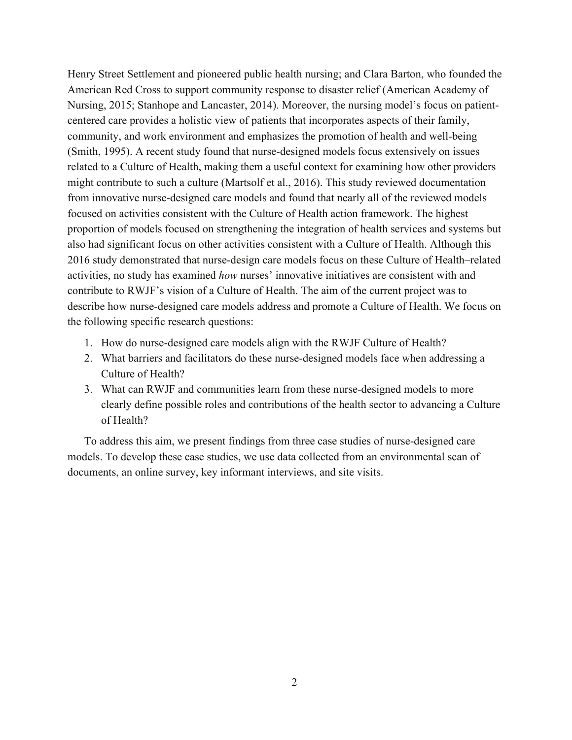Henry Street Settlement and pioneered public health nursing; and Clara Barton, who founded the American Red Cross to support community response to disaster relief (American Academy of Nursing, 2015; Stanhope and Lancaster, 2014). Moreover, the nursing model's focus on patient-centered care provides a holistic view of patients that incorporates aspects of their family, community, and work environment and emphasizes the promotion of health and well-being (Smith, 1995). A recent study found that nurse-designed models focus extensively on issues related to a Culture of Health, making them a useful context for examining how other providers might contribute to such a culture (Martsolf et al., 2016). This study reviewed documentation from innovative nurse-designed care models and found that nearly all of the reviewed models focused on activities consistent with the Culture of Health action framework. The highest proportion of models focused on strengthening the integration of health services and systems but also had significant focus on other activities consistent with a Culture of Health. Although this 2016 study demonstrated that nurse-design care models focus on these Culture of Health–related activities, no study has examined *how* nurses' innovative initiatives are consistent with and contribute to RWJF's vision of a Culture of Health. The aim of the current project was to describe how nurse-designed care models address and promote a Culture of Health. We focus on the following specific research questions:

1. How do nurse-designed care models align with the RWJF Culture of Health?
2. What barriers and facilitators do these nurse-designed models face when addressing a Culture of Health?
3. What can RWJF and communities learn from these nurse-designed models to more clearly define possible roles and contributions of the health sector to advancing a Culture of Health?

To address this aim, we present findings from three case studies of nurse-designed care models. To develop these case studies, we use data collected from an environmental scan of documents, an online survey, key informant interviews, and site visits.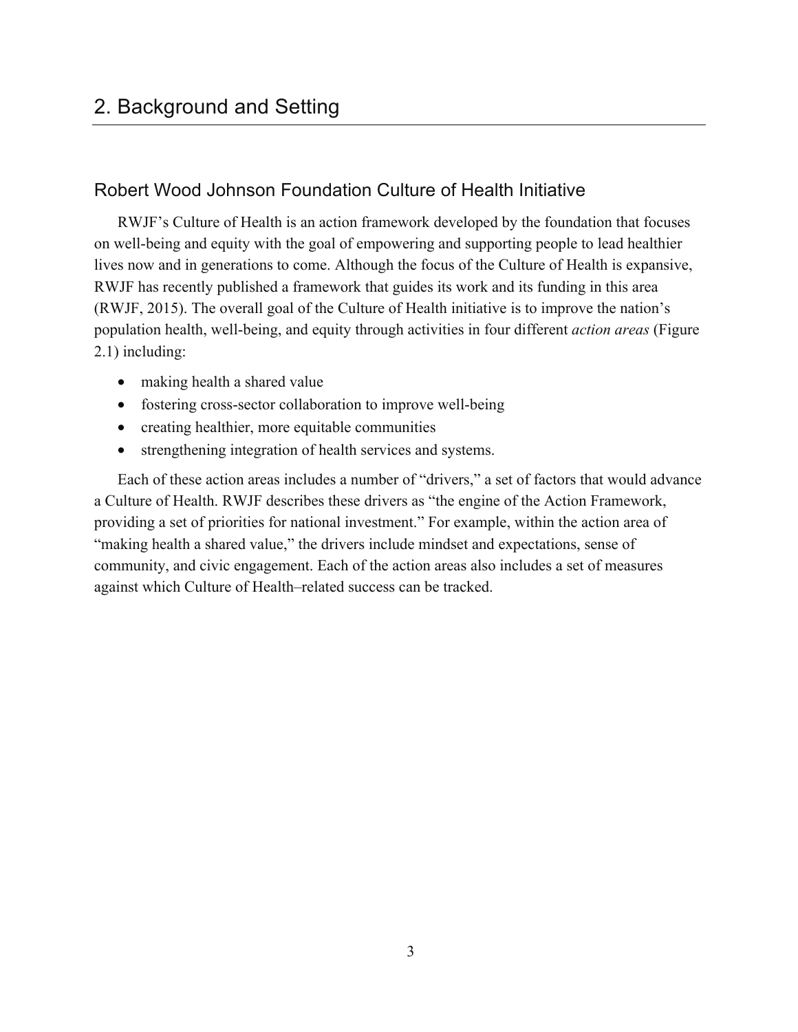# 2. Background and Setting

## Robert Wood Johnson Foundation Culture of Health Initiative

RWJF's Culture of Health is an action framework developed by the foundation that focuses on well-being and equity with the goal of empowering and supporting people to lead healthier lives now and in generations to come. Although the focus of the Culture of Health is expansive, RWJF has recently published a framework that guides its work and its funding in this area (RWJF, 2015). The overall goal of the Culture of Health initiative is to improve the nation's population health, well-being, and equity through activities in four different *action areas* (Figure 2.1) including:

- making health a shared value
- fostering cross-sector collaboration to improve well-being
- creating healthier, more equitable communities
- strengthening integration of health services and systems.

Each of these action areas includes a number of "drivers," a set of factors that would advance a Culture of Health. RWJF describes these drivers as "the engine of the Action Framework, providing a set of priorities for national investment." For example, within the action area of "making health a shared value," the drivers include mindset and expectations, sense of community, and civic engagement. Each of the action areas also includes a set of measures against which Culture of Health–related success can be tracked.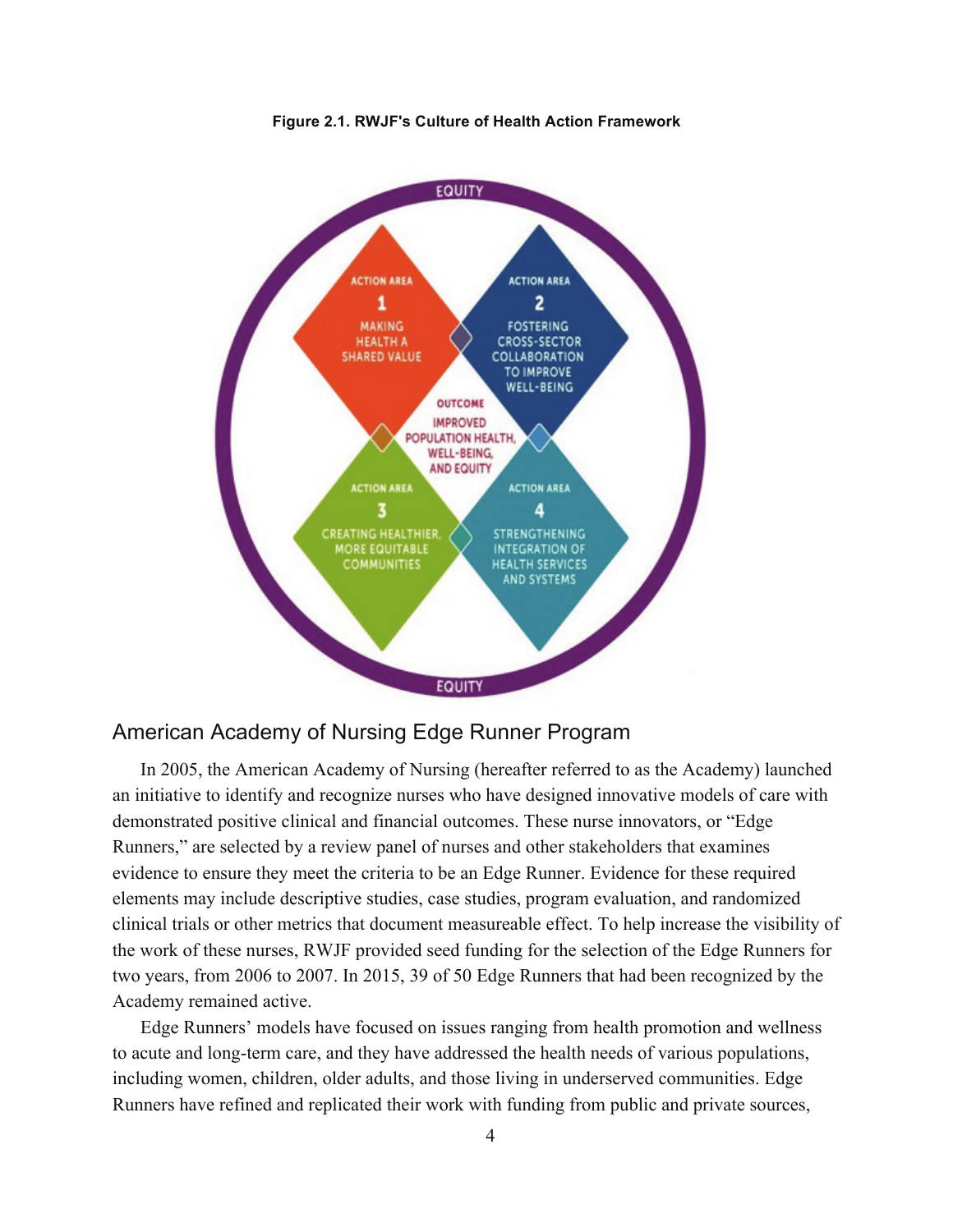**Figure 2.1. RWJF's Culture of Health Action Framework**

EQUITY

ACTION AREA 1
MAKING HEALTH A SHARED VALUE

ACTION AREA 2
FOSTERING CROSS-SECTOR COLLABORATION TO IMPROVE WELL-BEING

OUTCOME
IMPROVED POPULATION HEALTH, WELL-BEING, AND EQUITY

ACTION AREA 3
CREATING HEALTHIER, MORE EQUITABLE COMMUNITIES

ACTION AREA 4
STRENGTHENING INTEGRATION OF HEALTH SERVICES AND SYSTEMS

EQUITY

## American Academy of Nursing Edge Runner Program

In 2005, the American Academy of Nursing (hereafter referred to as the Academy) launched an initiative to identify and recognize nurses who have designed innovative models of care with demonstrated positive clinical and financial outcomes. These nurse innovators, or "Edge Runners," are selected by a review panel of nurses and other stakeholders that examines evidence to ensure they meet the criteria to be an Edge Runner. Evidence for these required elements may include descriptive studies, case studies, program evaluation, and randomized clinical trials or other metrics that document measureable effect. To help increase the visibility of the work of these nurses, RWJF provided seed funding for the selection of the Edge Runners for two years, from 2006 to 2007. In 2015, 39 of 50 Edge Runners that had been recognized by the Academy remained active.

Edge Runners' models have focused on issues ranging from health promotion and wellness to acute and long-term care, and they have addressed the health needs of various populations, including women, children, older adults, and those living in underserved communities. Edge Runners have refined and replicated their work with funding from public and private sources,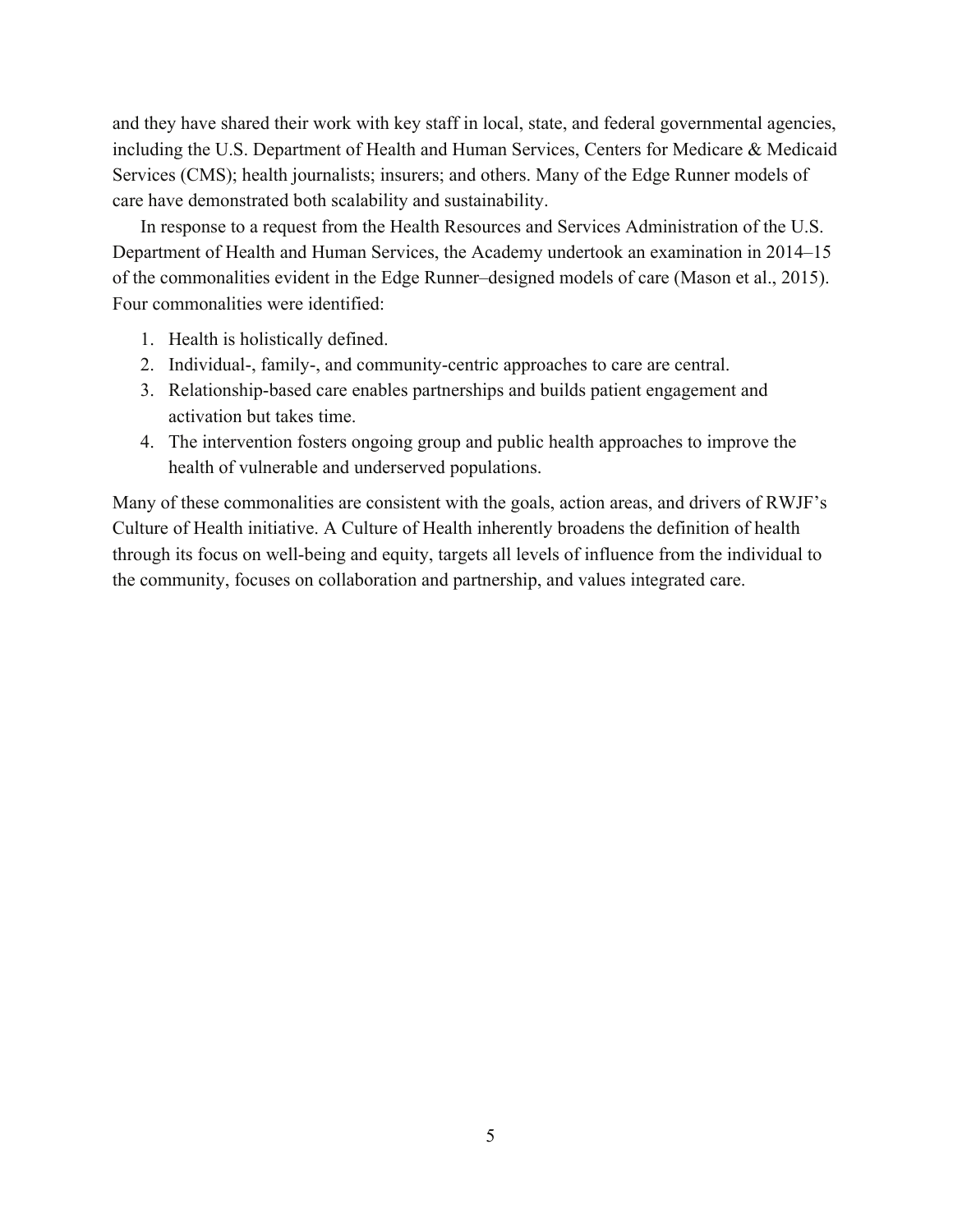and they have shared their work with key staff in local, state, and federal governmental agencies, including the U.S. Department of Health and Human Services, Centers for Medicare & Medicaid Services (CMS); health journalists; insurers; and others. Many of the Edge Runner models of care have demonstrated both scalability and sustainability.

In response to a request from the Health Resources and Services Administration of the U.S. Department of Health and Human Services, the Academy undertook an examination in 2014–15 of the commonalities evident in the Edge Runner–designed models of care (Mason et al., 2015). Four commonalities were identified:

1. Health is holistically defined.
2. Individual-, family-, and community-centric approaches to care are central.
3. Relationship-based care enables partnerships and builds patient engagement and activation but takes time.
4. The intervention fosters ongoing group and public health approaches to improve the health of vulnerable and underserved populations.

Many of these commonalities are consistent with the goals, action areas, and drivers of RWJF's Culture of Health initiative. A Culture of Health inherently broadens the definition of health through its focus on well-being and equity, targets all levels of influence from the individual to the community, focuses on collaboration and partnership, and values integrated care.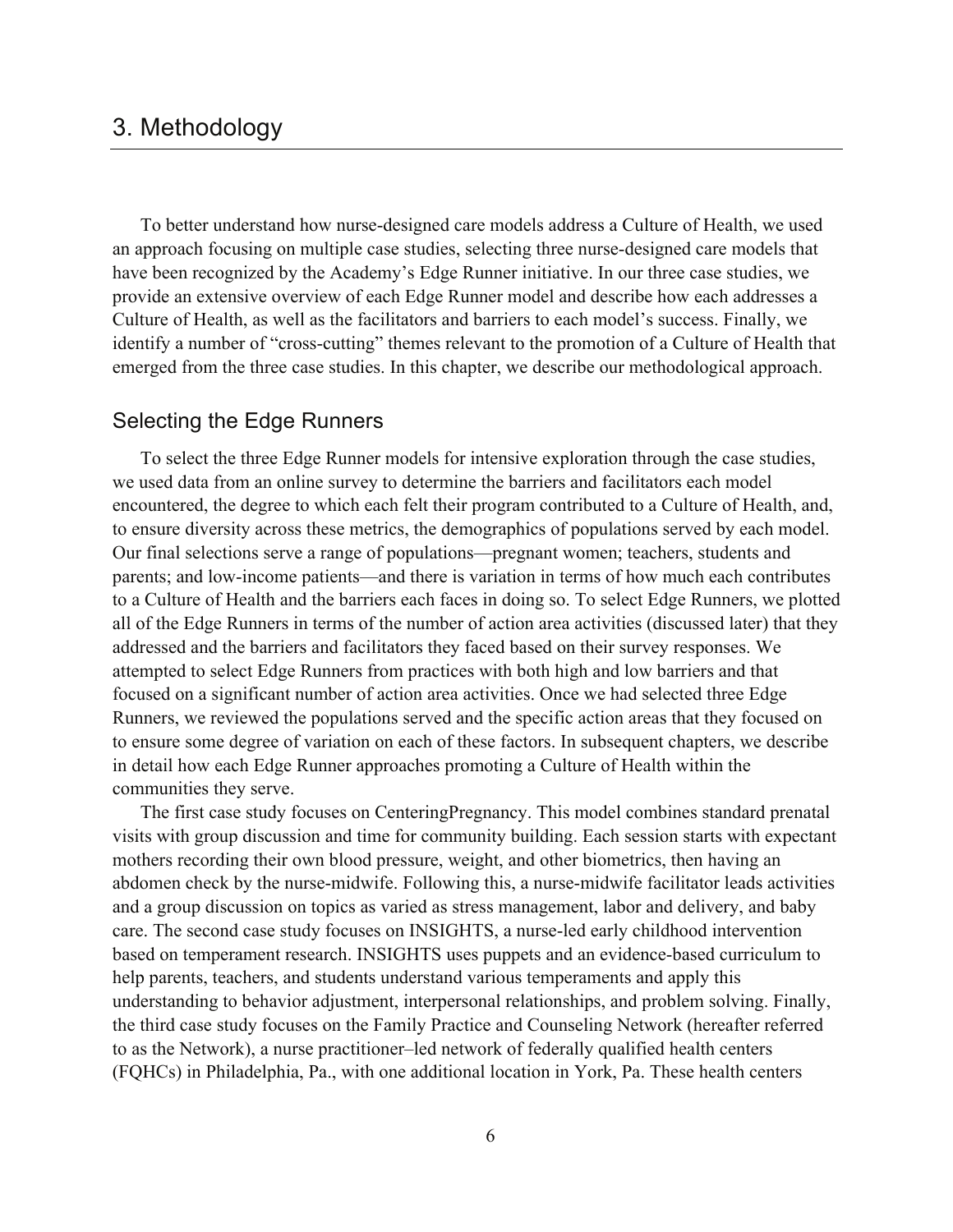# 3. Methodology

To better understand how nurse-designed care models address a Culture of Health, we used an approach focusing on multiple case studies, selecting three nurse-designed care models that have been recognized by the Academy's Edge Runner initiative. In our three case studies, we provide an extensive overview of each Edge Runner model and describe how each addresses a Culture of Health, as well as the facilitators and barriers to each model's success. Finally, we identify a number of "cross-cutting" themes relevant to the promotion of a Culture of Health that emerged from the three case studies. In this chapter, we describe our methodological approach.

## Selecting the Edge Runners

To select the three Edge Runner models for intensive exploration through the case studies, we used data from an online survey to determine the barriers and facilitators each model encountered, the degree to which each felt their program contributed to a Culture of Health, and, to ensure diversity across these metrics, the demographics of populations served by each model. Our final selections serve a range of populations—pregnant women; teachers, students and parents; and low-income patients—and there is variation in terms of how much each contributes to a Culture of Health and the barriers each faces in doing so. To select Edge Runners, we plotted all of the Edge Runners in terms of the number of action area activities (discussed later) that they addressed and the barriers and facilitators they faced based on their survey responses. We attempted to select Edge Runners from practices with both high and low barriers and that focused on a significant number of action area activities. Once we had selected three Edge Runners, we reviewed the populations served and the specific action areas that they focused on to ensure some degree of variation on each of these factors. In subsequent chapters, we describe in detail how each Edge Runner approaches promoting a Culture of Health within the communities they serve.

The first case study focuses on CenteringPregnancy. This model combines standard prenatal visits with group discussion and time for community building. Each session starts with expectant mothers recording their own blood pressure, weight, and other biometrics, then having an abdomen check by the nurse-midwife. Following this, a nurse-midwife facilitator leads activities and a group discussion on topics as varied as stress management, labor and delivery, and baby care. The second case study focuses on INSIGHTS, a nurse-led early childhood intervention based on temperament research. INSIGHTS uses puppets and an evidence-based curriculum to help parents, teachers, and students understand various temperaments and apply this understanding to behavior adjustment, interpersonal relationships, and problem solving. Finally, the third case study focuses on the Family Practice and Counseling Network (hereafter referred to as the Network), a nurse practitioner–led network of federally qualified health centers (FQHCs) in Philadelphia, Pa., with one additional location in York, Pa. These health centers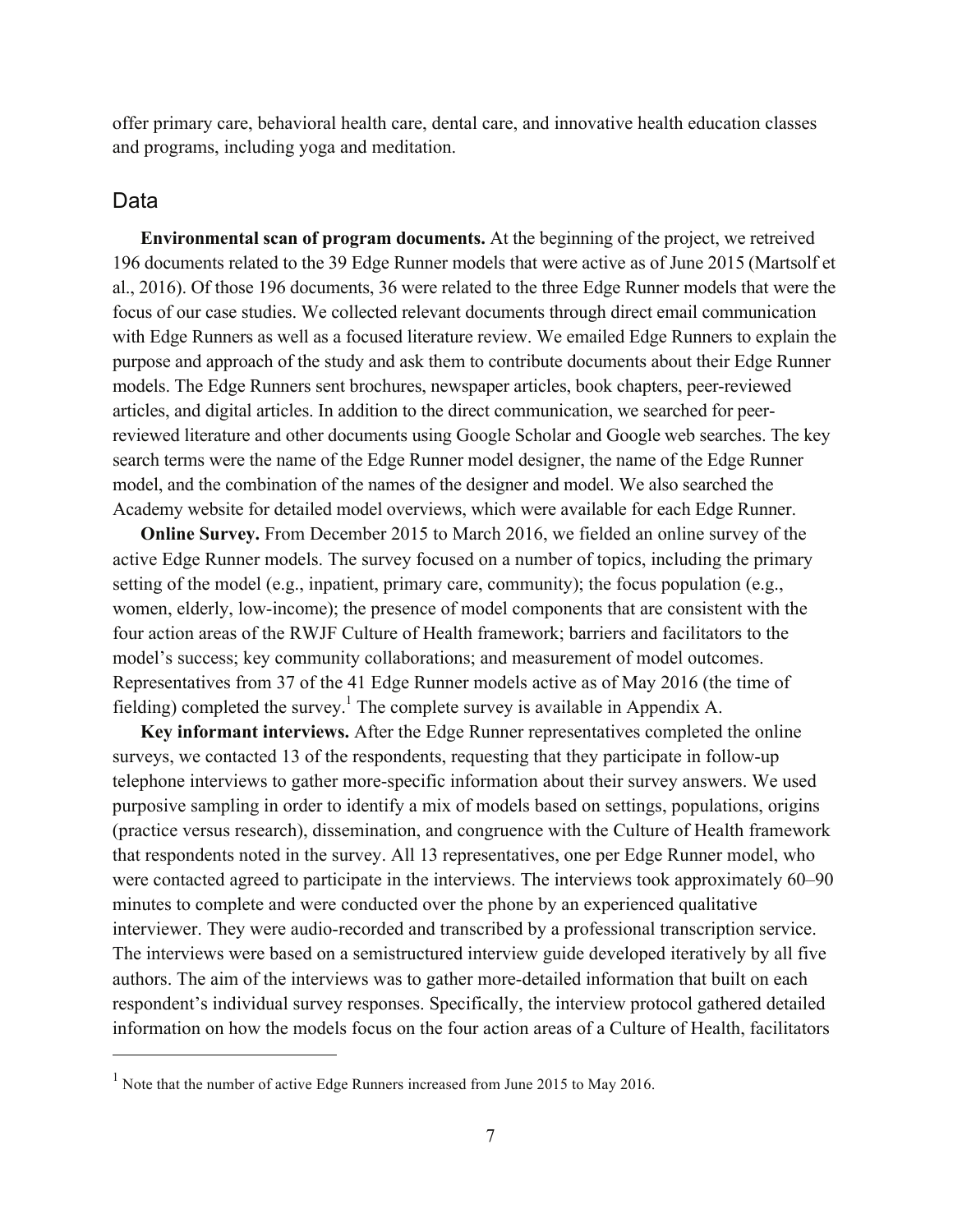offer primary care, behavioral health care, dental care, and innovative health education classes and programs, including yoga and meditation.

## Data

**Environmental scan of program documents.** At the beginning of the project, we retreived 196 documents related to the 39 Edge Runner models that were active as of June 2015 (Martsolf et al., 2016). Of those 196 documents, 36 were related to the three Edge Runner models that were the focus of our case studies. We collected relevant documents through direct email communication with Edge Runners as well as a focused literature review. We emailed Edge Runners to explain the purpose and approach of the study and ask them to contribute documents about their Edge Runner models. The Edge Runners sent brochures, newspaper articles, book chapters, peer-reviewed articles, and digital articles. In addition to the direct communication, we searched for peer-reviewed literature and other documents using Google Scholar and Google web searches. The key search terms were the name of the Edge Runner model designer, the name of the Edge Runner model, and the combination of the names of the designer and model. We also searched the Academy website for detailed model overviews, which were available for each Edge Runner.

**Online Survey.** From December 2015 to March 2016, we fielded an online survey of the active Edge Runner models. The survey focused on a number of topics, including the primary setting of the model (e.g., inpatient, primary care, community); the focus population (e.g., women, elderly, low-income); the presence of model components that are consistent with the four action areas of the RWJF Culture of Health framework; barriers and facilitators to the model's success; key community collaborations; and measurement of model outcomes. Representatives from 37 of the 41 Edge Runner models active as of May 2016 (the time of fielding) completed the survey.[1] The complete survey is available in Appendix A.

**Key informant interviews.** After the Edge Runner representatives completed the online surveys, we contacted 13 of the respondents, requesting that they participate in follow-up telephone interviews to gather more-specific information about their survey answers. We used purposive sampling in order to identify a mix of models based on settings, populations, origins (practice versus research), dissemination, and congruence with the Culture of Health framework that respondents noted in the survey. All 13 representatives, one per Edge Runner model, who were contacted agreed to participate in the interviews. The interviews took approximately 60–90 minutes to complete and were conducted over the phone by an experienced qualitative interviewer. They were audio-recorded and transcribed by a professional transcription service. The interviews were based on a semistructured interview guide developed iteratively by all five authors. The aim of the interviews was to gather more-detailed information that built on each respondent's individual survey responses. Specifically, the interview protocol gathered detailed information on how the models focus on the four action areas of a Culture of Health, facilitators

[1] Note that the number of active Edge Runners increased from June 2015 to May 2016.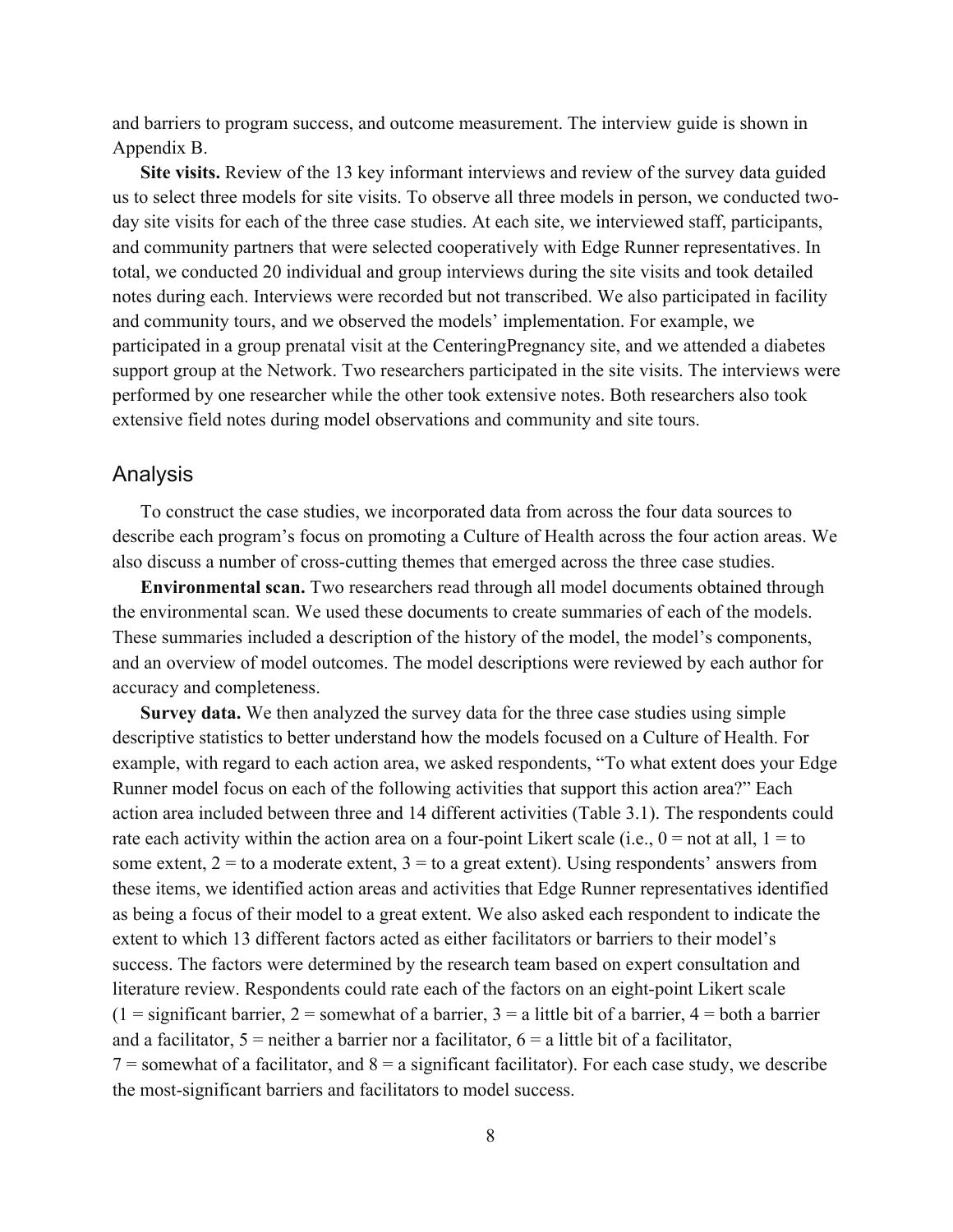and barriers to program success, and outcome measurement. The interview guide is shown in Appendix B.

**Site visits.** Review of the 13 key informant interviews and review of the survey data guided us to select three models for site visits. To observe all three models in person, we conducted two-day site visits for each of the three case studies. At each site, we interviewed staff, participants, and community partners that were selected cooperatively with Edge Runner representatives. In total, we conducted 20 individual and group interviews during the site visits and took detailed notes during each. Interviews were recorded but not transcribed. We also participated in facility and community tours, and we observed the models' implementation. For example, we participated in a group prenatal visit at the CenteringPregnancy site, and we attended a diabetes support group at the Network. Two researchers participated in the site visits. The interviews were performed by one researcher while the other took extensive notes. Both researchers also took extensive field notes during model observations and community and site tours.

## Analysis

To construct the case studies, we incorporated data from across the four data sources to describe each program's focus on promoting a Culture of Health across the four action areas. We also discuss a number of cross-cutting themes that emerged across the three case studies.

**Environmental scan.** Two researchers read through all model documents obtained through the environmental scan. We used these documents to create summaries of each of the models. These summaries included a description of the history of the model, the model's components, and an overview of model outcomes. The model descriptions were reviewed by each author for accuracy and completeness.

**Survey data.** We then analyzed the survey data for the three case studies using simple descriptive statistics to better understand how the models focused on a Culture of Health. For example, with regard to each action area, we asked respondents, "To what extent does your Edge Runner model focus on each of the following activities that support this action area?" Each action area included between three and 14 different activities (Table 3.1). The respondents could rate each activity within the action area on a four-point Likert scale (i.e., 0 = not at all, 1 = to some extent, 2 = to a moderate extent, 3 = to a great extent). Using respondents' answers from these items, we identified action areas and activities that Edge Runner representatives identified as being a focus of their model to a great extent. We also asked each respondent to indicate the extent to which 13 different factors acted as either facilitators or barriers to their model's success. The factors were determined by the research team based on expert consultation and literature review. Respondents could rate each of the factors on an eight-point Likert scale (1 = significant barrier, 2 = somewhat of a barrier, 3 = a little bit of a barrier, 4 = both a barrier and a facilitator, 5 = neither a barrier nor a facilitator, 6 = a little bit of a facilitator, 7 = somewhat of a facilitator, and 8 = a significant facilitator). For each case study, we describe the most-significant barriers and facilitators to model success.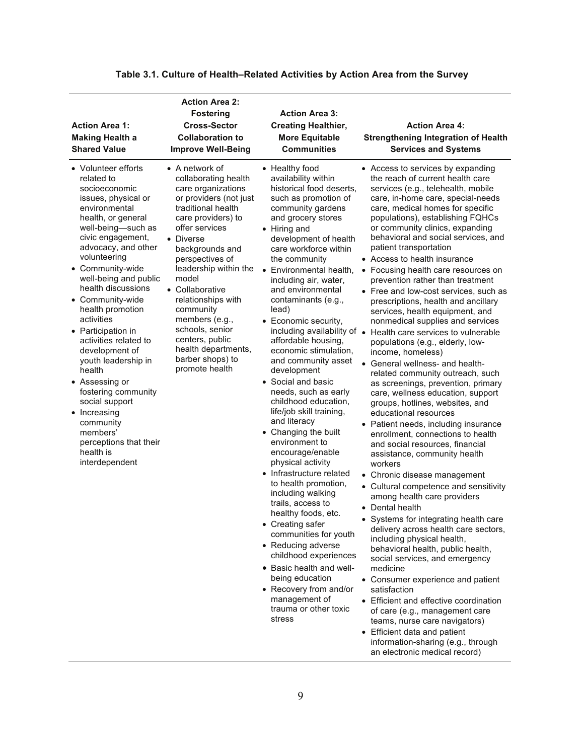**Table 3.1. Culture of Health–Related Activities by Action Area from the Survey**

| Action Area 1: Making Health a Shared Value | Action Area 2: Fostering Cross-Sector Collaboration to Improve Well-Being | Action Area 3: Creating Healthier, More Equitable Communities | Action Area 4: Strengthening Integration of Health Services and Systems |
|---|---|---|---|
| • Volunteer efforts related to socioeconomic issues, physical or environmental health, or general well-being—such as civic engagement, advocacy, and other volunteering<br>• Community-wide well-being and public health discussions<br>• Community-wide health promotion activities<br>• Participation in activities related to development of youth leadership in health<br>• Assessing or fostering community social support<br>• Increasing community members' perceptions that their health is interdependent | • A network of collaborating health care organizations or providers (not just traditional health care providers) to offer services<br>• Diverse backgrounds and perspectives of leadership within the model<br>• Collaborative relationships with community members (e.g., schools, senior centers, public health departments, barber shops) to promote health | • Healthy food availability within historical food deserts, such as promotion of community gardens and grocery stores<br>• Hiring and development of health care workforce within the community<br>• Environmental health, including air, water, and environmental contaminants (e.g., lead)<br>• Economic security, including availability of affordable housing, economic stimulation, and community asset development<br>• Social and basic needs, such as early childhood education, life/job skill training, and literacy<br>• Changing the built environment to encourage/enable physical activity<br>• Infrastructure related to health promotion, including walking trails, access to healthy foods, etc.<br>• Creating safer communities for youth<br>• Reducing adverse childhood experiences<br>• Basic health and well-being education<br>• Recovery from and/or management of trauma or other toxic stress | • Access to services by expanding the reach of current health care services (e.g., telehealth, mobile care, in-home care, special-needs care, medical homes for specific populations), establishing FQHCs or community clinics, expanding behavioral and social services, and patient transportation<br>• Access to health insurance<br>• Focusing health care resources on prevention rather than treatment<br>• Free and low-cost services, such as prescriptions, health and ancillary services, health equipment, and nonmedical supplies and services<br>• Health care services to vulnerable populations (e.g., elderly, low-income, homeless)<br>• General wellness- and health-related community outreach, such as screenings, prevention, primary care, wellness education, support groups, hotlines, websites, and educational resources<br>• Patient needs, including insurance enrollment, connections to health and social resources, financial assistance, community health workers<br>• Chronic disease management<br>• Cultural competence and sensitivity among health care providers<br>• Dental health<br>• Systems for integrating health care delivery across health care sectors, including physical health, behavioral health, public health, social services, and emergency medicine<br>• Consumer experience and patient satisfaction<br>• Efficient and effective coordination of care (e.g., management care teams, nurse care navigators)<br>• Efficient data and patient information-sharing (e.g., through an electronic medical record) |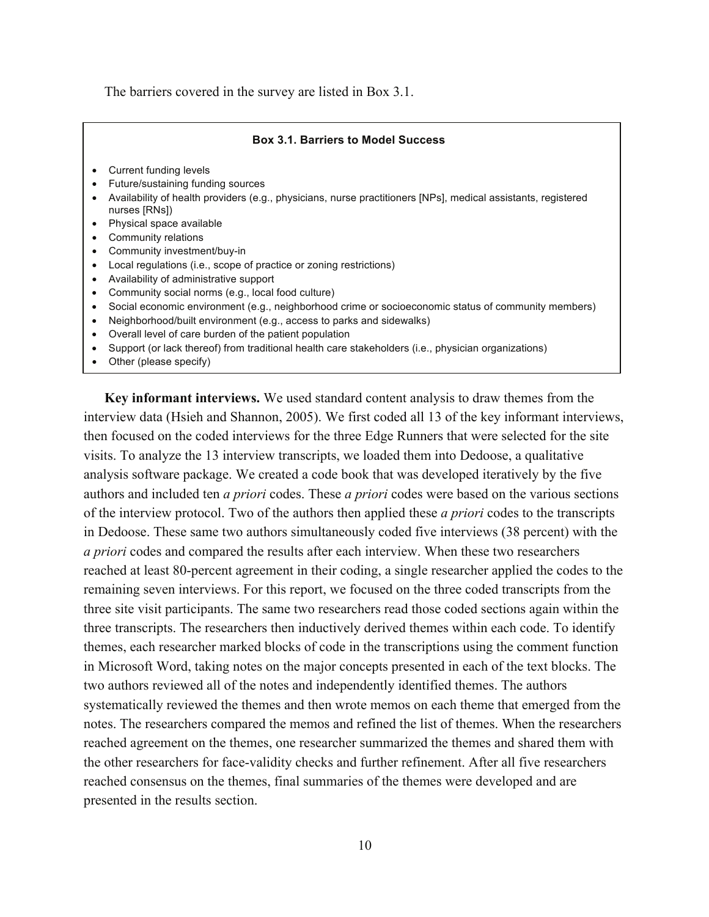The barriers covered in the survey are listed in Box 3.1.

**Box 3.1. Barriers to Model Success**

- Current funding levels
- Future/sustaining funding sources
- Availability of health providers (e.g., physicians, nurse practitioners [NPs], medical assistants, registered nurses [RNs])
- Physical space available
- Community relations
- Community investment/buy-in
- Local regulations (i.e., scope of practice or zoning restrictions)
- Availability of administrative support
- Community social norms (e.g., local food culture)
- Social economic environment (e.g., neighborhood crime or socioeconomic status of community members)
- Neighborhood/built environment (e.g., access to parks and sidewalks)
- Overall level of care burden of the patient population
- Support (or lack thereof) from traditional health care stakeholders (i.e., physician organizations)
- Other (please specify)

**Key informant interviews.** We used standard content analysis to draw themes from the interview data (Hsieh and Shannon, 2005). We first coded all 13 of the key informant interviews, then focused on the coded interviews for the three Edge Runners that were selected for the site visits. To analyze the 13 interview transcripts, we loaded them into Dedoose, a qualitative analysis software package. We created a code book that was developed iteratively by the five authors and included ten *a priori* codes. These *a priori* codes were based on the various sections of the interview protocol. Two of the authors then applied these *a priori* codes to the transcripts in Dedoose. These same two authors simultaneously coded five interviews (38 percent) with the *a priori* codes and compared the results after each interview. When these two researchers reached at least 80-percent agreement in their coding, a single researcher applied the codes to the remaining seven interviews. For this report, we focused on the three coded transcripts from the three site visit participants. The same two researchers read those coded sections again within the three transcripts. The researchers then inductively derived themes within each code. To identify themes, each researcher marked blocks of code in the transcriptions using the comment function in Microsoft Word, taking notes on the major concepts presented in each of the text blocks. The two authors reviewed all of the notes and independently identified themes. The authors systematically reviewed the themes and then wrote memos on each theme that emerged from the notes. The researchers compared the memos and refined the list of themes. When the researchers reached agreement on the themes, one researcher summarized the themes and shared them with the other researchers for face-validity checks and further refinement. After all five researchers reached consensus on the themes, final summaries of the themes were developed and are presented in the results section.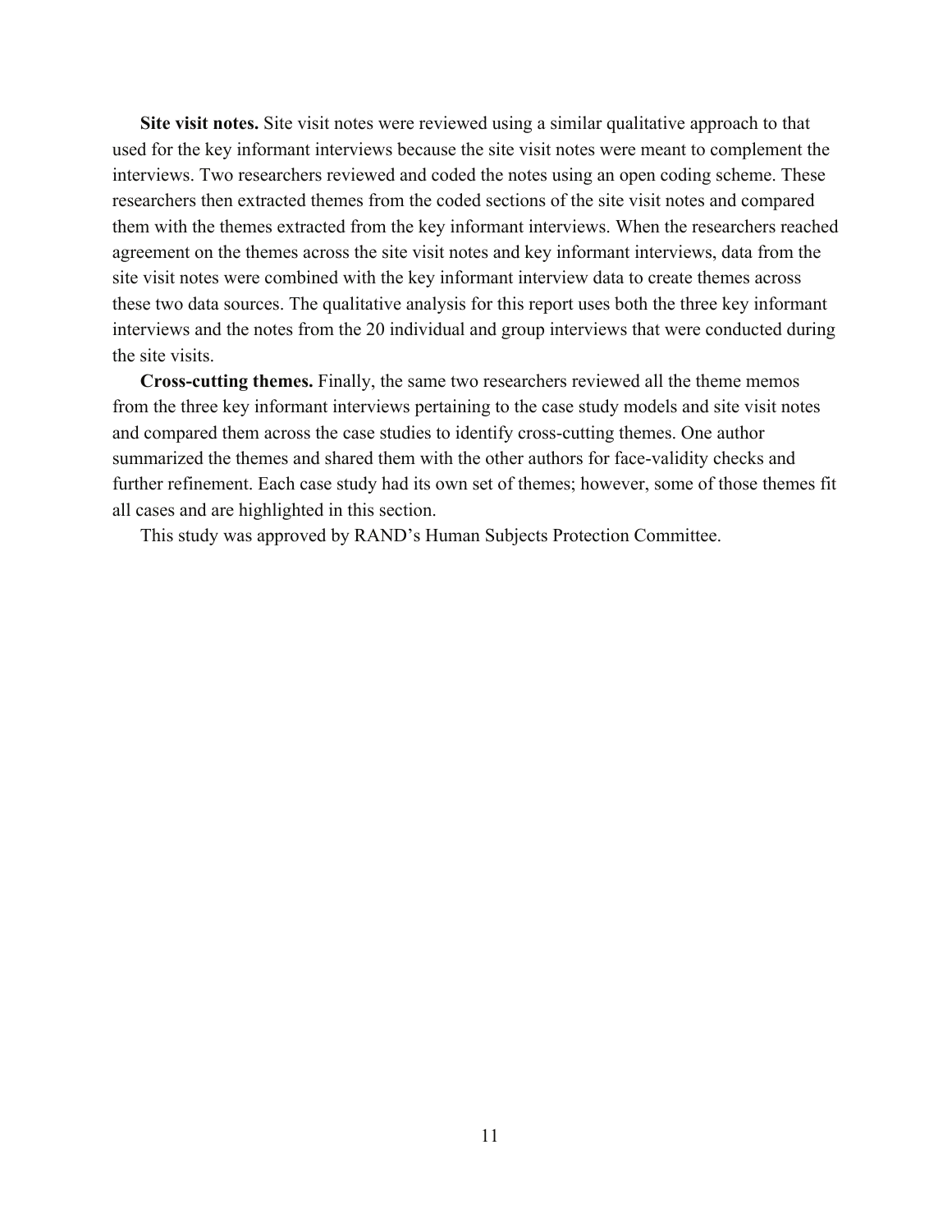**Site visit notes.** Site visit notes were reviewed using a similar qualitative approach to that used for the key informant interviews because the site visit notes were meant to complement the interviews. Two researchers reviewed and coded the notes using an open coding scheme. These researchers then extracted themes from the coded sections of the site visit notes and compared them with the themes extracted from the key informant interviews. When the researchers reached agreement on the themes across the site visit notes and key informant interviews, data from the site visit notes were combined with the key informant interview data to create themes across these two data sources. The qualitative analysis for this report uses both the three key informant interviews and the notes from the 20 individual and group interviews that were conducted during the site visits.

**Cross-cutting themes.** Finally, the same two researchers reviewed all the theme memos from the three key informant interviews pertaining to the case study models and site visit notes and compared them across the case studies to identify cross-cutting themes. One author summarized the themes and shared them with the other authors for face-validity checks and further refinement. Each case study had its own set of themes; however, some of those themes fit all cases and are highlighted in this section.

This study was approved by RAND's Human Subjects Protection Committee.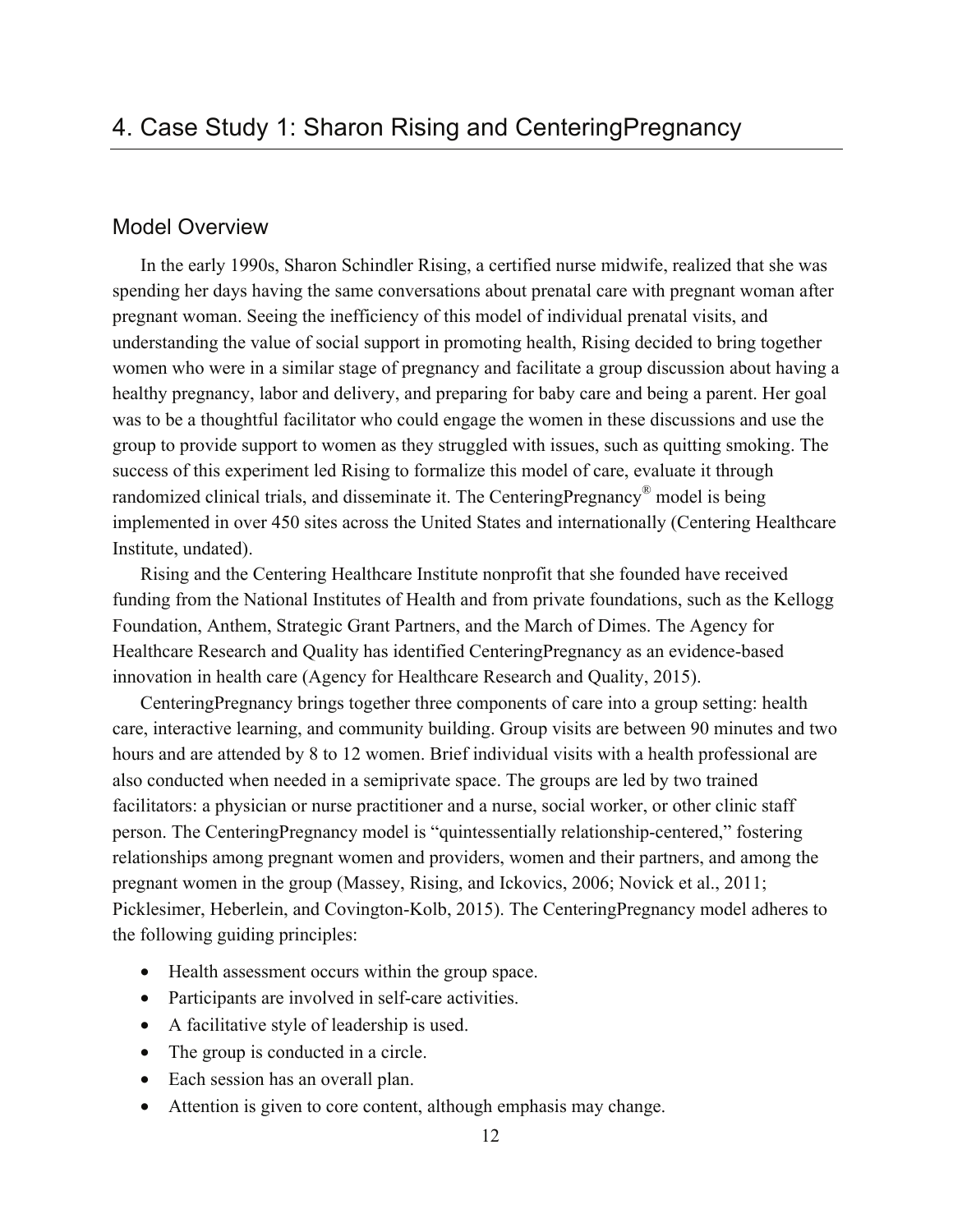# 4. Case Study 1: Sharon Rising and CenteringPregnancy

## Model Overview

In the early 1990s, Sharon Schindler Rising, a certified nurse midwife, realized that she was spending her days having the same conversations about prenatal care with pregnant woman after pregnant woman. Seeing the inefficiency of this model of individual prenatal visits, and understanding the value of social support in promoting health, Rising decided to bring together women who were in a similar stage of pregnancy and facilitate a group discussion about having a healthy pregnancy, labor and delivery, and preparing for baby care and being a parent. Her goal was to be a thoughtful facilitator who could engage the women in these discussions and use the group to provide support to women as they struggled with issues, such as quitting smoking. The success of this experiment led Rising to formalize this model of care, evaluate it through randomized clinical trials, and disseminate it. The CenteringPregnancy® model is being implemented in over 450 sites across the United States and internationally (Centering Healthcare Institute, undated).

Rising and the Centering Healthcare Institute nonprofit that she founded have received funding from the National Institutes of Health and from private foundations, such as the Kellogg Foundation, Anthem, Strategic Grant Partners, and the March of Dimes. The Agency for Healthcare Research and Quality has identified CenteringPregnancy as an evidence-based innovation in health care (Agency for Healthcare Research and Quality, 2015).

CenteringPregnancy brings together three components of care into a group setting: health care, interactive learning, and community building. Group visits are between 90 minutes and two hours and are attended by 8 to 12 women. Brief individual visits with a health professional are also conducted when needed in a semiprivate space. The groups are led by two trained facilitators: a physician or nurse practitioner and a nurse, social worker, or other clinic staff person. The CenteringPregnancy model is "quintessentially relationship-centered," fostering relationships among pregnant women and providers, women and their partners, and among the pregnant women in the group (Massey, Rising, and Ickovics, 2006; Novick et al., 2011; Picklesimer, Heberlein, and Covington-Kolb, 2015). The CenteringPregnancy model adheres to the following guiding principles:

- Health assessment occurs within the group space.
- Participants are involved in self-care activities.
- A facilitative style of leadership is used.
- The group is conducted in a circle.
- Each session has an overall plan.
- Attention is given to core content, although emphasis may change.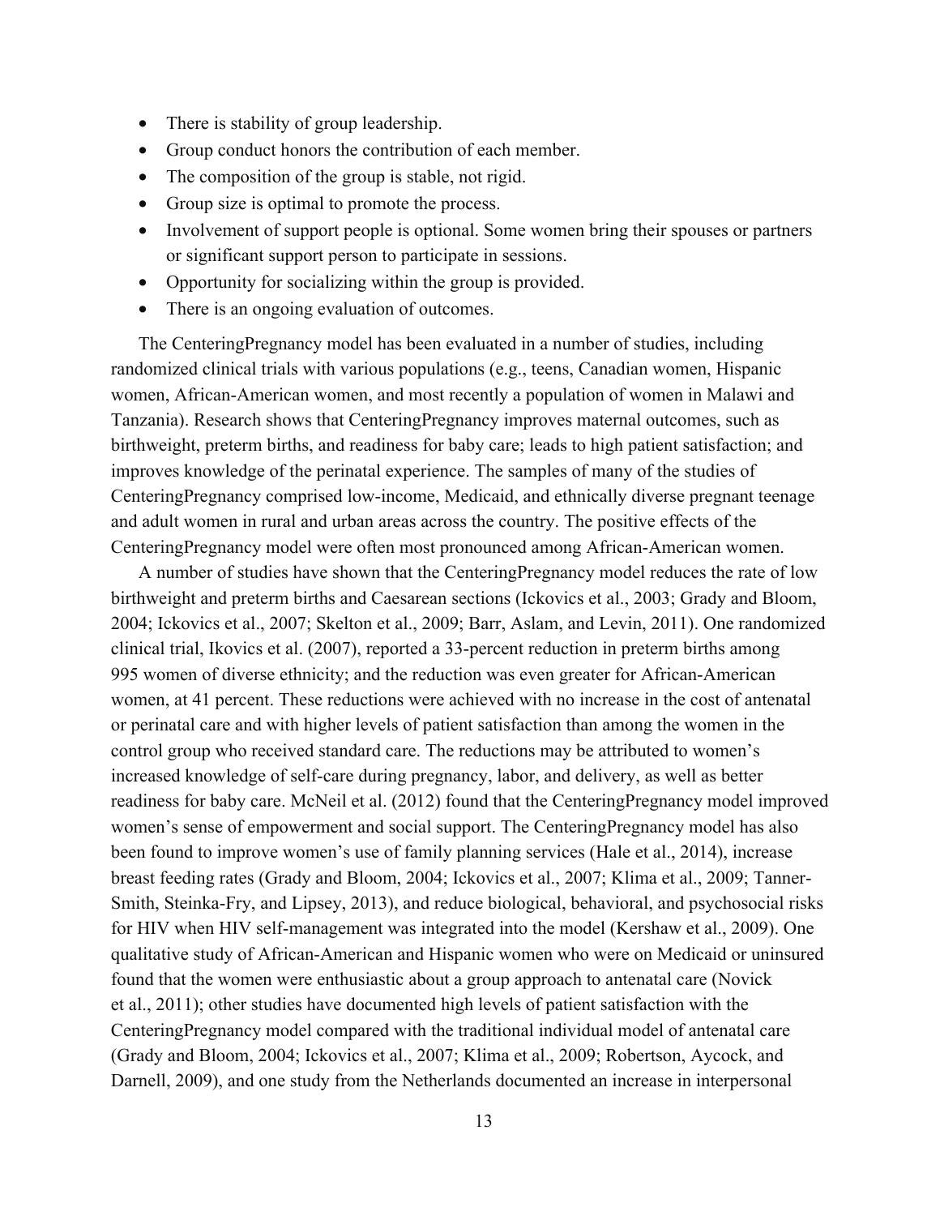- There is stability of group leadership.
- Group conduct honors the contribution of each member.
- The composition of the group is stable, not rigid.
- Group size is optimal to promote the process.
- Involvement of support people is optional. Some women bring their spouses or partners or significant support person to participate in sessions.
- Opportunity for socializing within the group is provided.
- There is an ongoing evaluation of outcomes.

The CenteringPregnancy model has been evaluated in a number of studies, including randomized clinical trials with various populations (e.g., teens, Canadian women, Hispanic women, African-American women, and most recently a population of women in Malawi and Tanzania). Research shows that CenteringPregnancy improves maternal outcomes, such as birthweight, preterm births, and readiness for baby care; leads to high patient satisfaction; and improves knowledge of the perinatal experience. The samples of many of the studies of CenteringPregnancy comprised low-income, Medicaid, and ethnically diverse pregnant teenage and adult women in rural and urban areas across the country. The positive effects of the CenteringPregnancy model were often most pronounced among African-American women.

A number of studies have shown that the CenteringPregnancy model reduces the rate of low birthweight and preterm births and Caesarean sections (Ickovics et al., 2003; Grady and Bloom, 2004; Ickovics et al., 2007; Skelton et al., 2009; Barr, Aslam, and Levin, 2011). One randomized clinical trial, Ikovics et al. (2007), reported a 33-percent reduction in preterm births among 995 women of diverse ethnicity; and the reduction was even greater for African-American women, at 41 percent. These reductions were achieved with no increase in the cost of antenatal or perinatal care and with higher levels of patient satisfaction than among the women in the control group who received standard care. The reductions may be attributed to women's increased knowledge of self-care during pregnancy, labor, and delivery, as well as better readiness for baby care. McNeil et al. (2012) found that the CenteringPregnancy model improved women's sense of empowerment and social support. The CenteringPregnancy model has also been found to improve women's use of family planning services (Hale et al., 2014), increase breast feeding rates (Grady and Bloom, 2004; Ickovics et al., 2007; Klima et al., 2009; Tanner-Smith, Steinka-Fry, and Lipsey, 2013), and reduce biological, behavioral, and psychosocial risks for HIV when HIV self-management was integrated into the model (Kershaw et al., 2009). One qualitative study of African-American and Hispanic women who were on Medicaid or uninsured found that the women were enthusiastic about a group approach to antenatal care (Novick et al., 2011); other studies have documented high levels of patient satisfaction with the CenteringPregnancy model compared with the traditional individual model of antenatal care (Grady and Bloom, 2004; Ickovics et al., 2007; Klima et al., 2009; Robertson, Aycock, and Darnell, 2009), and one study from the Netherlands documented an increase in interpersonal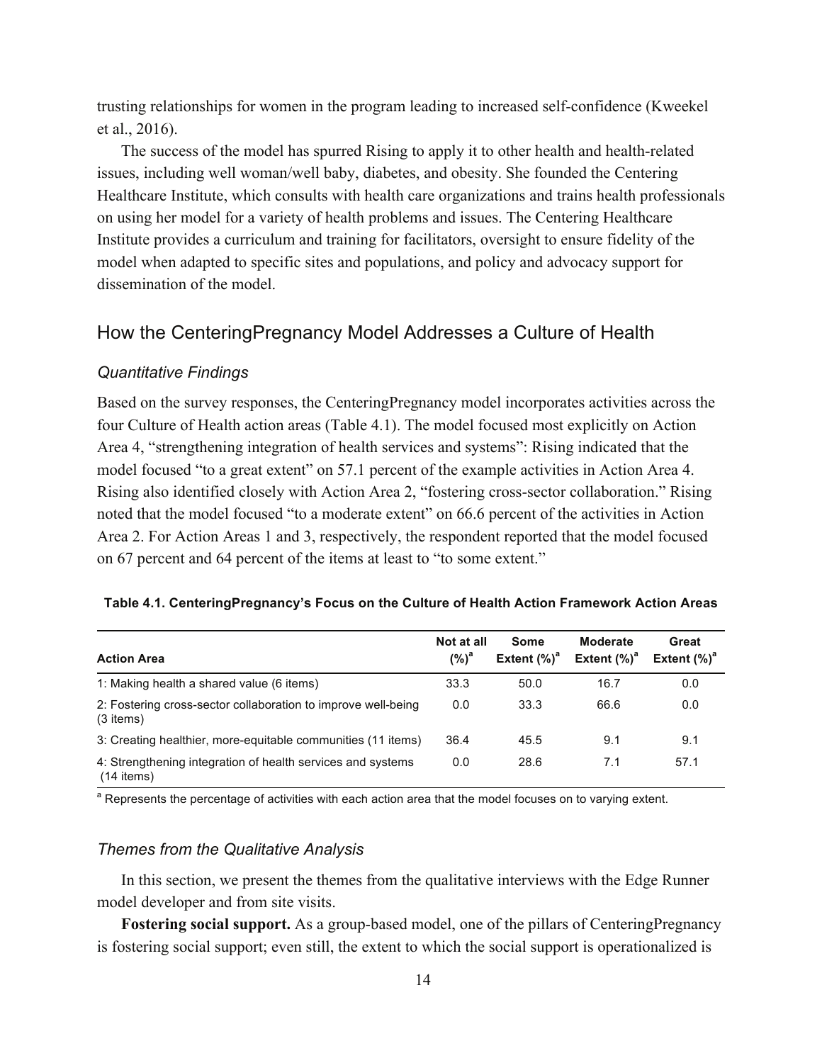trusting relationships for women in the program leading to increased self-confidence (Kweekel et al., 2016).

The success of the model has spurred Rising to apply it to other health and health-related issues, including well woman/well baby, diabetes, and obesity. She founded the Centering Healthcare Institute, which consults with health care organizations and trains health professionals on using her model for a variety of health problems and issues. The Centering Healthcare Institute provides a curriculum and training for facilitators, oversight to ensure fidelity of the model when adapted to specific sites and populations, and policy and advocacy support for dissemination of the model.

## How the CenteringPregnancy Model Addresses a Culture of Health

### *Quantitative Findings*

Based on the survey responses, the CenteringPregnancy model incorporates activities across the four Culture of Health action areas (Table 4.1). The model focused most explicitly on Action Area 4, "strengthening integration of health services and systems": Rising indicated that the model focused "to a great extent" on 57.1 percent of the example activities in Action Area 4. Rising also identified closely with Action Area 2, "fostering cross-sector collaboration." Rising noted that the model focused "to a moderate extent" on 66.6 percent of the activities in Action Area 2. For Action Areas 1 and 3, respectively, the respondent reported that the model focused on 67 percent and 64 percent of the items at least to "to some extent."

**Table 4.1. CenteringPregnancy's Focus on the Culture of Health Action Framework Action Areas**

| Action Area | Not at all (%)[a] | Some Extent (%)[a] | Moderate Extent (%)[a] | Great Extent (%)[a] |
|---|---|---|---|---|
| 1: Making health a shared value (6 items) | 33.3 | 50.0 | 16.7 | 0.0 |
| 2: Fostering cross-sector collaboration to improve well-being (3 items) | 0.0 | 33.3 | 66.6 | 0.0 |
| 3: Creating healthier, more-equitable communities (11 items) | 36.4 | 45.5 | 9.1 | 9.1 |
| 4: Strengthening integration of health services and systems (14 items) | 0.0 | 28.6 | 7.1 | 57.1 |

[a] Represents the percentage of activities with each action area that the model focuses on to varying extent.

### *Themes from the Qualitative Analysis*

In this section, we present the themes from the qualitative interviews with the Edge Runner model developer and from site visits.

**Fostering social support.** As a group-based model, one of the pillars of CenteringPregnancy is fostering social support; even still, the extent to which the social support is operationalized is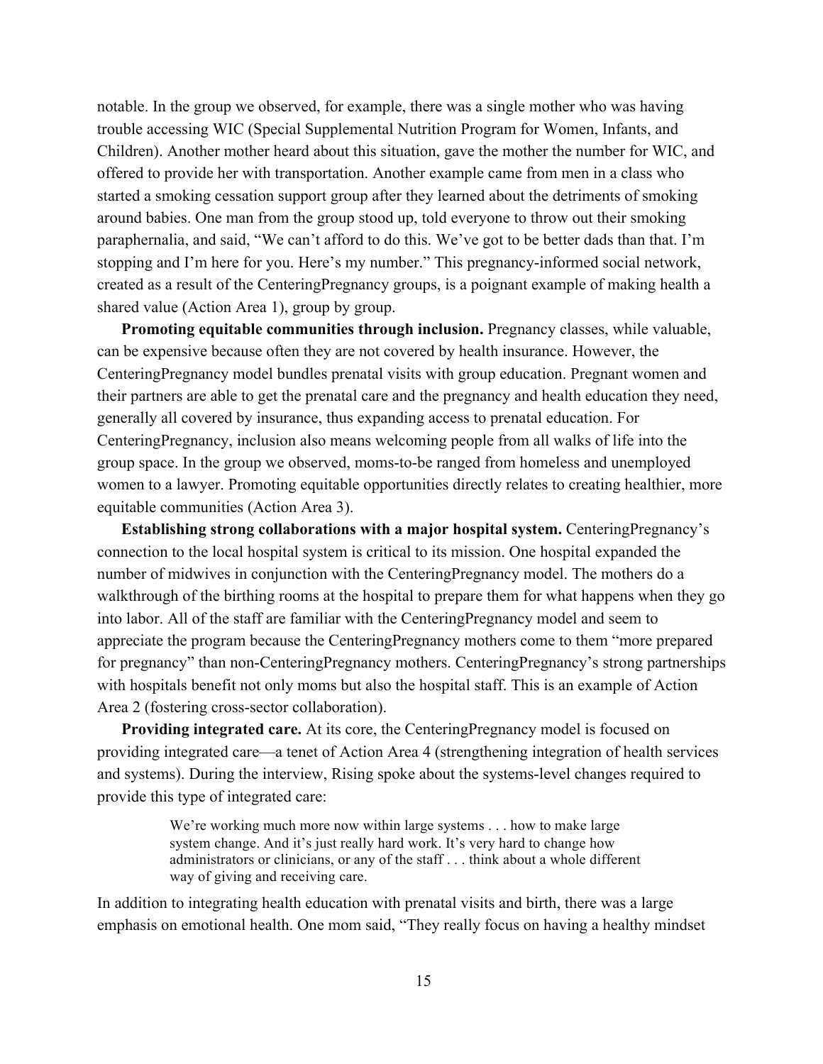notable. In the group we observed, for example, there was a single mother who was having trouble accessing WIC (Special Supplemental Nutrition Program for Women, Infants, and Children). Another mother heard about this situation, gave the mother the number for WIC, and offered to provide her with transportation. Another example came from men in a class who started a smoking cessation support group after they learned about the detriments of smoking around babies. One man from the group stood up, told everyone to throw out their smoking paraphernalia, and said, "We can't afford to do this. We've got to be better dads than that. I'm stopping and I'm here for you. Here's my number." This pregnancy-informed social network, created as a result of the CenteringPregnancy groups, is a poignant example of making health a shared value (Action Area 1), group by group.

**Promoting equitable communities through inclusion.** Pregnancy classes, while valuable, can be expensive because often they are not covered by health insurance. However, the CenteringPregnancy model bundles prenatal visits with group education. Pregnant women and their partners are able to get the prenatal care and the pregnancy and health education they need, generally all covered by insurance, thus expanding access to prenatal education. For CenteringPregnancy, inclusion also means welcoming people from all walks of life into the group space. In the group we observed, moms-to-be ranged from homeless and unemployed women to a lawyer. Promoting equitable opportunities directly relates to creating healthier, more equitable communities (Action Area 3).

**Establishing strong collaborations with a major hospital system.** CenteringPregnancy's connection to the local hospital system is critical to its mission. One hospital expanded the number of midwives in conjunction with the CenteringPregnancy model. The mothers do a walkthrough of the birthing rooms at the hospital to prepare them for what happens when they go into labor. All of the staff are familiar with the CenteringPregnancy model and seem to appreciate the program because the CenteringPregnancy mothers come to them "more prepared for pregnancy" than non-CenteringPregnancy mothers. CenteringPregnancy's strong partnerships with hospitals benefit not only moms but also the hospital staff. This is an example of Action Area 2 (fostering cross-sector collaboration).

**Providing integrated care.** At its core, the CenteringPregnancy model is focused on providing integrated care—a tenet of Action Area 4 (strengthening integration of health services and systems). During the interview, Rising spoke about the systems-level changes required to provide this type of integrated care:

> We're working much more now within large systems . . . how to make large system change. And it's just really hard work. It's very hard to change how administrators or clinicians, or any of the staff . . . think about a whole different way of giving and receiving care.

In addition to integrating health education with prenatal visits and birth, there was a large emphasis on emotional health. One mom said, "They really focus on having a healthy mindset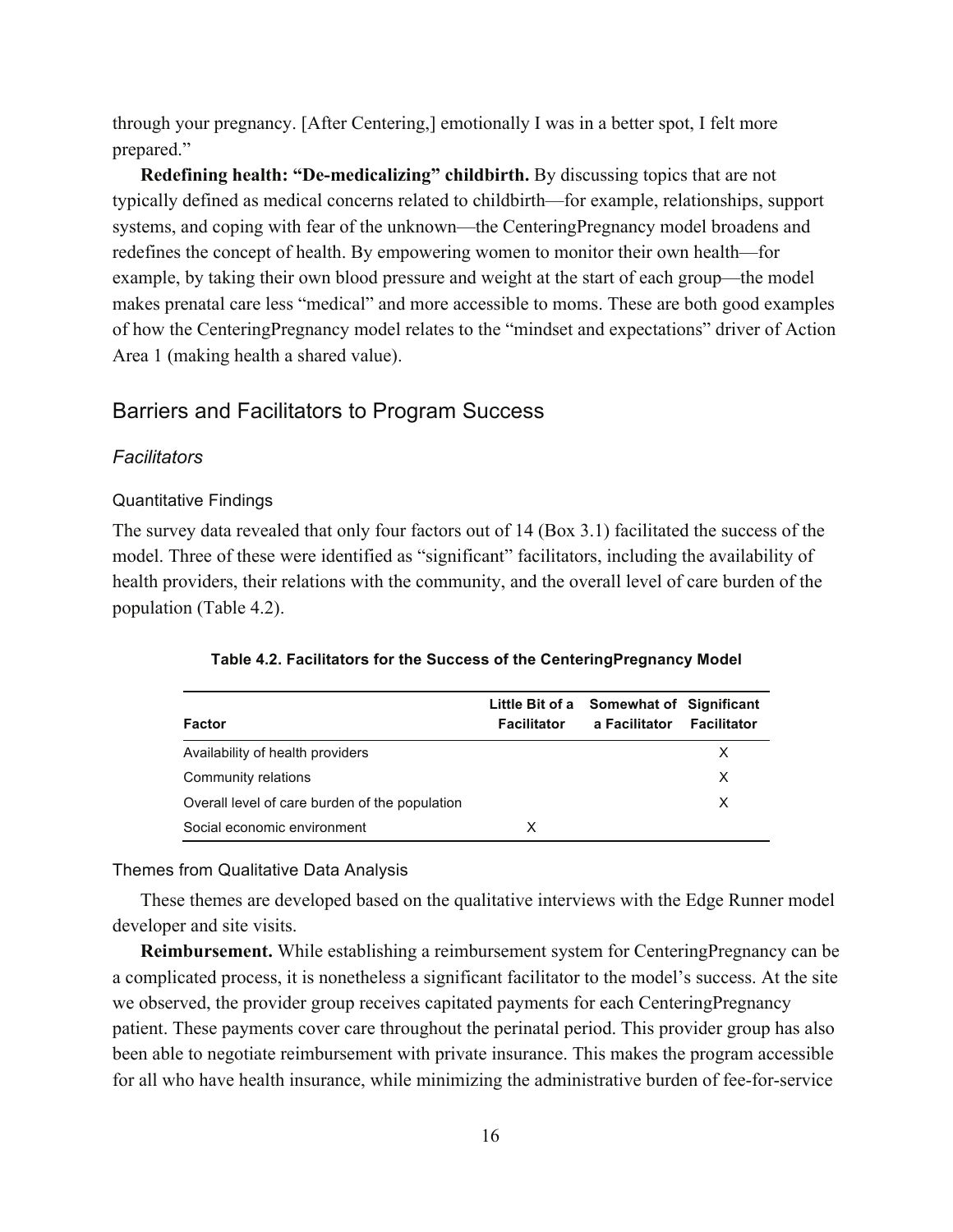through your pregnancy. [After Centering,] emotionally I was in a better spot, I felt more prepared."

**Redefining health: "De-medicalizing" childbirth.** By discussing topics that are not typically defined as medical concerns related to childbirth—for example, relationships, support systems, and coping with fear of the unknown—the CenteringPregnancy model broadens and redefines the concept of health. By empowering women to monitor their own health—for example, by taking their own blood pressure and weight at the start of each group—the model makes prenatal care less "medical" and more accessible to moms. These are both good examples of how the CenteringPregnancy model relates to the "mindset and expectations" driver of Action Area 1 (making health a shared value).

## Barriers and Facilitators to Program Success

### *Facilitators*

#### Quantitative Findings

The survey data revealed that only four factors out of 14 (Box 3.1) facilitated the success of the model. Three of these were identified as "significant" facilitators, including the availability of health providers, their relations with the community, and the overall level of care burden of the population (Table 4.2).

**Table 4.2. Facilitators for the Success of the CenteringPregnancy Model**

| Factor | Little Bit of a Facilitator | Somewhat of a Facilitator | Significant Facilitator |
|---|---|---|---|
| Availability of health providers | | | X |
| Community relations | | | X |
| Overall level of care burden of the population | | | X |
| Social economic environment | X | | |

#### Themes from Qualitative Data Analysis

These themes are developed based on the qualitative interviews with the Edge Runner model developer and site visits.

**Reimbursement.** While establishing a reimbursement system for CenteringPregnancy can be a complicated process, it is nonetheless a significant facilitator to the model's success. At the site we observed, the provider group receives capitated payments for each CenteringPregnancy patient. These payments cover care throughout the perinatal period. This provider group has also been able to negotiate reimbursement with private insurance. This makes the program accessible for all who have health insurance, while minimizing the administrative burden of fee-for-service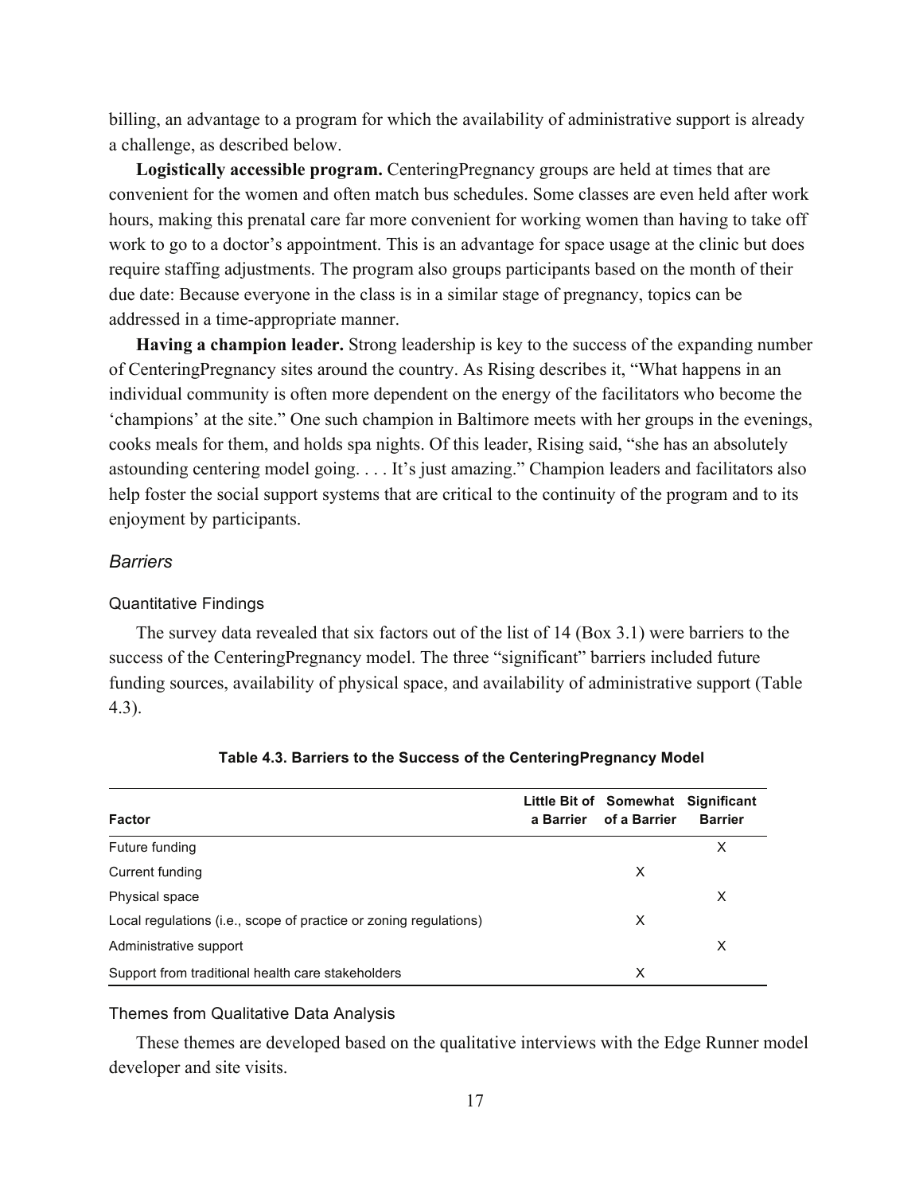billing, an advantage to a program for which the availability of administrative support is already a challenge, as described below.

**Logistically accessible program.** CenteringPregnancy groups are held at times that are convenient for the women and often match bus schedules. Some classes are even held after work hours, making this prenatal care far more convenient for working women than having to take off work to go to a doctor's appointment. This is an advantage for space usage at the clinic but does require staffing adjustments. The program also groups participants based on the month of their due date: Because everyone in the class is in a similar stage of pregnancy, topics can be addressed in a time-appropriate manner.

**Having a champion leader.** Strong leadership is key to the success of the expanding number of CenteringPregnancy sites around the country. As Rising describes it, "What happens in an individual community is often more dependent on the energy of the facilitators who become the 'champions' at the site." One such champion in Baltimore meets with her groups in the evenings, cooks meals for them, and holds spa nights. Of this leader, Rising said, "she has an absolutely astounding centering model going. . . . It's just amazing." Champion leaders and facilitators also help foster the social support systems that are critical to the continuity of the program and to its enjoyment by participants.

### *Barriers*

#### Quantitative Findings

The survey data revealed that six factors out of the list of 14 (Box 3.1) were barriers to the success of the CenteringPregnancy model. The three "significant" barriers included future funding sources, availability of physical space, and availability of administrative support (Table 4.3).

**Table 4.3. Barriers to the Success of the CenteringPregnancy Model**

| Factor | Little Bit of a Barrier | Somewhat of a Barrier | Significant Barrier |
|---|---|---|---|
| Future funding | | | X |
| Current funding | | X | |
| Physical space | | | X |
| Local regulations (i.e., scope of practice or zoning regulations) | | X | |
| Administrative support | | | X |
| Support from traditional health care stakeholders | | X | |

#### Themes from Qualitative Data Analysis

These themes are developed based on the qualitative interviews with the Edge Runner model developer and site visits.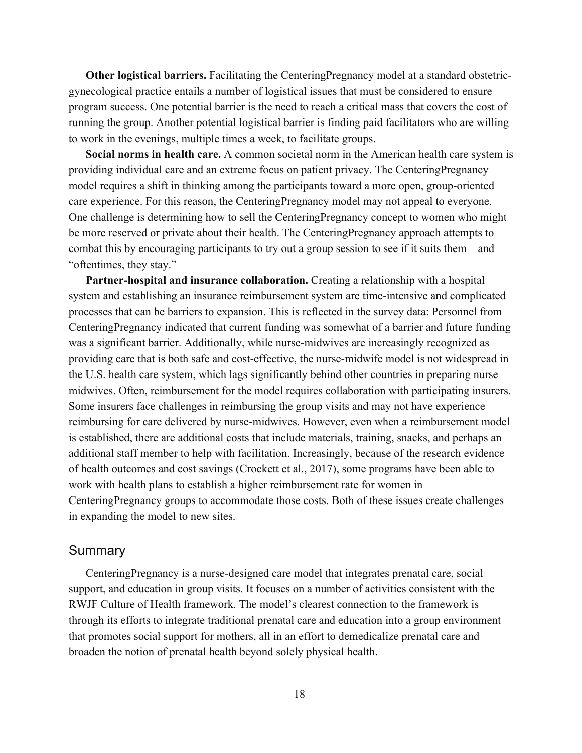**Other logistical barriers.** Facilitating the CenteringPregnancy model at a standard obstetric-gynecological practice entails a number of logistical issues that must be considered to ensure program success. One potential barrier is the need to reach a critical mass that covers the cost of running the group. Another potential logistical barrier is finding paid facilitators who are willing to work in the evenings, multiple times a week, to facilitate groups.

**Social norms in health care.** A common societal norm in the American health care system is providing individual care and an extreme focus on patient privacy. The CenteringPregnancy model requires a shift in thinking among the participants toward a more open, group-oriented care experience. For this reason, the CenteringPregnancy model may not appeal to everyone. One challenge is determining how to sell the CenteringPregnancy concept to women who might be more reserved or private about their health. The CenteringPregnancy approach attempts to combat this by encouraging participants to try out a group session to see if it suits them—and "oftentimes, they stay."

**Partner-hospital and insurance collaboration.** Creating a relationship with a hospital system and establishing an insurance reimbursement system are time-intensive and complicated processes that can be barriers to expansion. This is reflected in the survey data: Personnel from CenteringPregnancy indicated that current funding was somewhat of a barrier and future funding was a significant barrier. Additionally, while nurse-midwives are increasingly recognized as providing care that is both safe and cost-effective, the nurse-midwife model is not widespread in the U.S. health care system, which lags significantly behind other countries in preparing nurse midwives. Often, reimbursement for the model requires collaboration with participating insurers. Some insurers face challenges in reimbursing the group visits and may not have experience reimbursing for care delivered by nurse-midwives. However, even when a reimbursement model is established, there are additional costs that include materials, training, snacks, and perhaps an additional staff member to help with facilitation. Increasingly, because of the research evidence of health outcomes and cost savings (Crockett et al., 2017), some programs have been able to work with health plans to establish a higher reimbursement rate for women in CenteringPregnancy groups to accommodate those costs. Both of these issues create challenges in expanding the model to new sites.

## Summary

CenteringPregnancy is a nurse-designed care model that integrates prenatal care, social support, and education in group visits. It focuses on a number of activities consistent with the RWJF Culture of Health framework. The model's clearest connection to the framework is through its efforts to integrate traditional prenatal care and education into a group environment that promotes social support for mothers, all in an effort to demedicalize prenatal care and broaden the notion of prenatal health beyond solely physical health.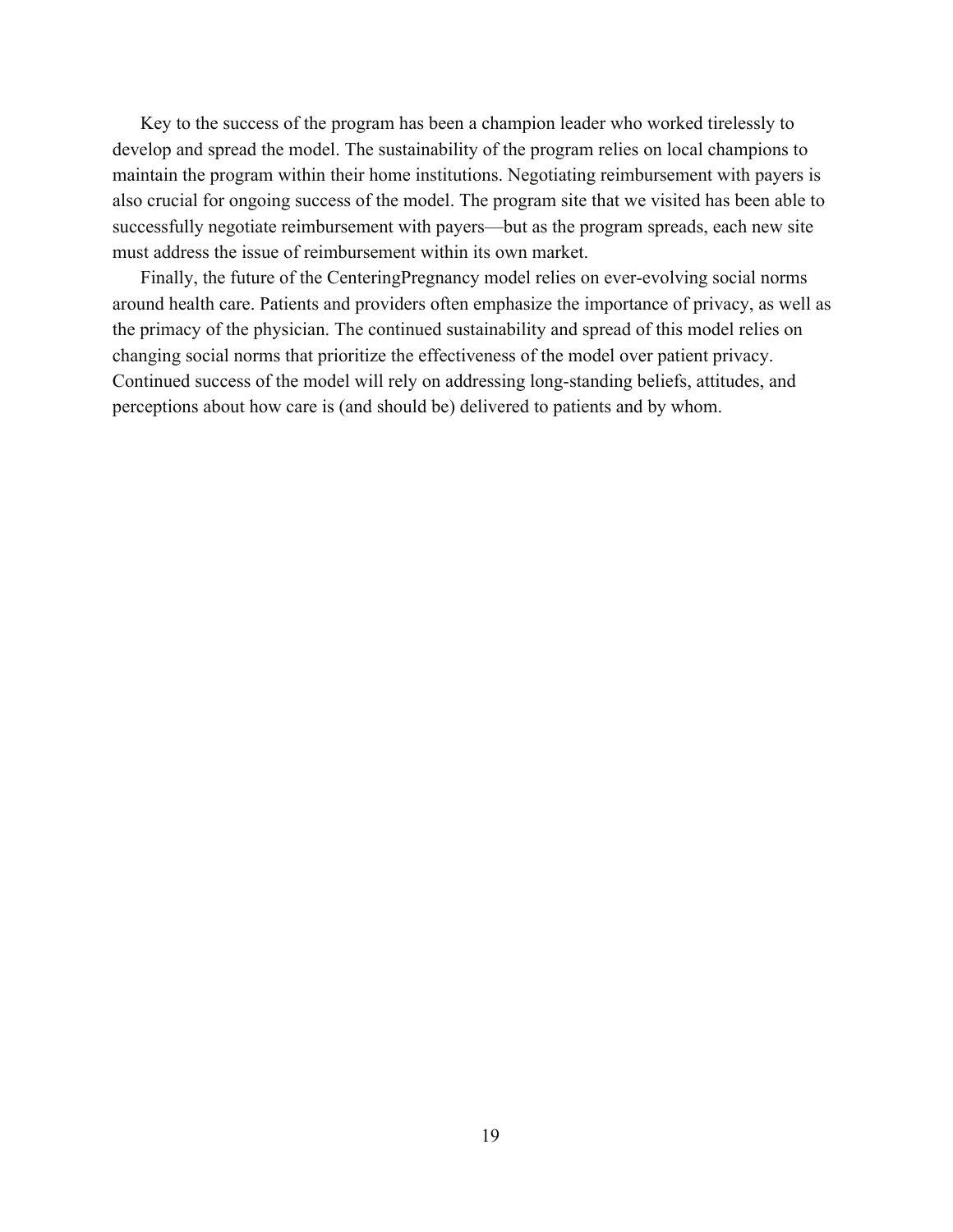Key to the success of the program has been a champion leader who worked tirelessly to develop and spread the model. The sustainability of the program relies on local champions to maintain the program within their home institutions. Negotiating reimbursement with payers is also crucial for ongoing success of the model. The program site that we visited has been able to successfully negotiate reimbursement with payers—but as the program spreads, each new site must address the issue of reimbursement within its own market.

Finally, the future of the CenteringPregnancy model relies on ever-evolving social norms around health care. Patients and providers often emphasize the importance of privacy, as well as the primacy of the physician. The continued sustainability and spread of this model relies on changing social norms that prioritize the effectiveness of the model over patient privacy. Continued success of the model will rely on addressing long-standing beliefs, attitudes, and perceptions about how care is (and should be) delivered to patients and by whom.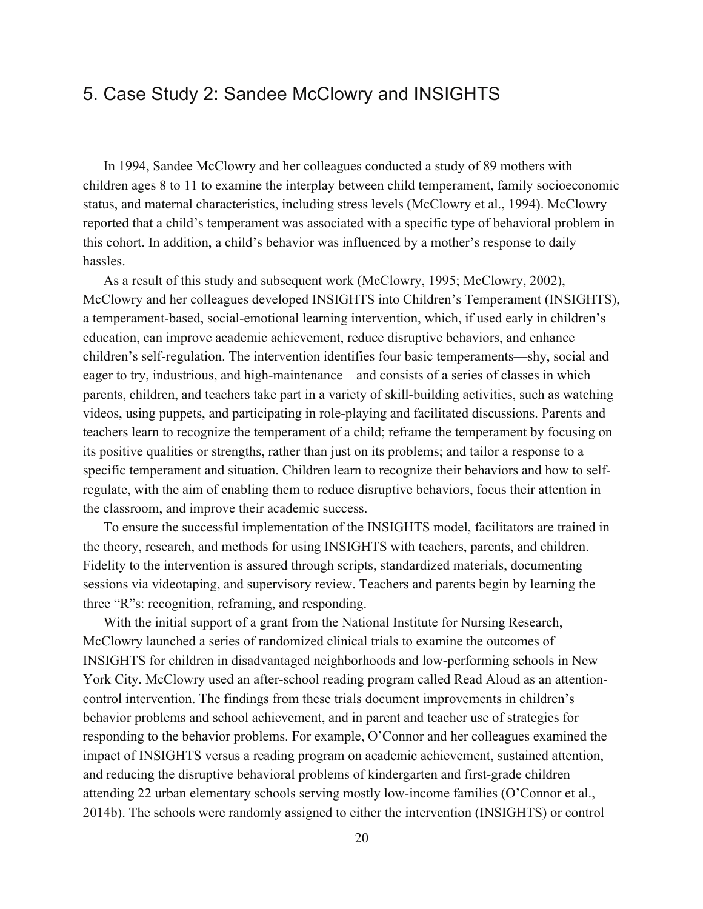## 5. Case Study 2: Sandee McClowry and INSIGHTS

In 1994, Sandee McClowry and her colleagues conducted a study of 89 mothers with children ages 8 to 11 to examine the interplay between child temperament, family socioeconomic status, and maternal characteristics, including stress levels (McClowry et al., 1994). McClowry reported that a child's temperament was associated with a specific type of behavioral problem in this cohort. In addition, a child's behavior was influenced by a mother's response to daily hassles.

As a result of this study and subsequent work (McClowry, 1995; McClowry, 2002), McClowry and her colleagues developed INSIGHTS into Children's Temperament (INSIGHTS), a temperament-based, social-emotional learning intervention, which, if used early in children's education, can improve academic achievement, reduce disruptive behaviors, and enhance children's self-regulation. The intervention identifies four basic temperaments—shy, social and eager to try, industrious, and high-maintenance—and consists of a series of classes in which parents, children, and teachers take part in a variety of skill-building activities, such as watching videos, using puppets, and participating in role-playing and facilitated discussions. Parents and teachers learn to recognize the temperament of a child; reframe the temperament by focusing on its positive qualities or strengths, rather than just on its problems; and tailor a response to a specific temperament and situation. Children learn to recognize their behaviors and how to self-regulate, with the aim of enabling them to reduce disruptive behaviors, focus their attention in the classroom, and improve their academic success.

To ensure the successful implementation of the INSIGHTS model, facilitators are trained in the theory, research, and methods for using INSIGHTS with teachers, parents, and children. Fidelity to the intervention is assured through scripts, standardized materials, documenting sessions via videotaping, and supervisory review. Teachers and parents begin by learning the three "R"s: recognition, reframing, and responding.

With the initial support of a grant from the National Institute for Nursing Research, McClowry launched a series of randomized clinical trials to examine the outcomes of INSIGHTS for children in disadvantaged neighborhoods and low-performing schools in New York City. McClowry used an after-school reading program called Read Aloud as an attention-control intervention. The findings from these trials document improvements in children's behavior problems and school achievement, and in parent and teacher use of strategies for responding to the behavior problems. For example, O'Connor and her colleagues examined the impact of INSIGHTS versus a reading program on academic achievement, sustained attention, and reducing the disruptive behavioral problems of kindergarten and first-grade children attending 22 urban elementary schools serving mostly low-income families (O'Connor et al., 2014b). The schools were randomly assigned to either the intervention (INSIGHTS) or control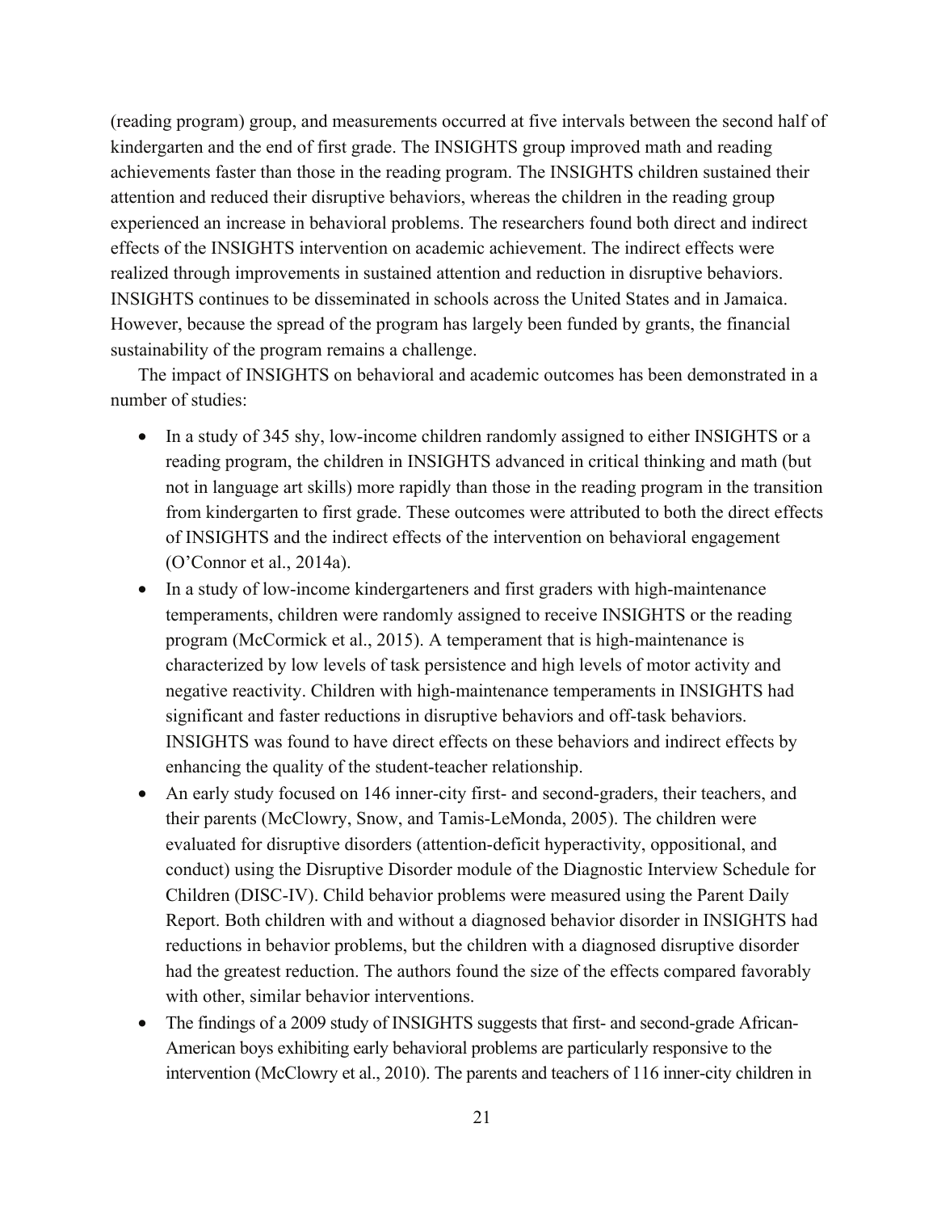(reading program) group, and measurements occurred at five intervals between the second half of kindergarten and the end of first grade. The INSIGHTS group improved math and reading achievements faster than those in the reading program. The INSIGHTS children sustained their attention and reduced their disruptive behaviors, whereas the children in the reading group experienced an increase in behavioral problems. The researchers found both direct and indirect effects of the INSIGHTS intervention on academic achievement. The indirect effects were realized through improvements in sustained attention and reduction in disruptive behaviors. INSIGHTS continues to be disseminated in schools across the United States and in Jamaica. However, because the spread of the program has largely been funded by grants, the financial sustainability of the program remains a challenge.

The impact of INSIGHTS on behavioral and academic outcomes has been demonstrated in a number of studies:

- In a study of 345 shy, low-income children randomly assigned to either INSIGHTS or a reading program, the children in INSIGHTS advanced in critical thinking and math (but not in language art skills) more rapidly than those in the reading program in the transition from kindergarten to first grade. These outcomes were attributed to both the direct effects of INSIGHTS and the indirect effects of the intervention on behavioral engagement (O'Connor et al., 2014a).
- In a study of low-income kindergarteners and first graders with high-maintenance temperaments, children were randomly assigned to receive INSIGHTS or the reading program (McCormick et al., 2015). A temperament that is high-maintenance is characterized by low levels of task persistence and high levels of motor activity and negative reactivity. Children with high-maintenance temperaments in INSIGHTS had significant and faster reductions in disruptive behaviors and off-task behaviors. INSIGHTS was found to have direct effects on these behaviors and indirect effects by enhancing the quality of the student-teacher relationship.
- An early study focused on 146 inner-city first- and second-graders, their teachers, and their parents (McClowry, Snow, and Tamis-LeMonda, 2005). The children were evaluated for disruptive disorders (attention-deficit hyperactivity, oppositional, and conduct) using the Disruptive Disorder module of the Diagnostic Interview Schedule for Children (DISC-IV). Child behavior problems were measured using the Parent Daily Report. Both children with and without a diagnosed behavior disorder in INSIGHTS had reductions in behavior problems, but the children with a diagnosed disruptive disorder had the greatest reduction. The authors found the size of the effects compared favorably with other, similar behavior interventions.
- The findings of a 2009 study of INSIGHTS suggests that first- and second-grade African-American boys exhibiting early behavioral problems are particularly responsive to the intervention (McClowry et al., 2010). The parents and teachers of 116 inner-city children in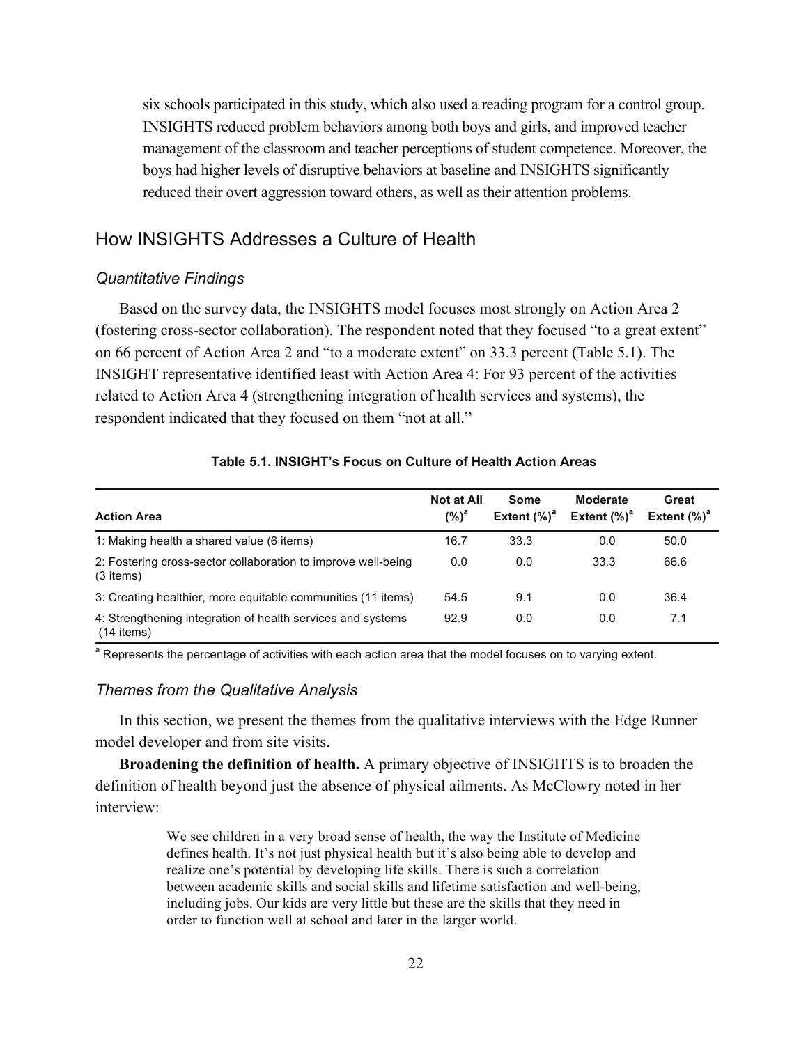six schools participated in this study, which also used a reading program for a control group. INSIGHTS reduced problem behaviors among both boys and girls, and improved teacher management of the classroom and teacher perceptions of student competence. Moreover, the boys had higher levels of disruptive behaviors at baseline and INSIGHTS significantly reduced their overt aggression toward others, as well as their attention problems.

## How INSIGHTS Addresses a Culture of Health

### *Quantitative Findings*

Based on the survey data, the INSIGHTS model focuses most strongly on Action Area 2 (fostering cross-sector collaboration). The respondent noted that they focused "to a great extent" on 66 percent of Action Area 2 and "to a moderate extent" on 33.3 percent (Table 5.1). The INSIGHT representative identified least with Action Area 4: For 93 percent of the activities related to Action Area 4 (strengthening integration of health services and systems), the respondent indicated that they focused on them "not at all."

**Table 5.1. INSIGHT's Focus on Culture of Health Action Areas**

| Action Area | Not at All (%)[a] | Some Extent (%)[a] | Moderate Extent (%)[a] | Great Extent (%)[a] |
|---|---|---|---|---|
| 1: Making health a shared value (6 items) | 16.7 | 33.3 | 0.0 | 50.0 |
| 2: Fostering cross-sector collaboration to improve well-being (3 items) | 0.0 | 0.0 | 33.3 | 66.6 |
| 3: Creating healthier, more equitable communities (11 items) | 54.5 | 9.1 | 0.0 | 36.4 |
| 4: Strengthening integration of health services and systems (14 items) | 92.9 | 0.0 | 0.0 | 7.1 |

[a] Represents the percentage of activities with each action area that the model focuses on to varying extent.

### *Themes from the Qualitative Analysis*

In this section, we present the themes from the qualitative interviews with the Edge Runner model developer and from site visits.

**Broadening the definition of health.** A primary objective of INSIGHTS is to broaden the definition of health beyond just the absence of physical ailments. As McClowry noted in her interview:

> We see children in a very broad sense of health, the way the Institute of Medicine defines health. It's not just physical health but it's also being able to develop and realize one's potential by developing life skills. There is such a correlation between academic skills and social skills and lifetime satisfaction and well-being, including jobs. Our kids are very little but these are the skills that they need in order to function well at school and later in the larger world.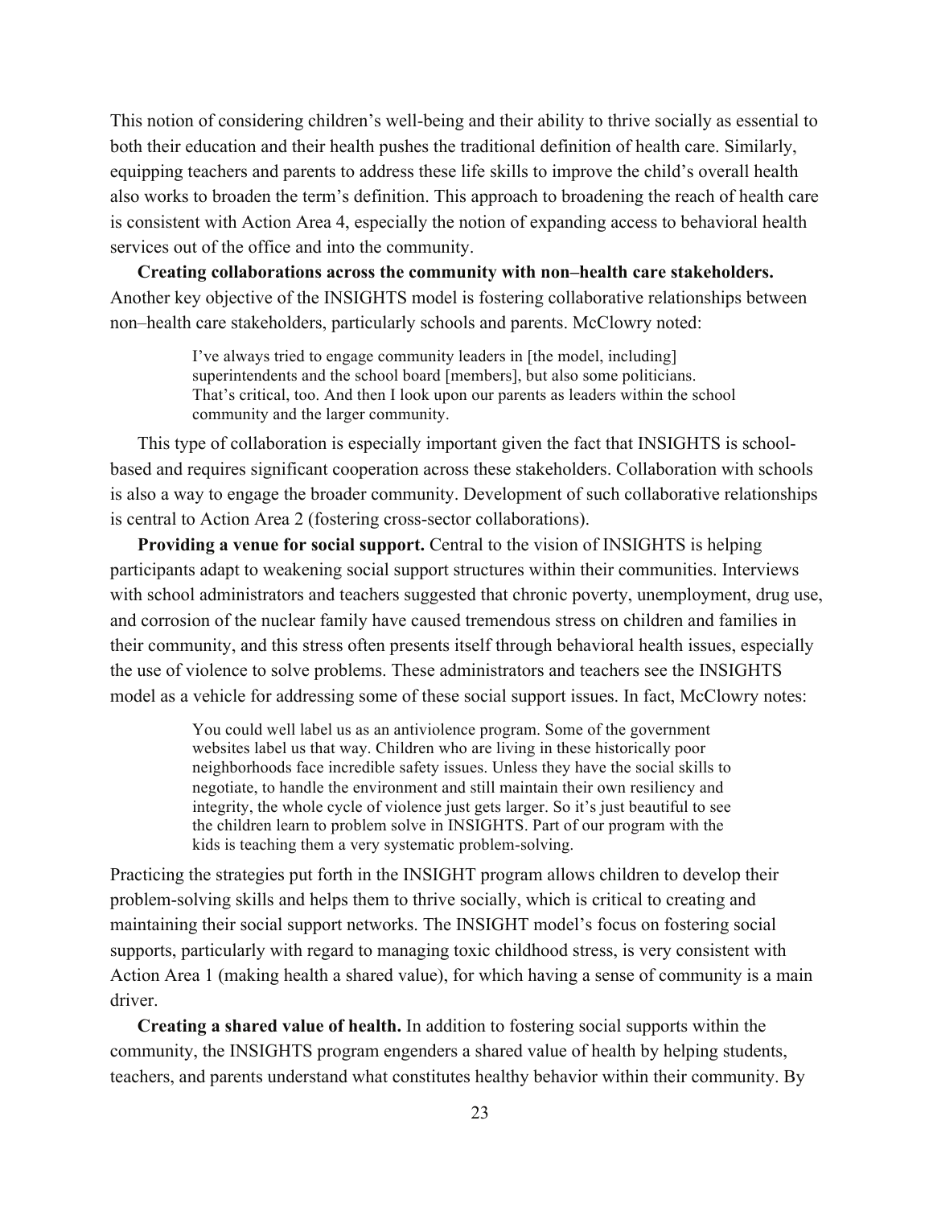This notion of considering children's well-being and their ability to thrive socially as essential to both their education and their health pushes the traditional definition of health care. Similarly, equipping teachers and parents to address these life skills to improve the child's overall health also works to broaden the term's definition. This approach to broadening the reach of health care is consistent with Action Area 4, especially the notion of expanding access to behavioral health services out of the office and into the community.

**Creating collaborations across the community with non–health care stakeholders.** Another key objective of the INSIGHTS model is fostering collaborative relationships between non–health care stakeholders, particularly schools and parents. McClowry noted:

> I've always tried to engage community leaders in [the model, including] superintendents and the school board [members], but also some politicians. That's critical, too. And then I look upon our parents as leaders within the school community and the larger community.

This type of collaboration is especially important given the fact that INSIGHTS is school-based and requires significant cooperation across these stakeholders. Collaboration with schools is also a way to engage the broader community. Development of such collaborative relationships is central to Action Area 2 (fostering cross-sector collaborations).

**Providing a venue for social support.** Central to the vision of INSIGHTS is helping participants adapt to weakening social support structures within their communities. Interviews with school administrators and teachers suggested that chronic poverty, unemployment, drug use, and corrosion of the nuclear family have caused tremendous stress on children and families in their community, and this stress often presents itself through behavioral health issues, especially the use of violence to solve problems. These administrators and teachers see the INSIGHTS model as a vehicle for addressing some of these social support issues. In fact, McClowry notes:

> You could well label us as an antiviolence program. Some of the government websites label us that way. Children who are living in these historically poor neighborhoods face incredible safety issues. Unless they have the social skills to negotiate, to handle the environment and still maintain their own resiliency and integrity, the whole cycle of violence just gets larger. So it's just beautiful to see the children learn to problem solve in INSIGHTS. Part of our program with the kids is teaching them a very systematic problem-solving.

Practicing the strategies put forth in the INSIGHT program allows children to develop their problem-solving skills and helps them to thrive socially, which is critical to creating and maintaining their social support networks. The INSIGHT model's focus on fostering social supports, particularly with regard to managing toxic childhood stress, is very consistent with Action Area 1 (making health a shared value), for which having a sense of community is a main driver.

**Creating a shared value of health.** In addition to fostering social supports within the community, the INSIGHTS program engenders a shared value of health by helping students, teachers, and parents understand what constitutes healthy behavior within their community. By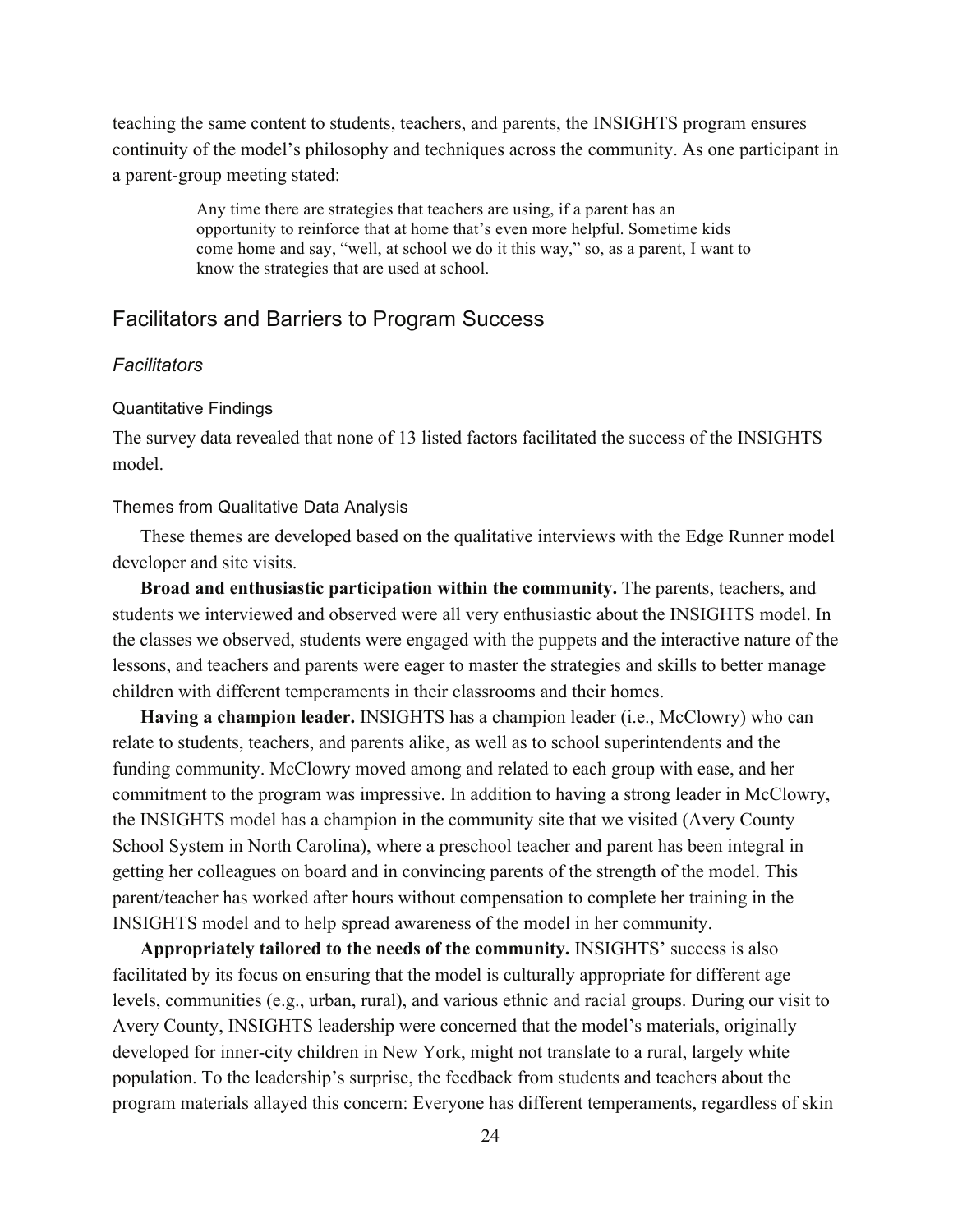teaching the same content to students, teachers, and parents, the INSIGHTS program ensures continuity of the model's philosophy and techniques across the community. As one participant in a parent-group meeting stated:

> Any time there are strategies that teachers are using, if a parent has an opportunity to reinforce that at home that's even more helpful. Sometime kids come home and say, "well, at school we do it this way," so, as a parent, I want to know the strategies that are used at school.

## Facilitators and Barriers to Program Success

### *Facilitators*

#### Quantitative Findings

The survey data revealed that none of 13 listed factors facilitated the success of the INSIGHTS model.

#### Themes from Qualitative Data Analysis

These themes are developed based on the qualitative interviews with the Edge Runner model developer and site visits.

**Broad and enthusiastic participation within the community.** The parents, teachers, and students we interviewed and observed were all very enthusiastic about the INSIGHTS model. In the classes we observed, students were engaged with the puppets and the interactive nature of the lessons, and teachers and parents were eager to master the strategies and skills to better manage children with different temperaments in their classrooms and their homes.

**Having a champion leader.** INSIGHTS has a champion leader (i.e., McClowry) who can relate to students, teachers, and parents alike, as well as to school superintendents and the funding community. McClowry moved among and related to each group with ease, and her commitment to the program was impressive. In addition to having a strong leader in McClowry, the INSIGHTS model has a champion in the community site that we visited (Avery County School System in North Carolina), where a preschool teacher and parent has been integral in getting her colleagues on board and in convincing parents of the strength of the model. This parent/teacher has worked after hours without compensation to complete her training in the INSIGHTS model and to help spread awareness of the model in her community.

**Appropriately tailored to the needs of the community.** INSIGHTS' success is also facilitated by its focus on ensuring that the model is culturally appropriate for different age levels, communities (e.g., urban, rural), and various ethnic and racial groups. During our visit to Avery County, INSIGHTS leadership were concerned that the model's materials, originally developed for inner-city children in New York, might not translate to a rural, largely white population. To the leadership's surprise, the feedback from students and teachers about the program materials allayed this concern: Everyone has different temperaments, regardless of skin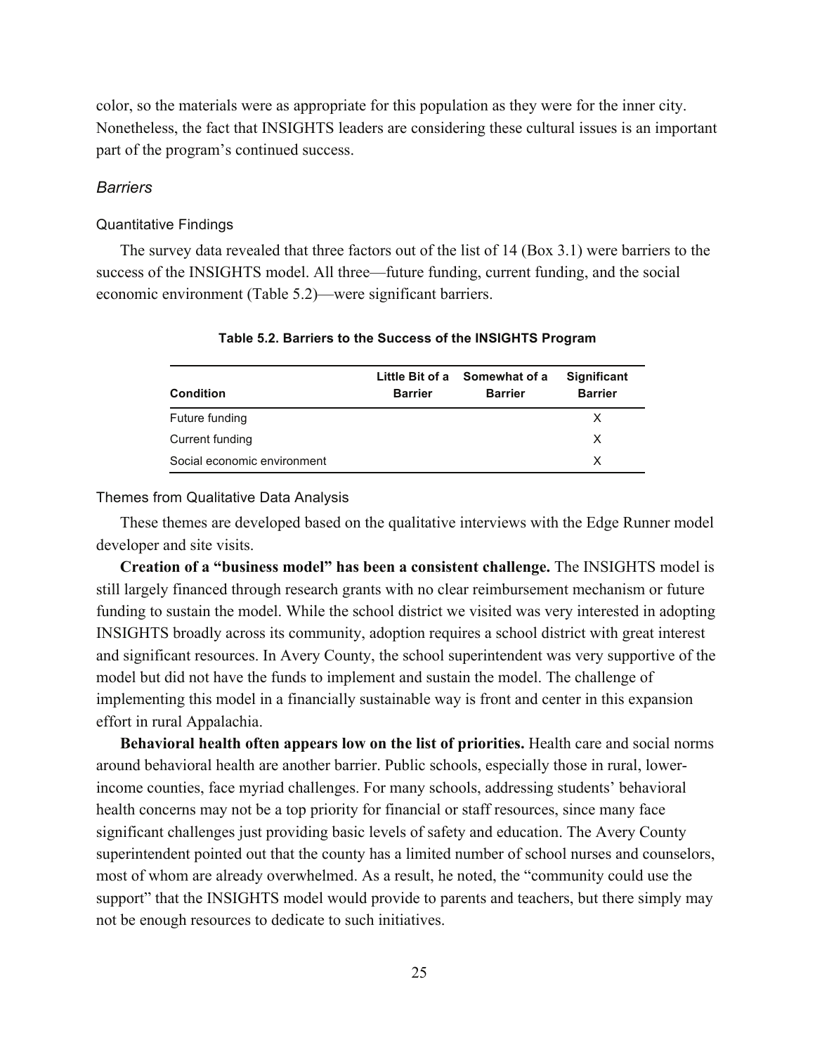color, so the materials were as appropriate for this population as they were for the inner city. Nonetheless, the fact that INSIGHTS leaders are considering these cultural issues is an important part of the program's continued success.

### *Barriers*

#### Quantitative Findings

The survey data revealed that three factors out of the list of 14 (Box 3.1) were barriers to the success of the INSIGHTS model. All three—future funding, current funding, and the social economic environment (Table 5.2)—were significant barriers.

**Table 5.2. Barriers to the Success of the INSIGHTS Program**

| Condition | Little Bit of a Barrier | Somewhat of a Barrier | Significant Barrier |
|---|---|---|---|
| Future funding | | | X |
| Current funding | | | X |
| Social economic environment | | | X |

#### Themes from Qualitative Data Analysis

These themes are developed based on the qualitative interviews with the Edge Runner model developer and site visits.

**Creation of a "business model" has been a consistent challenge.** The INSIGHTS model is still largely financed through research grants with no clear reimbursement mechanism or future funding to sustain the model. While the school district we visited was very interested in adopting INSIGHTS broadly across its community, adoption requires a school district with great interest and significant resources. In Avery County, the school superintendent was very supportive of the model but did not have the funds to implement and sustain the model. The challenge of implementing this model in a financially sustainable way is front and center in this expansion effort in rural Appalachia.

**Behavioral health often appears low on the list of priorities.** Health care and social norms around behavioral health are another barrier. Public schools, especially those in rural, lower-income counties, face myriad challenges. For many schools, addressing students' behavioral health concerns may not be a top priority for financial or staff resources, since many face significant challenges just providing basic levels of safety and education. The Avery County superintendent pointed out that the county has a limited number of school nurses and counselors, most of whom are already overwhelmed. As a result, he noted, the "community could use the support" that the INSIGHTS model would provide to parents and teachers, but there simply may not be enough resources to dedicate to such initiatives.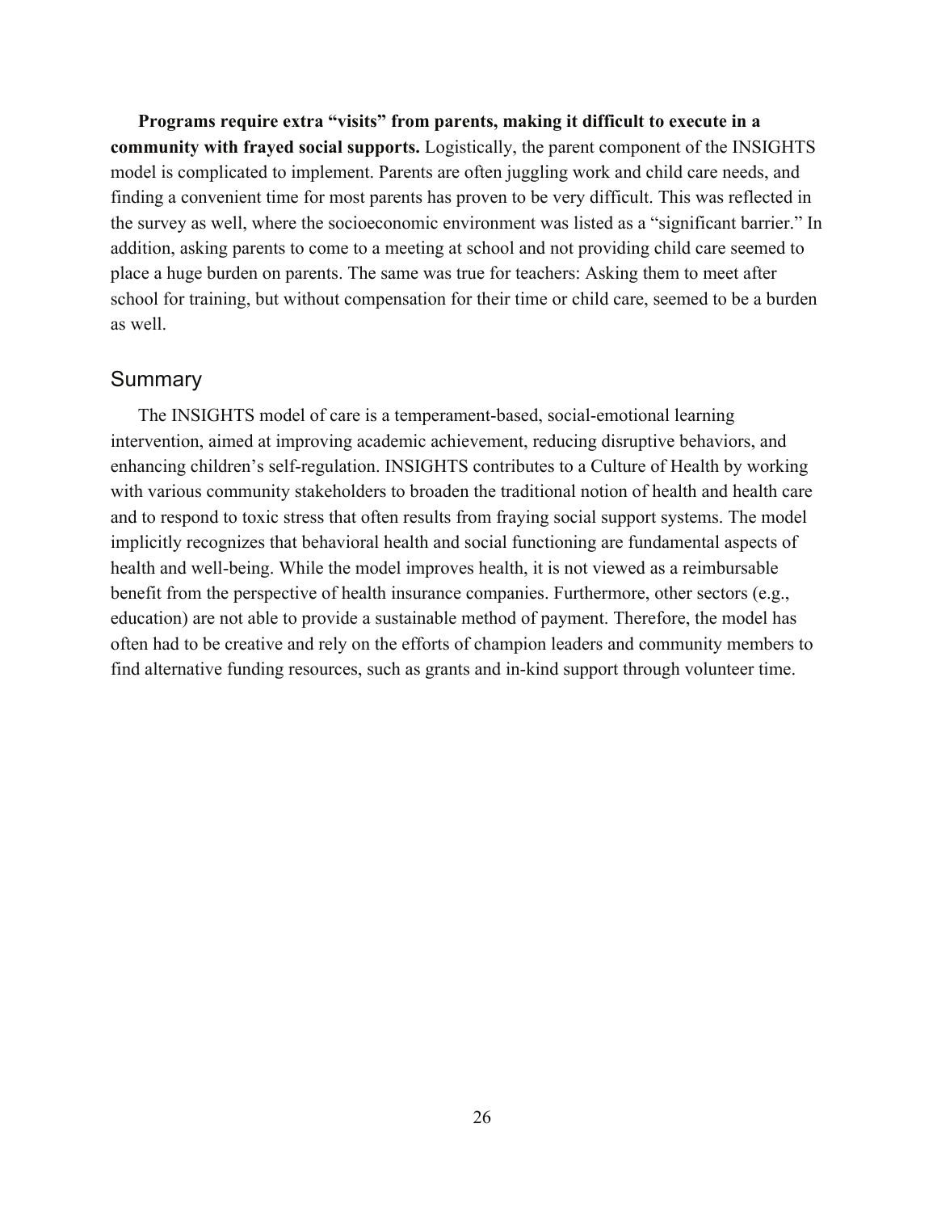**Programs require extra "visits" from parents, making it difficult to execute in a community with frayed social supports.** Logistically, the parent component of the INSIGHTS model is complicated to implement. Parents are often juggling work and child care needs, and finding a convenient time for most parents has proven to be very difficult. This was reflected in the survey as well, where the socioeconomic environment was listed as a "significant barrier." In addition, asking parents to come to a meeting at school and not providing child care seemed to place a huge burden on parents. The same was true for teachers: Asking them to meet after school for training, but without compensation for their time or child care, seemed to be a burden as well.

## Summary

The INSIGHTS model of care is a temperament-based, social-emotional learning intervention, aimed at improving academic achievement, reducing disruptive behaviors, and enhancing children's self-regulation. INSIGHTS contributes to a Culture of Health by working with various community stakeholders to broaden the traditional notion of health and health care and to respond to toxic stress that often results from fraying social support systems. The model implicitly recognizes that behavioral health and social functioning are fundamental aspects of health and well-being. While the model improves health, it is not viewed as a reimbursable benefit from the perspective of health insurance companies. Furthermore, other sectors (e.g., education) are not able to provide a sustainable method of payment. Therefore, the model has often had to be creative and rely on the efforts of champion leaders and community members to find alternative funding resources, such as grants and in-kind support through volunteer time.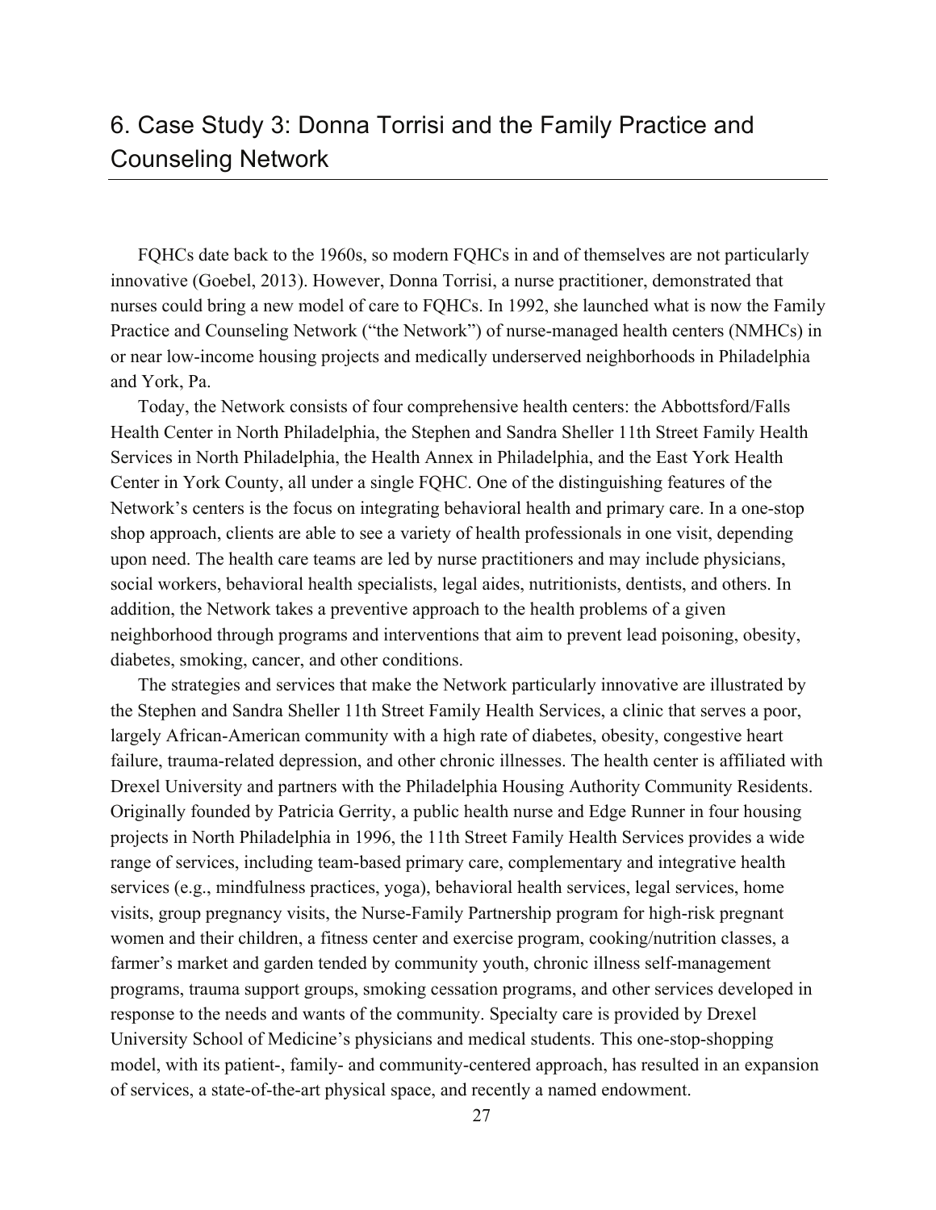# 6. Case Study 3: Donna Torrisi and the Family Practice and Counseling Network

FQHCs date back to the 1960s, so modern FQHCs in and of themselves are not particularly innovative (Goebel, 2013). However, Donna Torrisi, a nurse practitioner, demonstrated that nurses could bring a new model of care to FQHCs. In 1992, she launched what is now the Family Practice and Counseling Network ("the Network") of nurse-managed health centers (NMHCs) in or near low-income housing projects and medically underserved neighborhoods in Philadelphia and York, Pa.

Today, the Network consists of four comprehensive health centers: the Abbottsford/Falls Health Center in North Philadelphia, the Stephen and Sandra Sheller 11th Street Family Health Services in North Philadelphia, the Health Annex in Philadelphia, and the East York Health Center in York County, all under a single FQHC. One of the distinguishing features of the Network's centers is the focus on integrating behavioral health and primary care. In a one-stop shop approach, clients are able to see a variety of health professionals in one visit, depending upon need. The health care teams are led by nurse practitioners and may include physicians, social workers, behavioral health specialists, legal aides, nutritionists, dentists, and others. In addition, the Network takes a preventive approach to the health problems of a given neighborhood through programs and interventions that aim to prevent lead poisoning, obesity, diabetes, smoking, cancer, and other conditions.

The strategies and services that make the Network particularly innovative are illustrated by the Stephen and Sandra Sheller 11th Street Family Health Services, a clinic that serves a poor, largely African-American community with a high rate of diabetes, obesity, congestive heart failure, trauma-related depression, and other chronic illnesses. The health center is affiliated with Drexel University and partners with the Philadelphia Housing Authority Community Residents. Originally founded by Patricia Gerrity, a public health nurse and Edge Runner in four housing projects in North Philadelphia in 1996, the 11th Street Family Health Services provides a wide range of services, including team-based primary care, complementary and integrative health services (e.g., mindfulness practices, yoga), behavioral health services, legal services, home visits, group pregnancy visits, the Nurse-Family Partnership program for high-risk pregnant women and their children, a fitness center and exercise program, cooking/nutrition classes, a farmer's market and garden tended by community youth, chronic illness self-management programs, trauma support groups, smoking cessation programs, and other services developed in response to the needs and wants of the community. Specialty care is provided by Drexel University School of Medicine's physicians and medical students. This one-stop-shopping model, with its patient-, family- and community-centered approach, has resulted in an expansion of services, a state-of-the-art physical space, and recently a named endowment.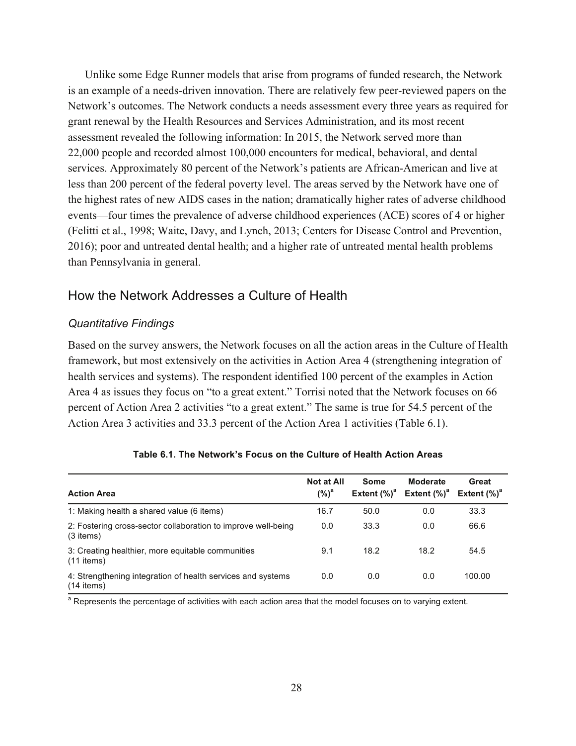Unlike some Edge Runner models that arise from programs of funded research, the Network is an example of a needs-driven innovation. There are relatively few peer-reviewed papers on the Network's outcomes. The Network conducts a needs assessment every three years as required for grant renewal by the Health Resources and Services Administration, and its most recent assessment revealed the following information: In 2015, the Network served more than 22,000 people and recorded almost 100,000 encounters for medical, behavioral, and dental services. Approximately 80 percent of the Network's patients are African-American and live at less than 200 percent of the federal poverty level. The areas served by the Network have one of the highest rates of new AIDS cases in the nation; dramatically higher rates of adverse childhood events—four times the prevalence of adverse childhood experiences (ACE) scores of 4 or higher (Felitti et al., 1998; Waite, Davy, and Lynch, 2013; Centers for Disease Control and Prevention, 2016); poor and untreated dental health; and a higher rate of untreated mental health problems than Pennsylvania in general.

## How the Network Addresses a Culture of Health

### *Quantitative Findings*

Based on the survey answers, the Network focuses on all the action areas in the Culture of Health framework, but most extensively on the activities in Action Area 4 (strengthening integration of health services and systems). The respondent identified 100 percent of the examples in Action Area 4 as issues they focus on "to a great extent." Torrisi noted that the Network focuses on 66 percent of Action Area 2 activities "to a great extent." The same is true for 54.5 percent of the Action Area 3 activities and 33.3 percent of the Action Area 1 activities (Table 6.1).

**Table 6.1. The Network's Focus on the Culture of Health Action Areas**

| Action Area | Not at All (%)[a] | Some Extent (%)[a] | Moderate Extent (%)[a] | Great Extent (%)[a] |
|---|---|---|---|---|
| 1: Making health a shared value (6 items) | 16.7 | 50.0 | 0.0 | 33.3 |
| 2: Fostering cross-sector collaboration to improve well-being (3 items) | 0.0 | 33.3 | 0.0 | 66.6 |
| 3: Creating healthier, more equitable communities (11 items) | 9.1 | 18.2 | 18.2 | 54.5 |
| 4: Strengthening integration of health services and systems (14 items) | 0.0 | 0.0 | 0.0 | 100.00 |

[a] Represents the percentage of activities with each action area that the model focuses on to varying extent.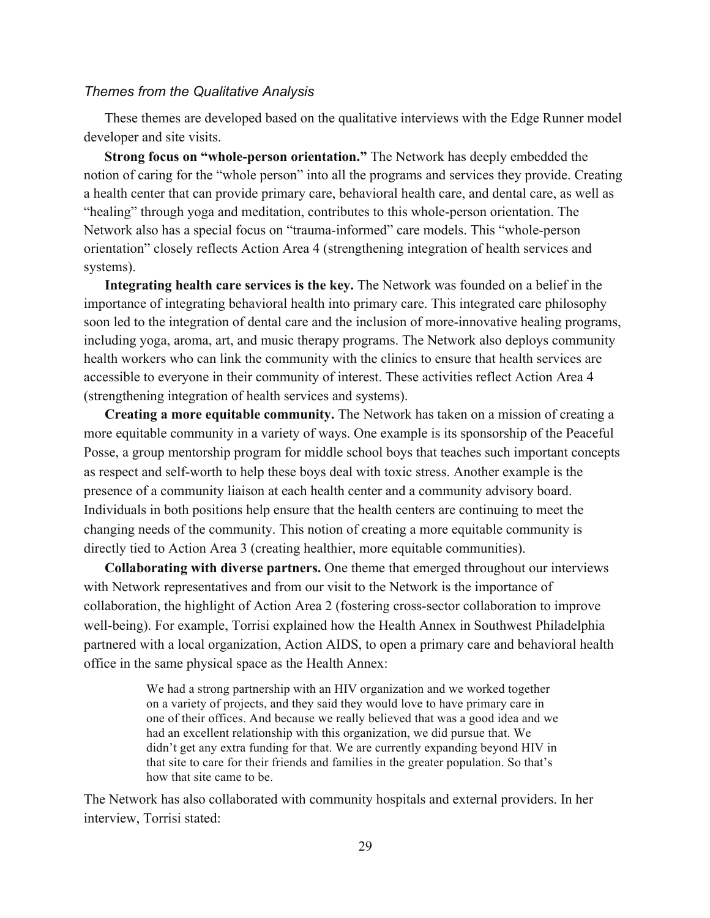### *Themes from the Qualitative Analysis*

These themes are developed based on the qualitative interviews with the Edge Runner model developer and site visits.

**Strong focus on "whole-person orientation."** The Network has deeply embedded the notion of caring for the "whole person" into all the programs and services they provide. Creating a health center that can provide primary care, behavioral health care, and dental care, as well as "healing" through yoga and meditation, contributes to this whole-person orientation. The Network also has a special focus on "trauma-informed" care models. This "whole-person orientation" closely reflects Action Area 4 (strengthening integration of health services and systems).

**Integrating health care services is the key.** The Network was founded on a belief in the importance of integrating behavioral health into primary care. This integrated care philosophy soon led to the integration of dental care and the inclusion of more-innovative healing programs, including yoga, aroma, art, and music therapy programs. The Network also deploys community health workers who can link the community with the clinics to ensure that health services are accessible to everyone in their community of interest. These activities reflect Action Area 4 (strengthening integration of health services and systems).

**Creating a more equitable community.** The Network has taken on a mission of creating a more equitable community in a variety of ways. One example is its sponsorship of the Peaceful Posse, a group mentorship program for middle school boys that teaches such important concepts as respect and self-worth to help these boys deal with toxic stress. Another example is the presence of a community liaison at each health center and a community advisory board. Individuals in both positions help ensure that the health centers are continuing to meet the changing needs of the community. This notion of creating a more equitable community is directly tied to Action Area 3 (creating healthier, more equitable communities).

**Collaborating with diverse partners.** One theme that emerged throughout our interviews with Network representatives and from our visit to the Network is the importance of collaboration, the highlight of Action Area 2 (fostering cross-sector collaboration to improve well-being). For example, Torrisi explained how the Health Annex in Southwest Philadelphia partnered with a local organization, Action AIDS, to open a primary care and behavioral health office in the same physical space as the Health Annex:

> We had a strong partnership with an HIV organization and we worked together on a variety of projects, and they said they would love to have primary care in one of their offices. And because we really believed that was a good idea and we had an excellent relationship with this organization, we did pursue that. We didn't get any extra funding for that. We are currently expanding beyond HIV in that site to care for their friends and families in the greater population. So that's how that site came to be.

The Network has also collaborated with community hospitals and external providers. In her interview, Torrisi stated: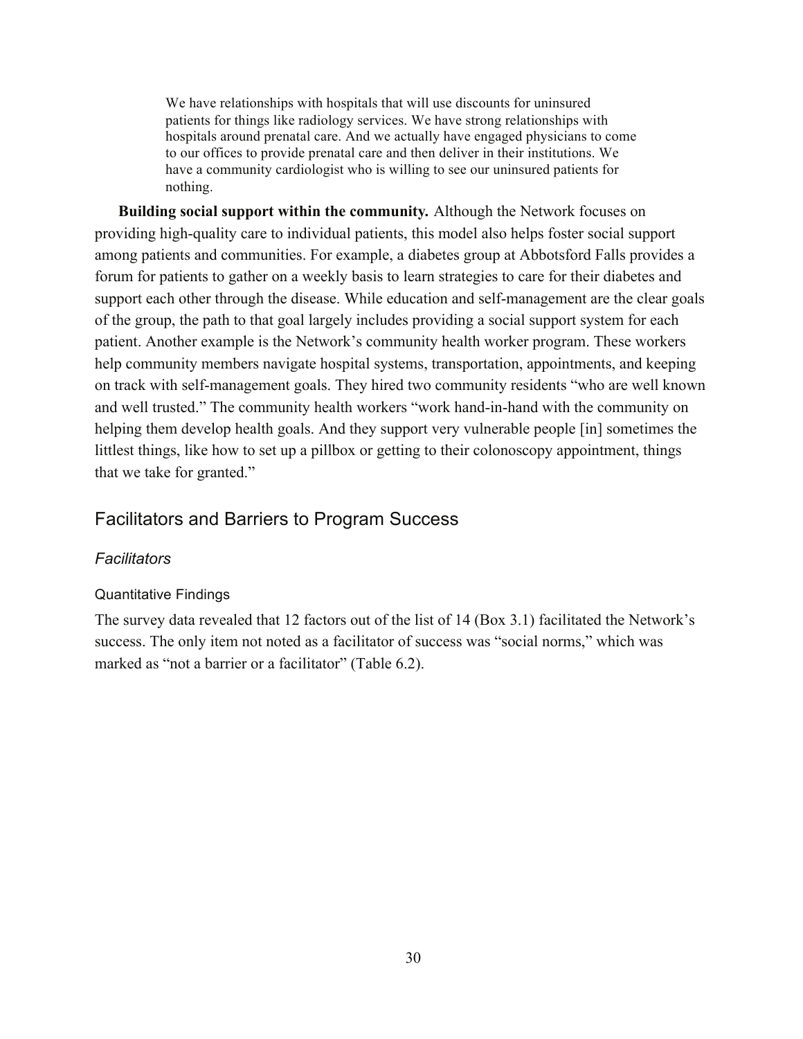> We have relationships with hospitals that will use discounts for uninsured patients for things like radiology services. We have strong relationships with hospitals around prenatal care. And we actually have engaged physicians to come to our offices to provide prenatal care and then deliver in their institutions. We have a community cardiologist who is willing to see our uninsured patients for nothing.

**Building social support within the community.** Although the Network focuses on providing high-quality care to individual patients, this model also helps foster social support among patients and communities. For example, a diabetes group at Abbotsford Falls provides a forum for patients to gather on a weekly basis to learn strategies to care for their diabetes and support each other through the disease. While education and self-management are the clear goals of the group, the path to that goal largely includes providing a social support system for each patient. Another example is the Network's community health worker program. These workers help community members navigate hospital systems, transportation, appointments, and keeping on track with self-management goals. They hired two community residents "who are well known and well trusted." The community health workers "work hand-in-hand with the community on helping them develop health goals. And they support very vulnerable people [in] sometimes the littlest things, like how to set up a pillbox or getting to their colonoscopy appointment, things that we take for granted."

## Facilitators and Barriers to Program Success

### *Facilitators*

#### Quantitative Findings

The survey data revealed that 12 factors out of the list of 14 (Box 3.1) facilitated the Network's success. The only item not noted as a facilitator of success was "social norms," which was marked as "not a barrier or a facilitator" (Table 6.2).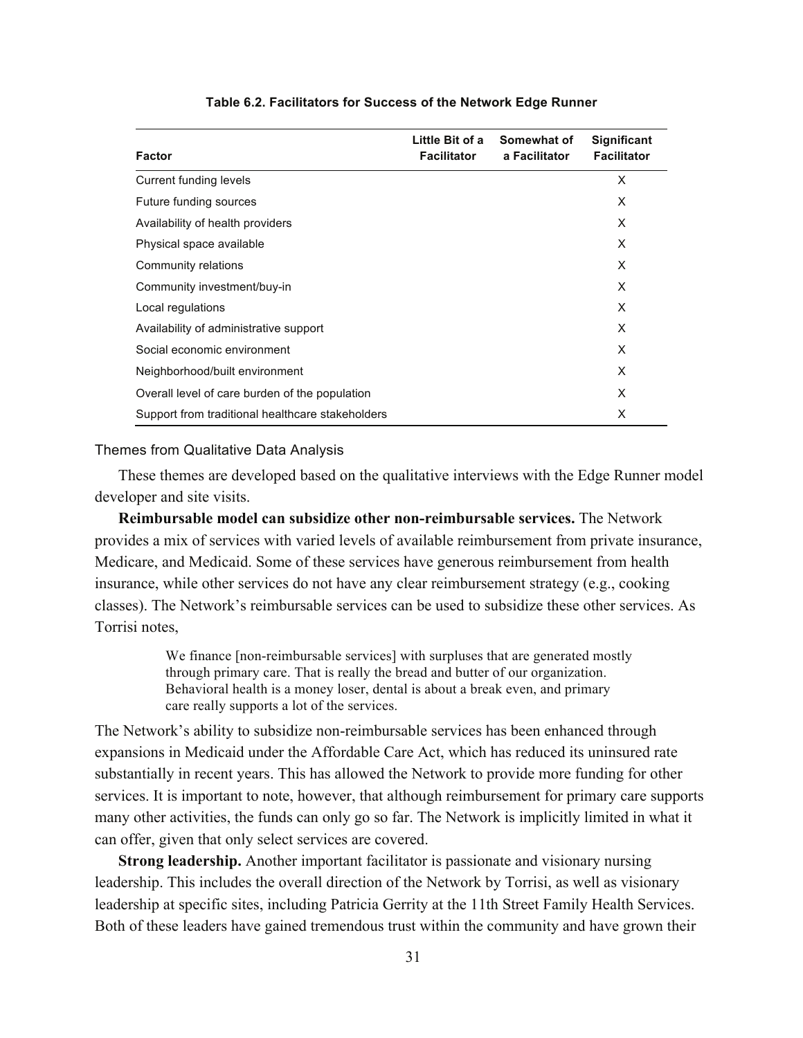**Table 6.2. Facilitators for Success of the Network Edge Runner**

| Factor | Little Bit of a Facilitator | Somewhat of a Facilitator | Significant Facilitator |
|---|---|---|---|
| Current funding levels | | | X |
| Future funding sources | | | X |
| Availability of health providers | | | X |
| Physical space available | | | X |
| Community relations | | | X |
| Community investment/buy-in | | | X |
| Local regulations | | | X |
| Availability of administrative support | | | X |
| Social economic environment | | | X |
| Neighborhood/built environment | | | X |
| Overall level of care burden of the population | | | X |
| Support from traditional healthcare stakeholders | | | X |

### Themes from Qualitative Data Analysis

These themes are developed based on the qualitative interviews with the Edge Runner model developer and site visits.

**Reimbursable model can subsidize other non-reimbursable services.** The Network provides a mix of services with varied levels of available reimbursement from private insurance, Medicare, and Medicaid. Some of these services have generous reimbursement from health insurance, while other services do not have any clear reimbursement strategy (e.g., cooking classes). The Network's reimbursable services can be used to subsidize these other services. As Torrisi notes,

> We finance [non-reimbursable services] with surpluses that are generated mostly through primary care. That is really the bread and butter of our organization. Behavioral health is a money loser, dental is about a break even, and primary care really supports a lot of the services.

The Network's ability to subsidize non-reimbursable services has been enhanced through expansions in Medicaid under the Affordable Care Act, which has reduced its uninsured rate substantially in recent years. This has allowed the Network to provide more funding for other services. It is important to note, however, that although reimbursement for primary care supports many other activities, the funds can only go so far. The Network is implicitly limited in what it can offer, given that only select services are covered.

**Strong leadership.** Another important facilitator is passionate and visionary nursing leadership. This includes the overall direction of the Network by Torrisi, as well as visionary leadership at specific sites, including Patricia Gerrity at the 11th Street Family Health Services. Both of these leaders have gained tremendous trust within the community and have grown their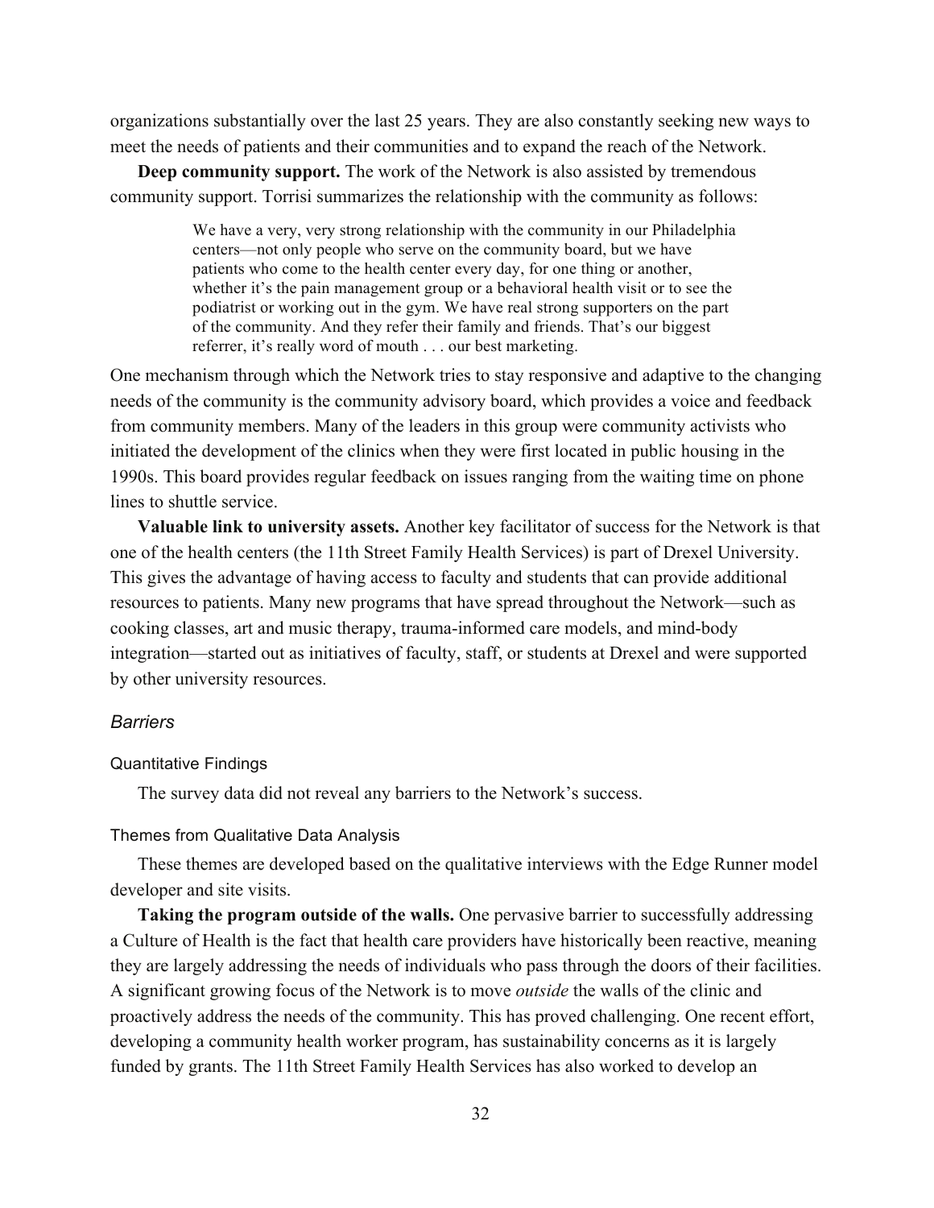organizations substantially over the last 25 years. They are also constantly seeking new ways to meet the needs of patients and their communities and to expand the reach of the Network.

**Deep community support.** The work of the Network is also assisted by tremendous community support. Torrisi summarizes the relationship with the community as follows:

> We have a very, very strong relationship with the community in our Philadelphia centers—not only people who serve on the community board, but we have patients who come to the health center every day, for one thing or another, whether it's the pain management group or a behavioral health visit or to see the podiatrist or working out in the gym. We have real strong supporters on the part of the community. And they refer their family and friends. That's our biggest referrer, it's really word of mouth . . . our best marketing.

One mechanism through which the Network tries to stay responsive and adaptive to the changing needs of the community is the community advisory board, which provides a voice and feedback from community members. Many of the leaders in this group were community activists who initiated the development of the clinics when they were first located in public housing in the 1990s. This board provides regular feedback on issues ranging from the waiting time on phone lines to shuttle service.

**Valuable link to university assets.** Another key facilitator of success for the Network is that one of the health centers (the 11th Street Family Health Services) is part of Drexel University. This gives the advantage of having access to faculty and students that can provide additional resources to patients. Many new programs that have spread throughout the Network—such as cooking classes, art and music therapy, trauma-informed care models, and mind-body integration—started out as initiatives of faculty, staff, or students at Drexel and were supported by other university resources.

### *Barriers*

#### Quantitative Findings

The survey data did not reveal any barriers to the Network's success.

#### Themes from Qualitative Data Analysis

These themes are developed based on the qualitative interviews with the Edge Runner model developer and site visits.

**Taking the program outside of the walls.** One pervasive barrier to successfully addressing a Culture of Health is the fact that health care providers have historically been reactive, meaning they are largely addressing the needs of individuals who pass through the doors of their facilities. A significant growing focus of the Network is to move *outside* the walls of the clinic and proactively address the needs of the community. This has proved challenging. One recent effort, developing a community health worker program, has sustainability concerns as it is largely funded by grants. The 11th Street Family Health Services has also worked to develop an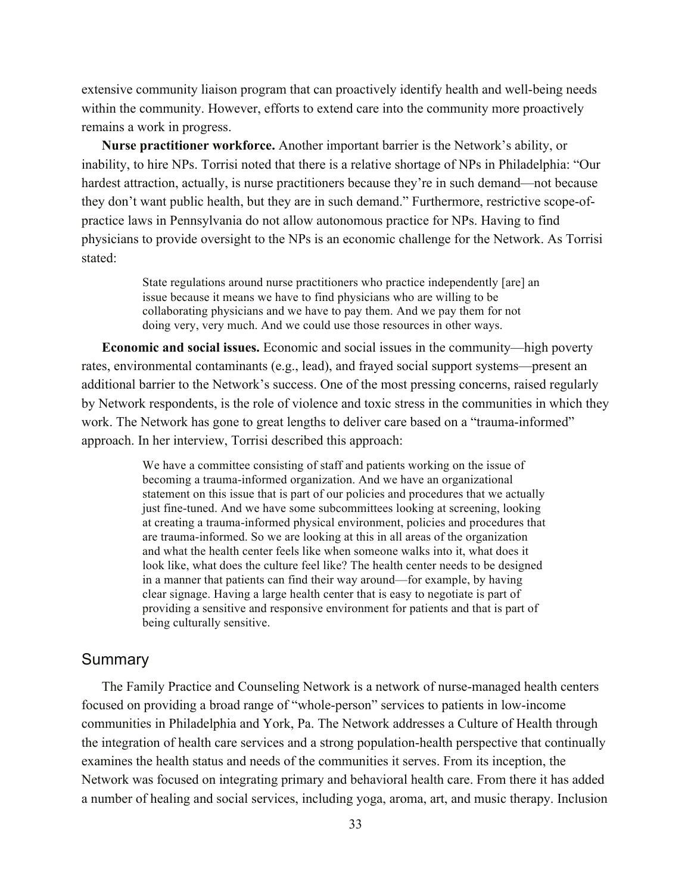extensive community liaison program that can proactively identify health and well-being needs within the community. However, efforts to extend care into the community more proactively remains a work in progress.

**Nurse practitioner workforce.** Another important barrier is the Network's ability, or inability, to hire NPs. Torrisi noted that there is a relative shortage of NPs in Philadelphia: "Our hardest attraction, actually, is nurse practitioners because they're in such demand—not because they don't want public health, but they are in such demand." Furthermore, restrictive scope-of-practice laws in Pennsylvania do not allow autonomous practice for NPs. Having to find physicians to provide oversight to the NPs is an economic challenge for the Network. As Torrisi stated:

> State regulations around nurse practitioners who practice independently [are] an issue because it means we have to find physicians who are willing to be collaborating physicians and we have to pay them. And we pay them for not doing very, very much. And we could use those resources in other ways.

**Economic and social issues.** Economic and social issues in the community—high poverty rates, environmental contaminants (e.g., lead), and frayed social support systems—present an additional barrier to the Network's success. One of the most pressing concerns, raised regularly by Network respondents, is the role of violence and toxic stress in the communities in which they work. The Network has gone to great lengths to deliver care based on a "trauma-informed" approach. In her interview, Torrisi described this approach:

> We have a committee consisting of staff and patients working on the issue of becoming a trauma-informed organization. And we have an organizational statement on this issue that is part of our policies and procedures that we actually just fine-tuned. And we have some subcommittees looking at screening, looking at creating a trauma-informed physical environment, policies and procedures that are trauma-informed. So we are looking at this in all areas of the organization and what the health center feels like when someone walks into it, what does it look like, what does the culture feel like? The health center needs to be designed in a manner that patients can find their way around—for example, by having clear signage. Having a large health center that is easy to negotiate is part of providing a sensitive and responsive environment for patients and that is part of being culturally sensitive.

## Summary

The Family Practice and Counseling Network is a network of nurse-managed health centers focused on providing a broad range of "whole-person" services to patients in low-income communities in Philadelphia and York, Pa. The Network addresses a Culture of Health through the integration of health care services and a strong population-health perspective that continually examines the health status and needs of the communities it serves. From its inception, the Network was focused on integrating primary and behavioral health care. From there it has added a number of healing and social services, including yoga, aroma, art, and music therapy. Inclusion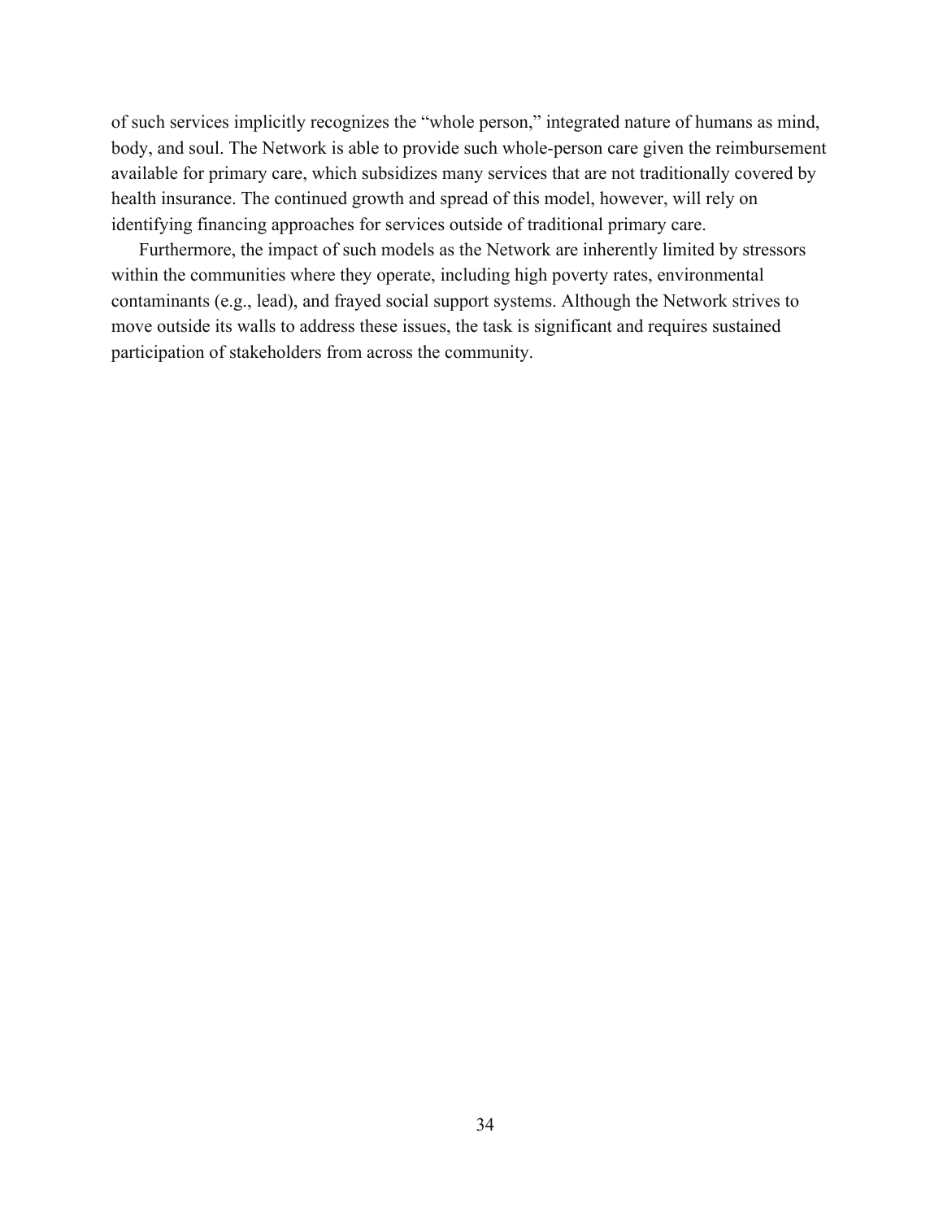of such services implicitly recognizes the "whole person," integrated nature of humans as mind, body, and soul. The Network is able to provide such whole-person care given the reimbursement available for primary care, which subsidizes many services that are not traditionally covered by health insurance. The continued growth and spread of this model, however, will rely on identifying financing approaches for services outside of traditional primary care.

Furthermore, the impact of such models as the Network are inherently limited by stressors within the communities where they operate, including high poverty rates, environmental contaminants (e.g., lead), and frayed social support systems. Although the Network strives to move outside its walls to address these issues, the task is significant and requires sustained participation of stakeholders from across the community.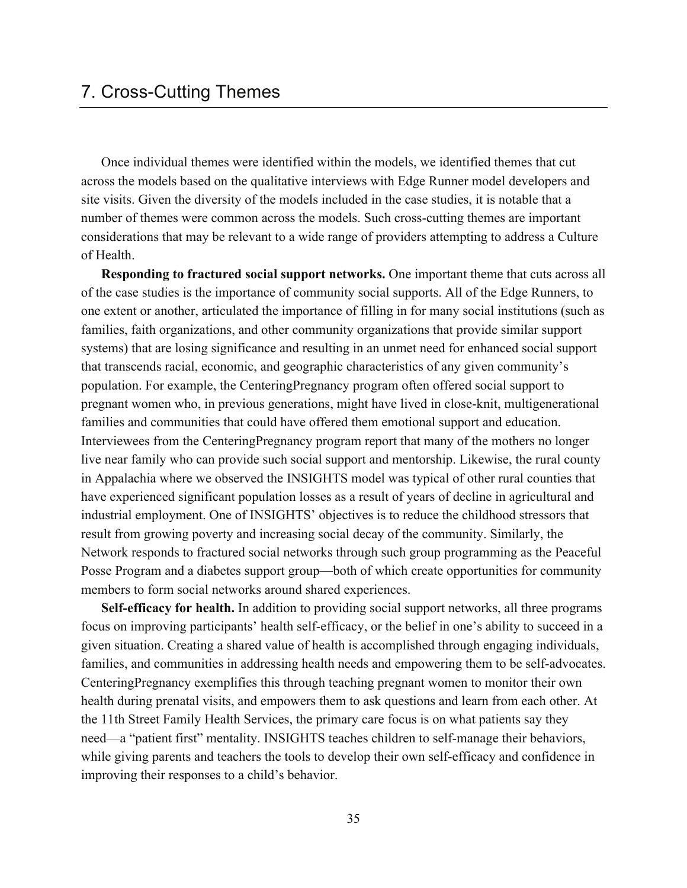# 7. Cross-Cutting Themes

Once individual themes were identified within the models, we identified themes that cut across the models based on the qualitative interviews with Edge Runner model developers and site visits. Given the diversity of the models included in the case studies, it is notable that a number of themes were common across the models. Such cross-cutting themes are important considerations that may be relevant to a wide range of providers attempting to address a Culture of Health.

**Responding to fractured social support networks.** One important theme that cuts across all of the case studies is the importance of community social supports. All of the Edge Runners, to one extent or another, articulated the importance of filling in for many social institutions (such as families, faith organizations, and other community organizations that provide similar support systems) that are losing significance and resulting in an unmet need for enhanced social support that transcends racial, economic, and geographic characteristics of any given community's population. For example, the CenteringPregnancy program often offered social support to pregnant women who, in previous generations, might have lived in close-knit, multigenerational families and communities that could have offered them emotional support and education. Interviewees from the CenteringPregnancy program report that many of the mothers no longer live near family who can provide such social support and mentorship. Likewise, the rural county in Appalachia where we observed the INSIGHTS model was typical of other rural counties that have experienced significant population losses as a result of years of decline in agricultural and industrial employment. One of INSIGHTS' objectives is to reduce the childhood stressors that result from growing poverty and increasing social decay of the community. Similarly, the Network responds to fractured social networks through such group programming as the Peaceful Posse Program and a diabetes support group—both of which create opportunities for community members to form social networks around shared experiences.

**Self-efficacy for health.** In addition to providing social support networks, all three programs focus on improving participants' health self-efficacy, or the belief in one's ability to succeed in a given situation. Creating a shared value of health is accomplished through engaging individuals, families, and communities in addressing health needs and empowering them to be self-advocates. CenteringPregnancy exemplifies this through teaching pregnant women to monitor their own health during prenatal visits, and empowers them to ask questions and learn from each other. At the 11th Street Family Health Services, the primary care focus is on what patients say they need—a "patient first" mentality. INSIGHTS teaches children to self-manage their behaviors, while giving parents and teachers the tools to develop their own self-efficacy and confidence in improving their responses to a child's behavior.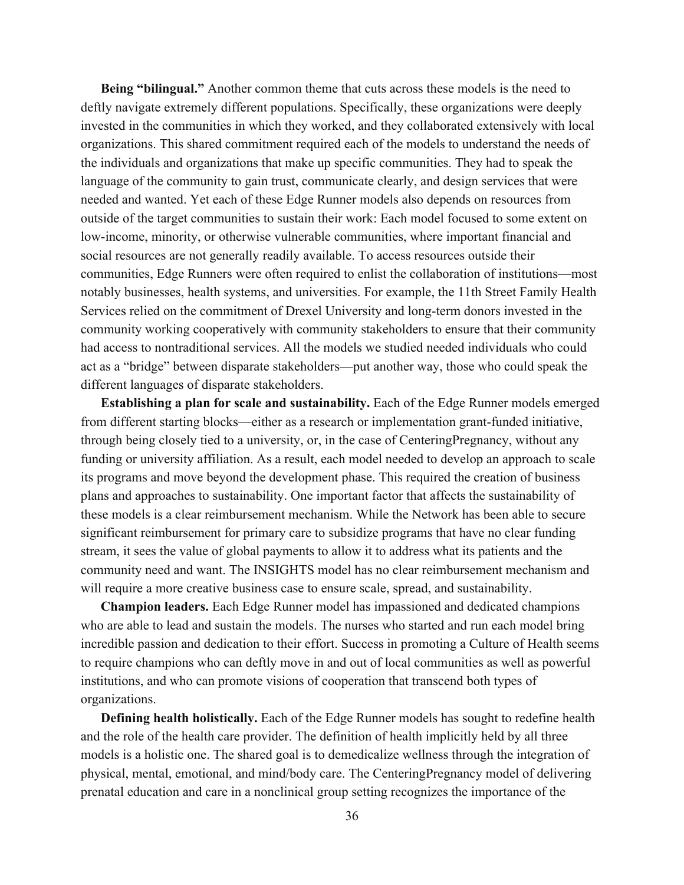**Being "bilingual."** Another common theme that cuts across these models is the need to deftly navigate extremely different populations. Specifically, these organizations were deeply invested in the communities in which they worked, and they collaborated extensively with local organizations. This shared commitment required each of the models to understand the needs of the individuals and organizations that make up specific communities. They had to speak the language of the community to gain trust, communicate clearly, and design services that were needed and wanted. Yet each of these Edge Runner models also depends on resources from outside of the target communities to sustain their work: Each model focused to some extent on low-income, minority, or otherwise vulnerable communities, where important financial and social resources are not generally readily available. To access resources outside their communities, Edge Runners were often required to enlist the collaboration of institutions—most notably businesses, health systems, and universities. For example, the 11th Street Family Health Services relied on the commitment of Drexel University and long-term donors invested in the community working cooperatively with community stakeholders to ensure that their community had access to nontraditional services. All the models we studied needed individuals who could act as a "bridge" between disparate stakeholders—put another way, those who could speak the different languages of disparate stakeholders.

**Establishing a plan for scale and sustainability.** Each of the Edge Runner models emerged from different starting blocks—either as a research or implementation grant-funded initiative, through being closely tied to a university, or, in the case of CenteringPregnancy, without any funding or university affiliation. As a result, each model needed to develop an approach to scale its programs and move beyond the development phase. This required the creation of business plans and approaches to sustainability. One important factor that affects the sustainability of these models is a clear reimbursement mechanism. While the Network has been able to secure significant reimbursement for primary care to subsidize programs that have no clear funding stream, it sees the value of global payments to allow it to address what its patients and the community need and want. The INSIGHTS model has no clear reimbursement mechanism and will require a more creative business case to ensure scale, spread, and sustainability.

**Champion leaders.** Each Edge Runner model has impassioned and dedicated champions who are able to lead and sustain the models. The nurses who started and run each model bring incredible passion and dedication to their effort. Success in promoting a Culture of Health seems to require champions who can deftly move in and out of local communities as well as powerful institutions, and who can promote visions of cooperation that transcend both types of organizations.

**Defining health holistically.** Each of the Edge Runner models has sought to redefine health and the role of the health care provider. The definition of health implicitly held by all three models is a holistic one. The shared goal is to demedicalize wellness through the integration of physical, mental, emotional, and mind/body care. The CenteringPregnancy model of delivering prenatal education and care in a nonclinical group setting recognizes the importance of the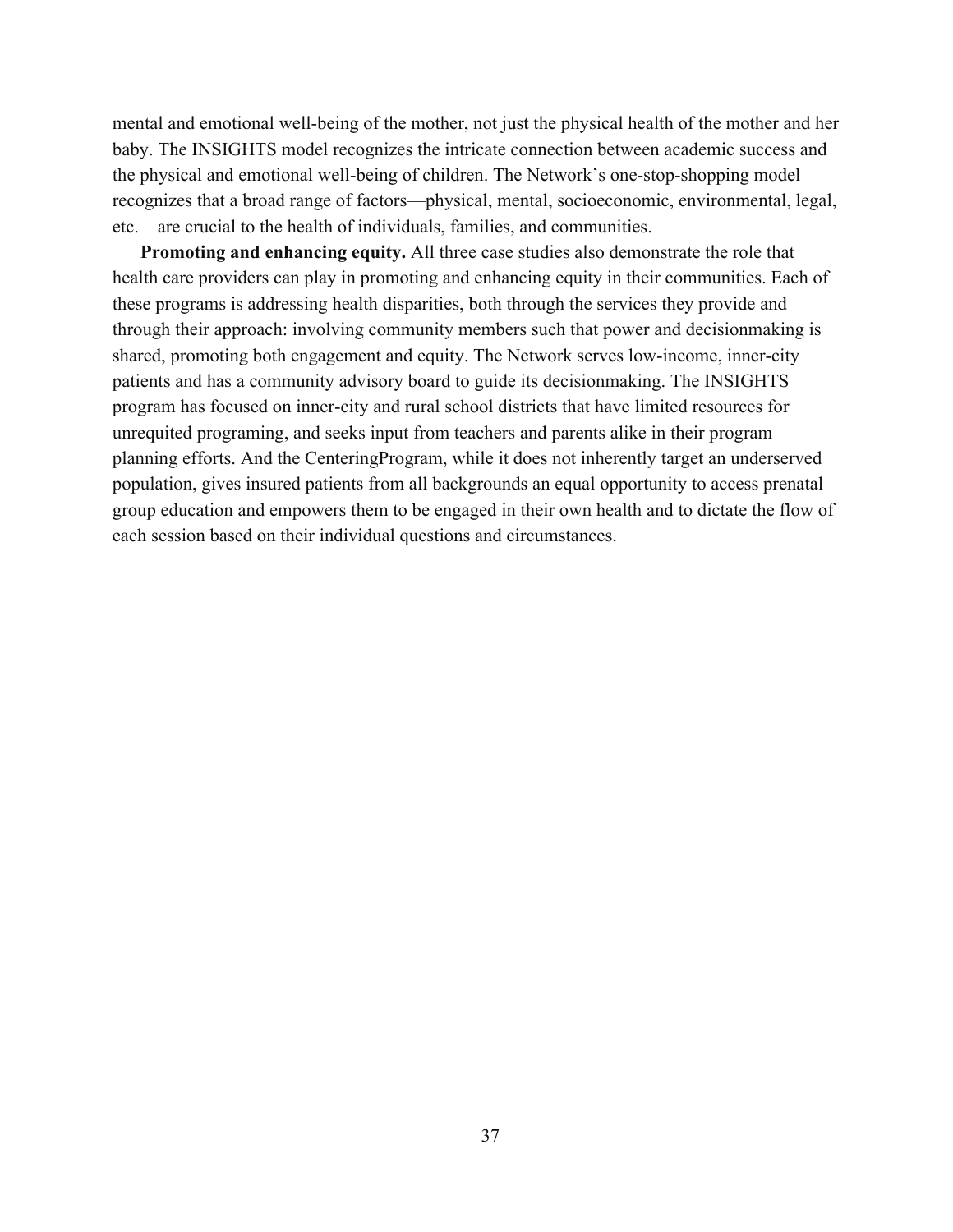mental and emotional well-being of the mother, not just the physical health of the mother and her baby. The INSIGHTS model recognizes the intricate connection between academic success and the physical and emotional well-being of children. The Network's one-stop-shopping model recognizes that a broad range of factors—physical, mental, socioeconomic, environmental, legal, etc.—are crucial to the health of individuals, families, and communities.

**Promoting and enhancing equity.** All three case studies also demonstrate the role that health care providers can play in promoting and enhancing equity in their communities. Each of these programs is addressing health disparities, both through the services they provide and through their approach: involving community members such that power and decisionmaking is shared, promoting both engagement and equity. The Network serves low-income, inner-city patients and has a community advisory board to guide its decisionmaking. The INSIGHTS program has focused on inner-city and rural school districts that have limited resources for unrequited programing, and seeks input from teachers and parents alike in their program planning efforts. And the CenteringProgram, while it does not inherently target an underserved population, gives insured patients from all backgrounds an equal opportunity to access prenatal group education and empowers them to be engaged in their own health and to dictate the flow of each session based on their individual questions and circumstances.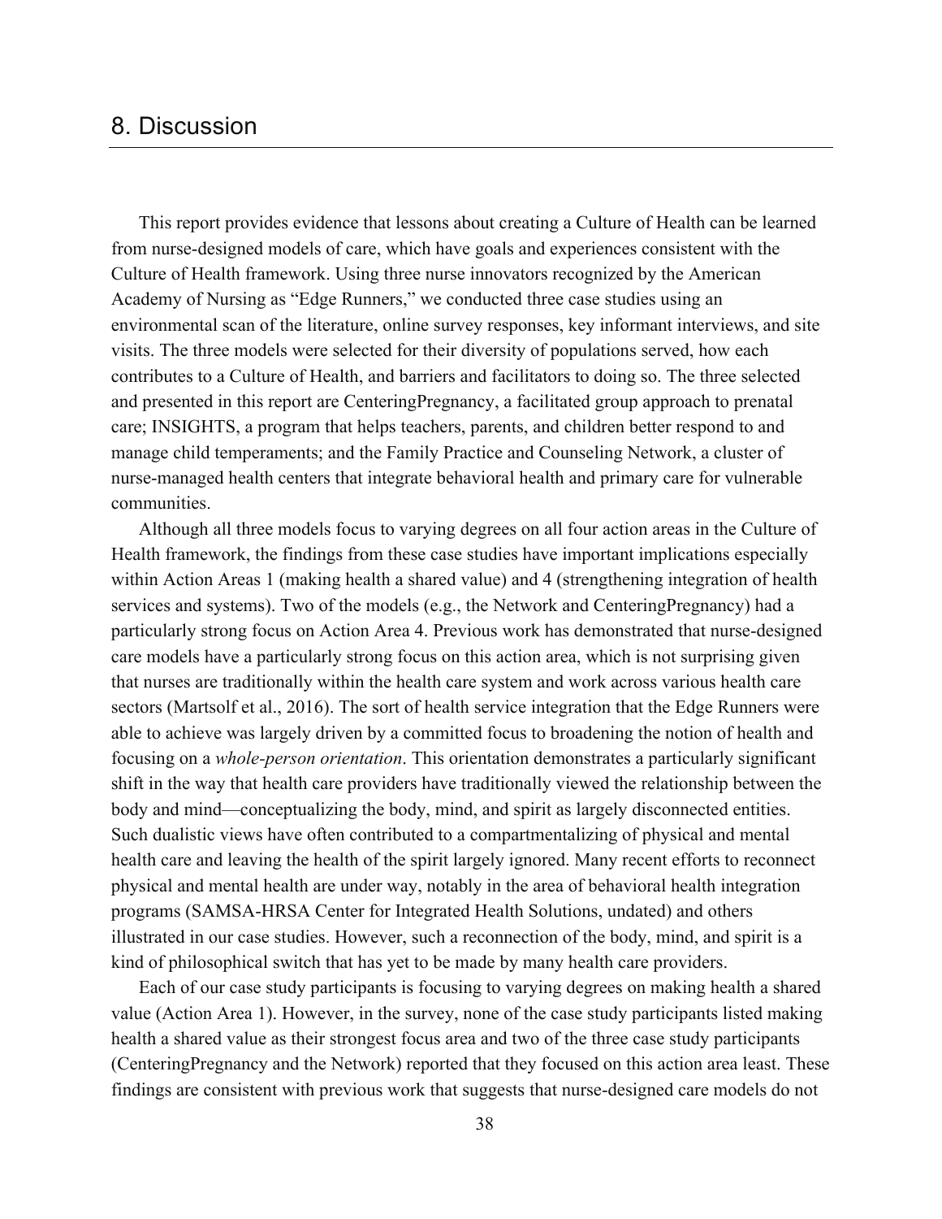# 8. Discussion

This report provides evidence that lessons about creating a Culture of Health can be learned from nurse-designed models of care, which have goals and experiences consistent with the Culture of Health framework. Using three nurse innovators recognized by the American Academy of Nursing as "Edge Runners," we conducted three case studies using an environmental scan of the literature, online survey responses, key informant interviews, and site visits. The three models were selected for their diversity of populations served, how each contributes to a Culture of Health, and barriers and facilitators to doing so. The three selected and presented in this report are CenteringPregnancy, a facilitated group approach to prenatal care; INSIGHTS, a program that helps teachers, parents, and children better respond to and manage child temperaments; and the Family Practice and Counseling Network, a cluster of nurse-managed health centers that integrate behavioral health and primary care for vulnerable communities.

Although all three models focus to varying degrees on all four action areas in the Culture of Health framework, the findings from these case studies have important implications especially within Action Areas 1 (making health a shared value) and 4 (strengthening integration of health services and systems). Two of the models (e.g., the Network and CenteringPregnancy) had a particularly strong focus on Action Area 4. Previous work has demonstrated that nurse-designed care models have a particularly strong focus on this action area, which is not surprising given that nurses are traditionally within the health care system and work across various health care sectors (Martsolf et al., 2016). The sort of health service integration that the Edge Runners were able to achieve was largely driven by a committed focus to broadening the notion of health and focusing on a *whole-person orientation*. This orientation demonstrates a particularly significant shift in the way that health care providers have traditionally viewed the relationship between the body and mind—conceptualizing the body, mind, and spirit as largely disconnected entities. Such dualistic views have often contributed to a compartmentalizing of physical and mental health care and leaving the health of the spirit largely ignored. Many recent efforts to reconnect physical and mental health are under way, notably in the area of behavioral health integration programs (SAMSA-HRSA Center for Integrated Health Solutions, undated) and others illustrated in our case studies. However, such a reconnection of the body, mind, and spirit is a kind of philosophical switch that has yet to be made by many health care providers.

Each of our case study participants is focusing to varying degrees on making health a shared value (Action Area 1). However, in the survey, none of the case study participants listed making health a shared value as their strongest focus area and two of the three case study participants (CenteringPregnancy and the Network) reported that they focused on this action area least. These findings are consistent with previous work that suggests that nurse-designed care models do not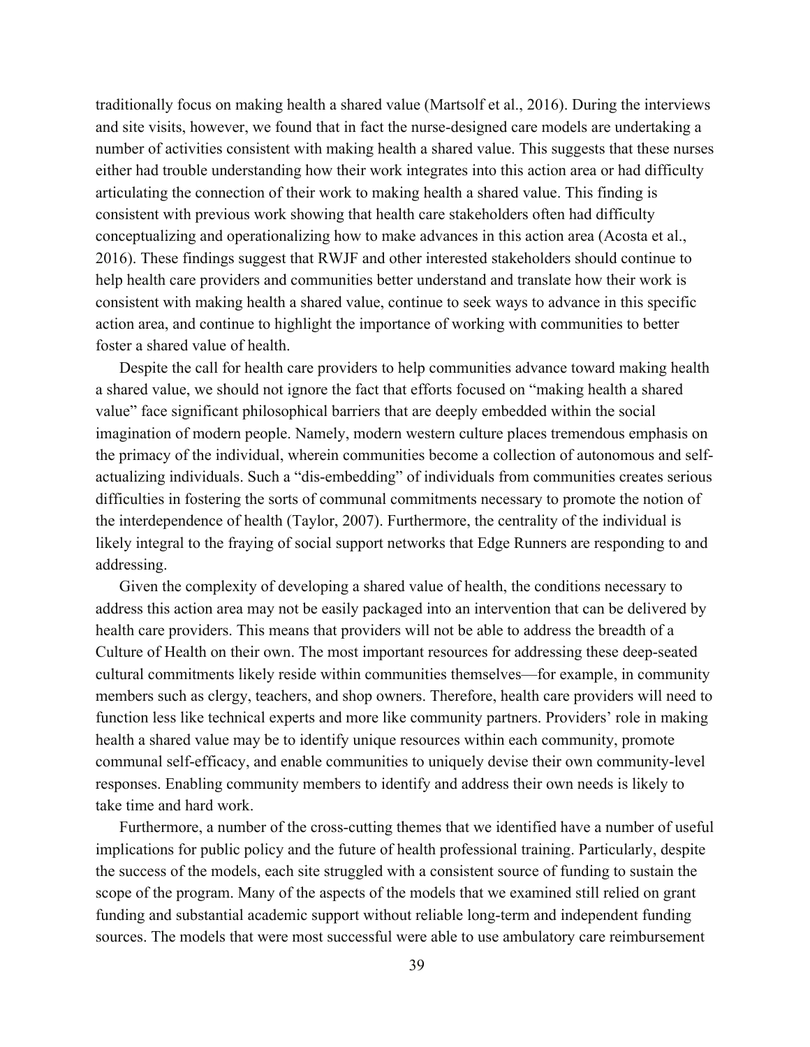traditionally focus on making health a shared value (Martsolf et al., 2016). During the interviews and site visits, however, we found that in fact the nurse-designed care models are undertaking a number of activities consistent with making health a shared value. This suggests that these nurses either had trouble understanding how their work integrates into this action area or had difficulty articulating the connection of their work to making health a shared value. This finding is consistent with previous work showing that health care stakeholders often had difficulty conceptualizing and operationalizing how to make advances in this action area (Acosta et al., 2016). These findings suggest that RWJF and other interested stakeholders should continue to help health care providers and communities better understand and translate how their work is consistent with making health a shared value, continue to seek ways to advance in this specific action area, and continue to highlight the importance of working with communities to better foster a shared value of health.

Despite the call for health care providers to help communities advance toward making health a shared value, we should not ignore the fact that efforts focused on "making health a shared value" face significant philosophical barriers that are deeply embedded within the social imagination of modern people. Namely, modern western culture places tremendous emphasis on the primacy of the individual, wherein communities become a collection of autonomous and self-actualizing individuals. Such a "dis-embedding" of individuals from communities creates serious difficulties in fostering the sorts of communal commitments necessary to promote the notion of the interdependence of health (Taylor, 2007). Furthermore, the centrality of the individual is likely integral to the fraying of social support networks that Edge Runners are responding to and addressing.

Given the complexity of developing a shared value of health, the conditions necessary to address this action area may not be easily packaged into an intervention that can be delivered by health care providers. This means that providers will not be able to address the breadth of a Culture of Health on their own. The most important resources for addressing these deep-seated cultural commitments likely reside within communities themselves—for example, in community members such as clergy, teachers, and shop owners. Therefore, health care providers will need to function less like technical experts and more like community partners. Providers' role in making health a shared value may be to identify unique resources within each community, promote communal self-efficacy, and enable communities to uniquely devise their own community-level responses. Enabling community members to identify and address their own needs is likely to take time and hard work.

Furthermore, a number of the cross-cutting themes that we identified have a number of useful implications for public policy and the future of health professional training. Particularly, despite the success of the models, each site struggled with a consistent source of funding to sustain the scope of the program. Many of the aspects of the models that we examined still relied on grant funding and substantial academic support without reliable long-term and independent funding sources. The models that were most successful were able to use ambulatory care reimbursement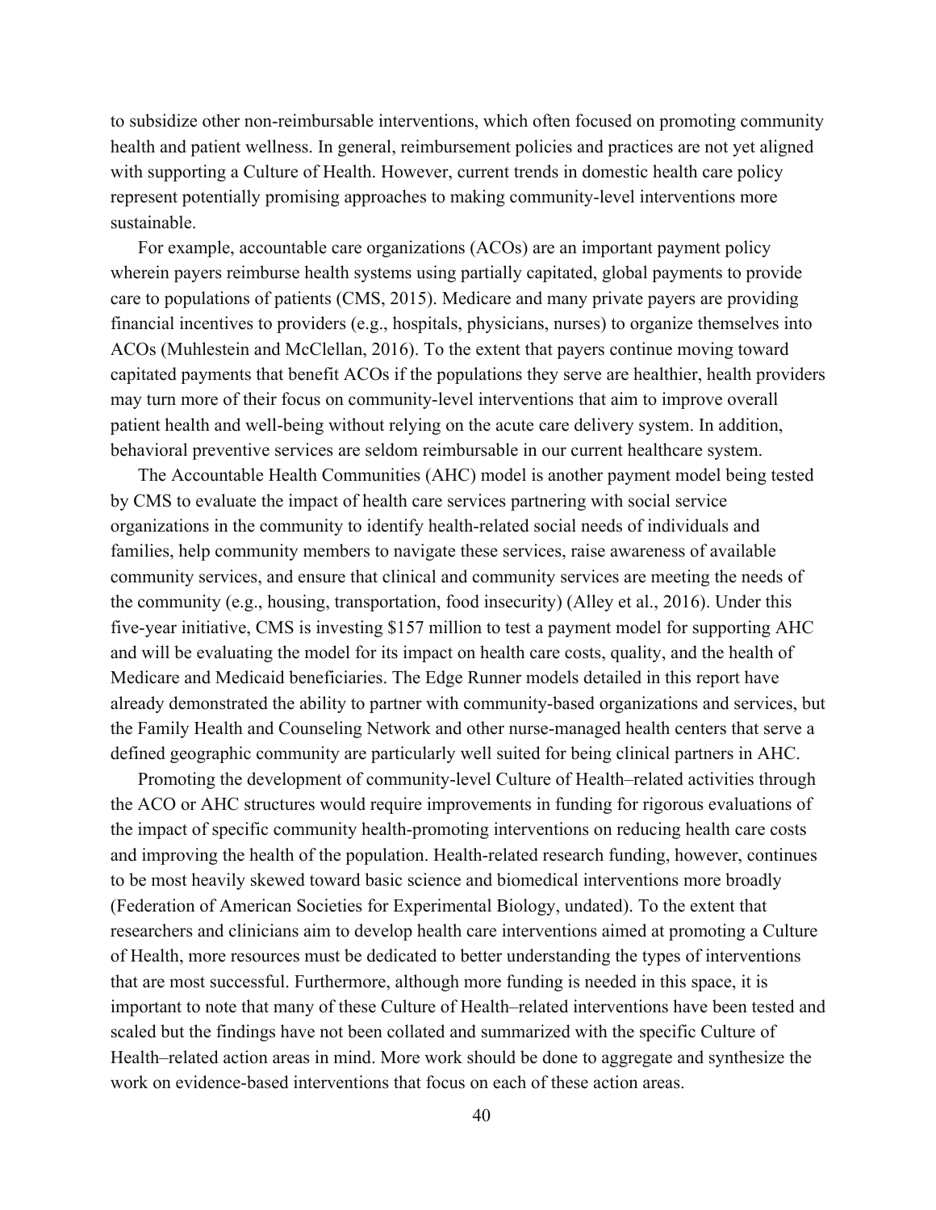to subsidize other non-reimbursable interventions, which often focused on promoting community health and patient wellness. In general, reimbursement policies and practices are not yet aligned with supporting a Culture of Health. However, current trends in domestic health care policy represent potentially promising approaches to making community-level interventions more sustainable.

For example, accountable care organizations (ACOs) are an important payment policy wherein payers reimburse health systems using partially capitated, global payments to provide care to populations of patients (CMS, 2015). Medicare and many private payers are providing financial incentives to providers (e.g., hospitals, physicians, nurses) to organize themselves into ACOs (Muhlestein and McClellan, 2016). To the extent that payers continue moving toward capitated payments that benefit ACOs if the populations they serve are healthier, health providers may turn more of their focus on community-level interventions that aim to improve overall patient health and well-being without relying on the acute care delivery system. In addition, behavioral preventive services are seldom reimbursable in our current healthcare system.

The Accountable Health Communities (AHC) model is another payment model being tested by CMS to evaluate the impact of health care services partnering with social service organizations in the community to identify health-related social needs of individuals and families, help community members to navigate these services, raise awareness of available community services, and ensure that clinical and community services are meeting the needs of the community (e.g., housing, transportation, food insecurity) (Alley et al., 2016). Under this five-year initiative, CMS is investing $157 million to test a payment model for supporting AHC and will be evaluating the model for its impact on health care costs, quality, and the health of Medicare and Medicaid beneficiaries. The Edge Runner models detailed in this report have already demonstrated the ability to partner with community-based organizations and services, but the Family Health and Counseling Network and other nurse-managed health centers that serve a defined geographic community are particularly well suited for being clinical partners in AHC.

Promoting the development of community-level Culture of Health–related activities through the ACO or AHC structures would require improvements in funding for rigorous evaluations of the impact of specific community health-promoting interventions on reducing health care costs and improving the health of the population. Health-related research funding, however, continues to be most heavily skewed toward basic science and biomedical interventions more broadly (Federation of American Societies for Experimental Biology, undated). To the extent that researchers and clinicians aim to develop health care interventions aimed at promoting a Culture of Health, more resources must be dedicated to better understanding the types of interventions that are most successful. Furthermore, although more funding is needed in this space, it is important to note that many of these Culture of Health–related interventions have been tested and scaled but the findings have not been collated and summarized with the specific Culture of Health–related action areas in mind. More work should be done to aggregate and synthesize the work on evidence-based interventions that focus on each of these action areas.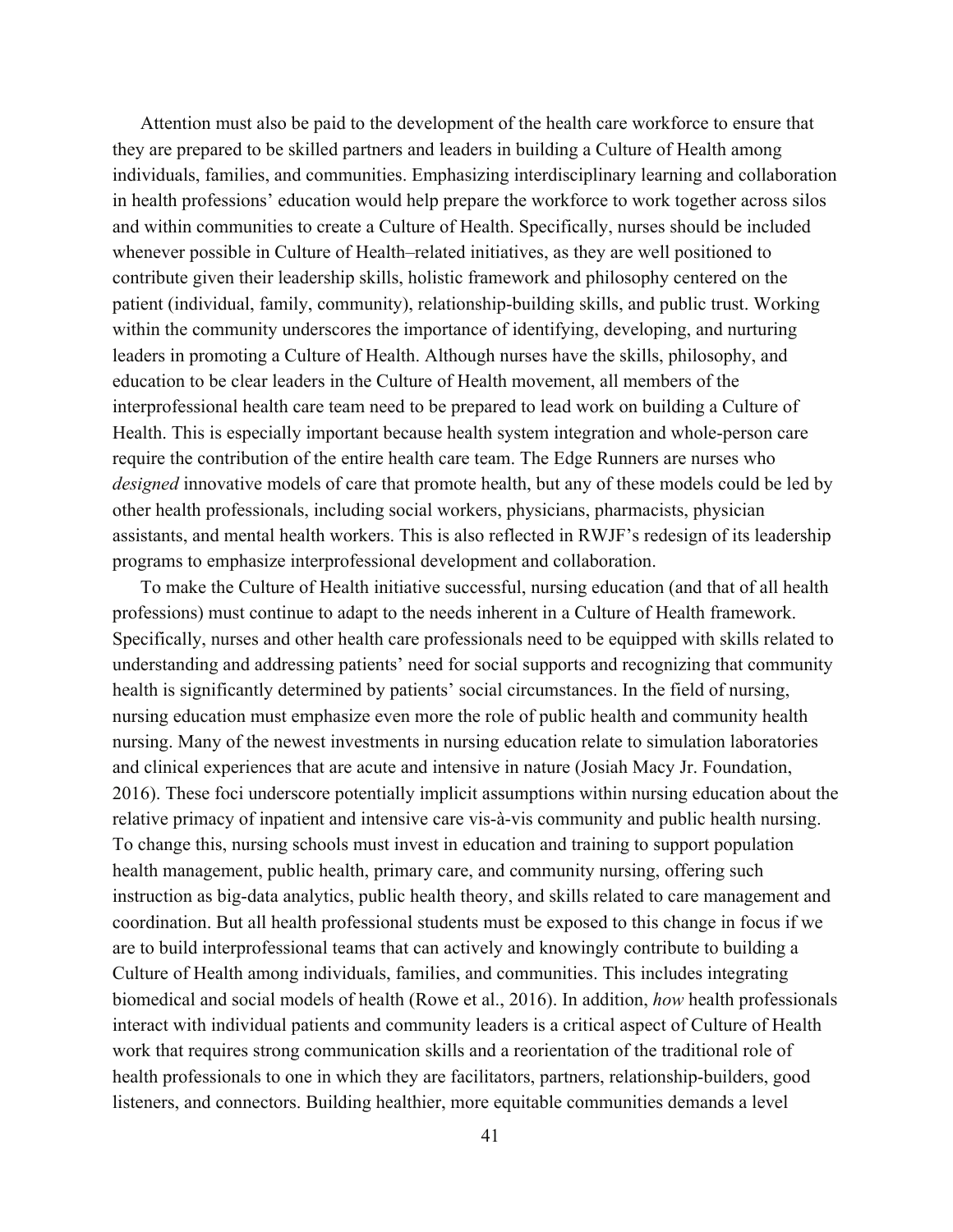Attention must also be paid to the development of the health care workforce to ensure that they are prepared to be skilled partners and leaders in building a Culture of Health among individuals, families, and communities. Emphasizing interdisciplinary learning and collaboration in health professions' education would help prepare the workforce to work together across silos and within communities to create a Culture of Health. Specifically, nurses should be included whenever possible in Culture of Health–related initiatives, as they are well positioned to contribute given their leadership skills, holistic framework and philosophy centered on the patient (individual, family, community), relationship-building skills, and public trust. Working within the community underscores the importance of identifying, developing, and nurturing leaders in promoting a Culture of Health. Although nurses have the skills, philosophy, and education to be clear leaders in the Culture of Health movement, all members of the interprofessional health care team need to be prepared to lead work on building a Culture of Health. This is especially important because health system integration and whole-person care require the contribution of the entire health care team. The Edge Runners are nurses who *designed* innovative models of care that promote health, but any of these models could be led by other health professionals, including social workers, physicians, pharmacists, physician assistants, and mental health workers. This is also reflected in RWJF's redesign of its leadership programs to emphasize interprofessional development and collaboration.

To make the Culture of Health initiative successful, nursing education (and that of all health professions) must continue to adapt to the needs inherent in a Culture of Health framework. Specifically, nurses and other health care professionals need to be equipped with skills related to understanding and addressing patients' need for social supports and recognizing that community health is significantly determined by patients' social circumstances. In the field of nursing, nursing education must emphasize even more the role of public health and community health nursing. Many of the newest investments in nursing education relate to simulation laboratories and clinical experiences that are acute and intensive in nature (Josiah Macy Jr. Foundation, 2016). These foci underscore potentially implicit assumptions within nursing education about the relative primacy of inpatient and intensive care vis-à-vis community and public health nursing. To change this, nursing schools must invest in education and training to support population health management, public health, primary care, and community nursing, offering such instruction as big-data analytics, public health theory, and skills related to care management and coordination. But all health professional students must be exposed to this change in focus if we are to build interprofessional teams that can actively and knowingly contribute to building a Culture of Health among individuals, families, and communities. This includes integrating biomedical and social models of health (Rowe et al., 2016). In addition, *how* health professionals interact with individual patients and community leaders is a critical aspect of Culture of Health work that requires strong communication skills and a reorientation of the traditional role of health professionals to one in which they are facilitators, partners, relationship-builders, good listeners, and connectors. Building healthier, more equitable communities demands a level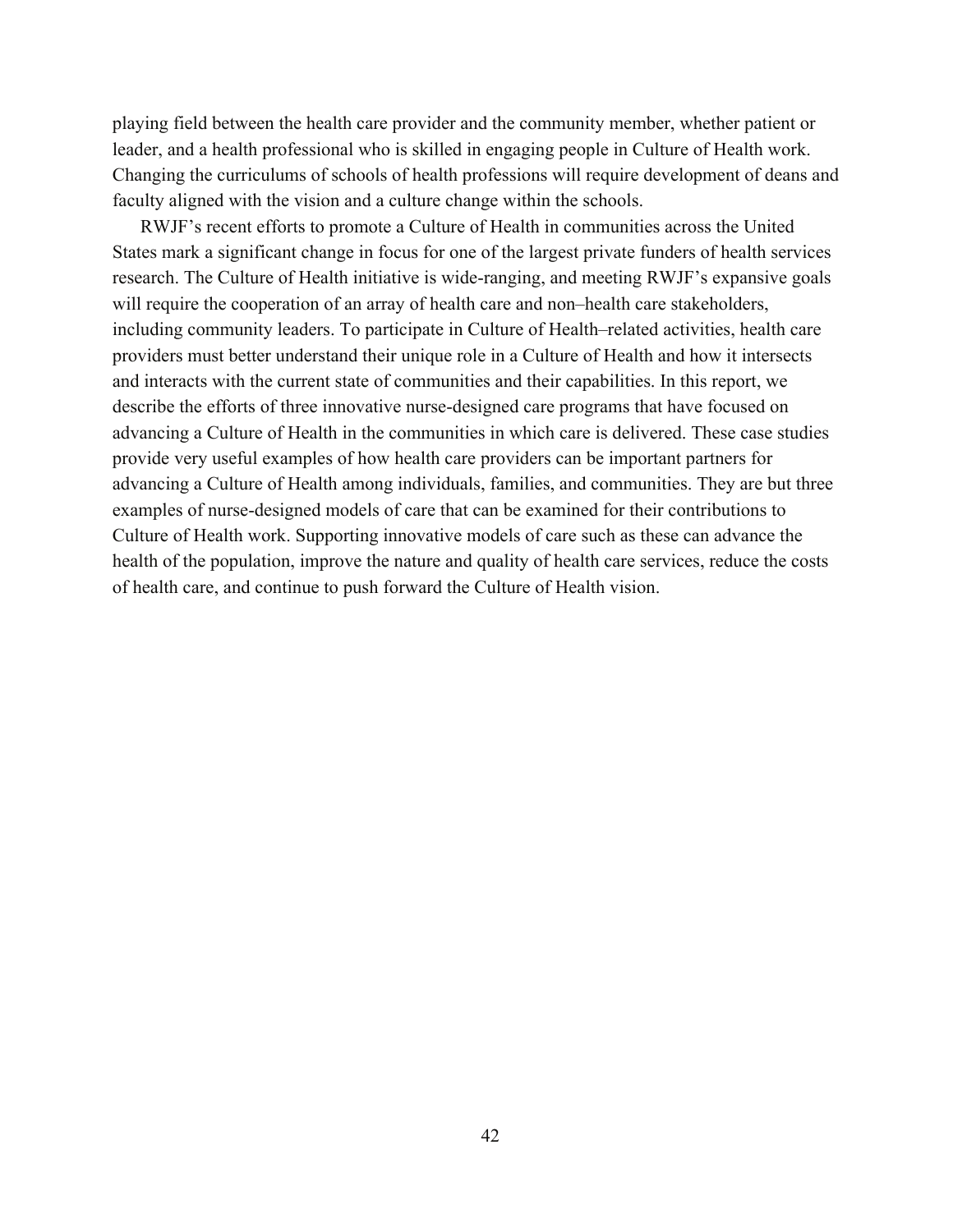playing field between the health care provider and the community member, whether patient or leader, and a health professional who is skilled in engaging people in Culture of Health work. Changing the curriculums of schools of health professions will require development of deans and faculty aligned with the vision and a culture change within the schools.

RWJF's recent efforts to promote a Culture of Health in communities across the United States mark a significant change in focus for one of the largest private funders of health services research. The Culture of Health initiative is wide-ranging, and meeting RWJF's expansive goals will require the cooperation of an array of health care and non–health care stakeholders, including community leaders. To participate in Culture of Health–related activities, health care providers must better understand their unique role in a Culture of Health and how it intersects and interacts with the current state of communities and their capabilities. In this report, we describe the efforts of three innovative nurse-designed care programs that have focused on advancing a Culture of Health in the communities in which care is delivered. These case studies provide very useful examples of how health care providers can be important partners for advancing a Culture of Health among individuals, families, and communities. They are but three examples of nurse-designed models of care that can be examined for their contributions to Culture of Health work. Supporting innovative models of care such as these can advance the health of the population, improve the nature and quality of health care services, reduce the costs of health care, and continue to push forward the Culture of Health vision.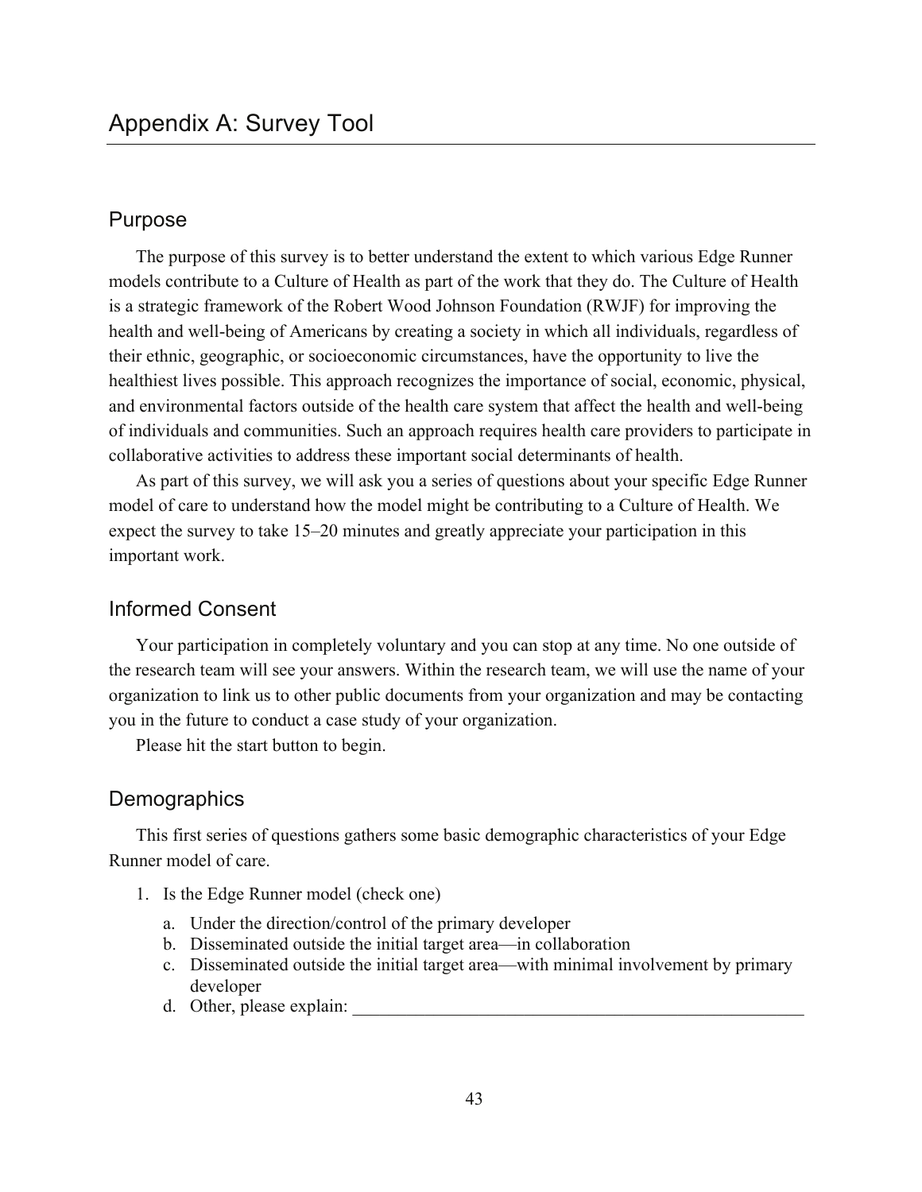# Appendix A: Survey Tool

## Purpose

The purpose of this survey is to better understand the extent to which various Edge Runner models contribute to a Culture of Health as part of the work that they do. The Culture of Health is a strategic framework of the Robert Wood Johnson Foundation (RWJF) for improving the health and well-being of Americans by creating a society in which all individuals, regardless of their ethnic, geographic, or socioeconomic circumstances, have the opportunity to live the healthiest lives possible. This approach recognizes the importance of social, economic, physical, and environmental factors outside of the health care system that affect the health and well-being of individuals and communities. Such an approach requires health care providers to participate in collaborative activities to address these important social determinants of health.

As part of this survey, we will ask you a series of questions about your specific Edge Runner model of care to understand how the model might be contributing to a Culture of Health. We expect the survey to take 15–20 minutes and greatly appreciate your participation in this important work.

## Informed Consent

Your participation in completely voluntary and you can stop at any time. No one outside of the research team will see your answers. Within the research team, we will use the name of your organization to link us to other public documents from your organization and may be contacting you in the future to conduct a case study of your organization.

Please hit the start button to begin.

## Demographics

This first series of questions gathers some basic demographic characteristics of your Edge Runner model of care.

1. Is the Edge Runner model (check one)
   a. Under the direction/control of the primary developer
   b. Disseminated outside the initial target area—in collaboration
   c. Disseminated outside the initial target area—with minimal involvement by primary developer
   d. Other, please explain: ______________________________________________________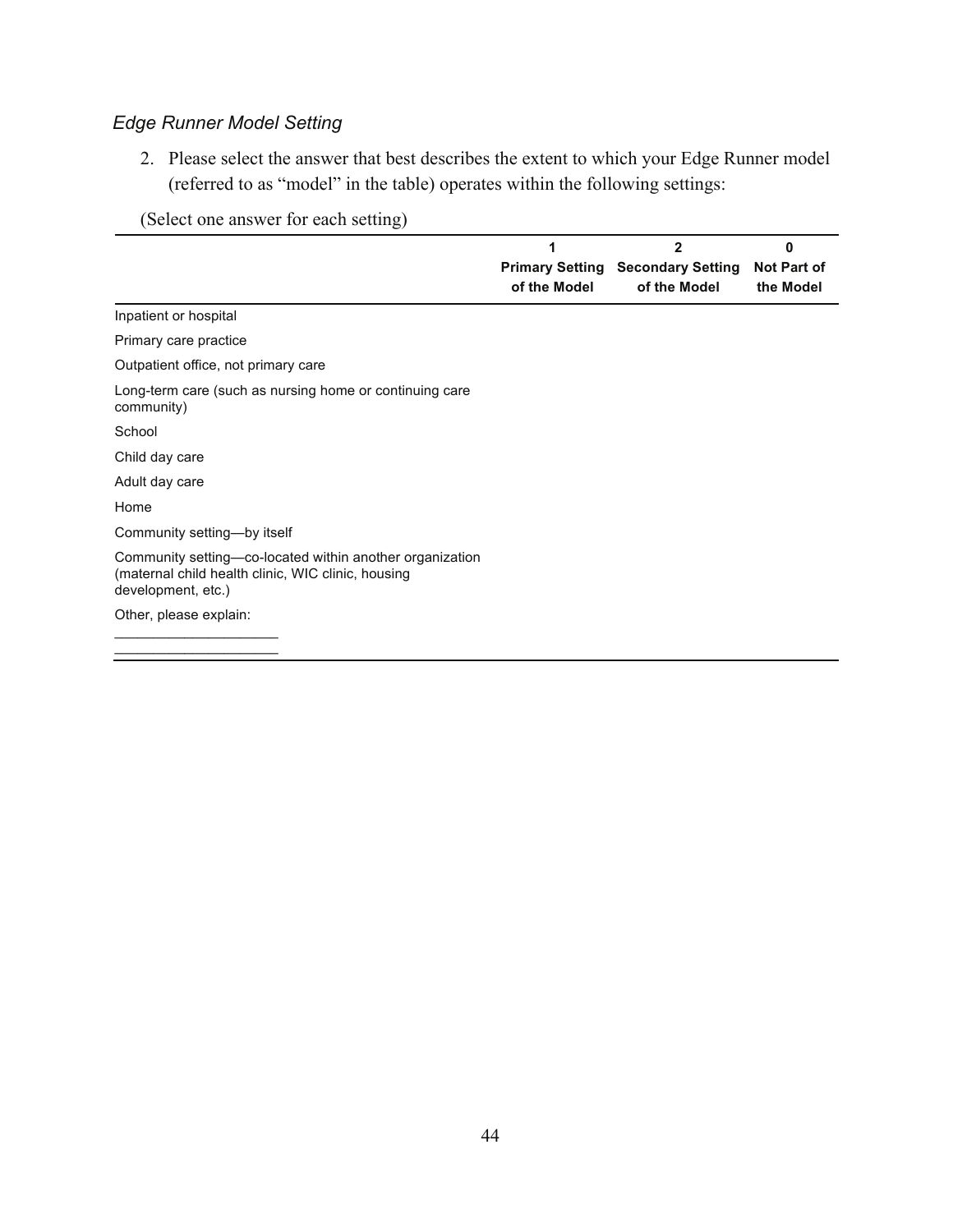*Edge Runner Model Setting*

2. Please select the answer that best describes the extent to which your Edge Runner model (referred to as "model" in the table) operates within the following settings:

(Select one answer for each setting)

| | 1<br>Primary Setting of the Model | 2<br>Secondary Setting of the Model | 0<br>Not Part of the Model |
|---|---|---|---|
| Inpatient or hospital | | | |
| Primary care practice | | | |
| Outpatient office, not primary care | | | |
| Long-term care (such as nursing home or continuing care community) | | | |
| School | | | |
| Child day care | | | |
| Adult day care | | | |
| Home | | | |
| Community setting—by itself | | | |
| Community setting—co-located within another organization (maternal child health clinic, WIC clinic, housing development, etc.) | | | |
| Other, please explain: ____________________ ____________________ | | | |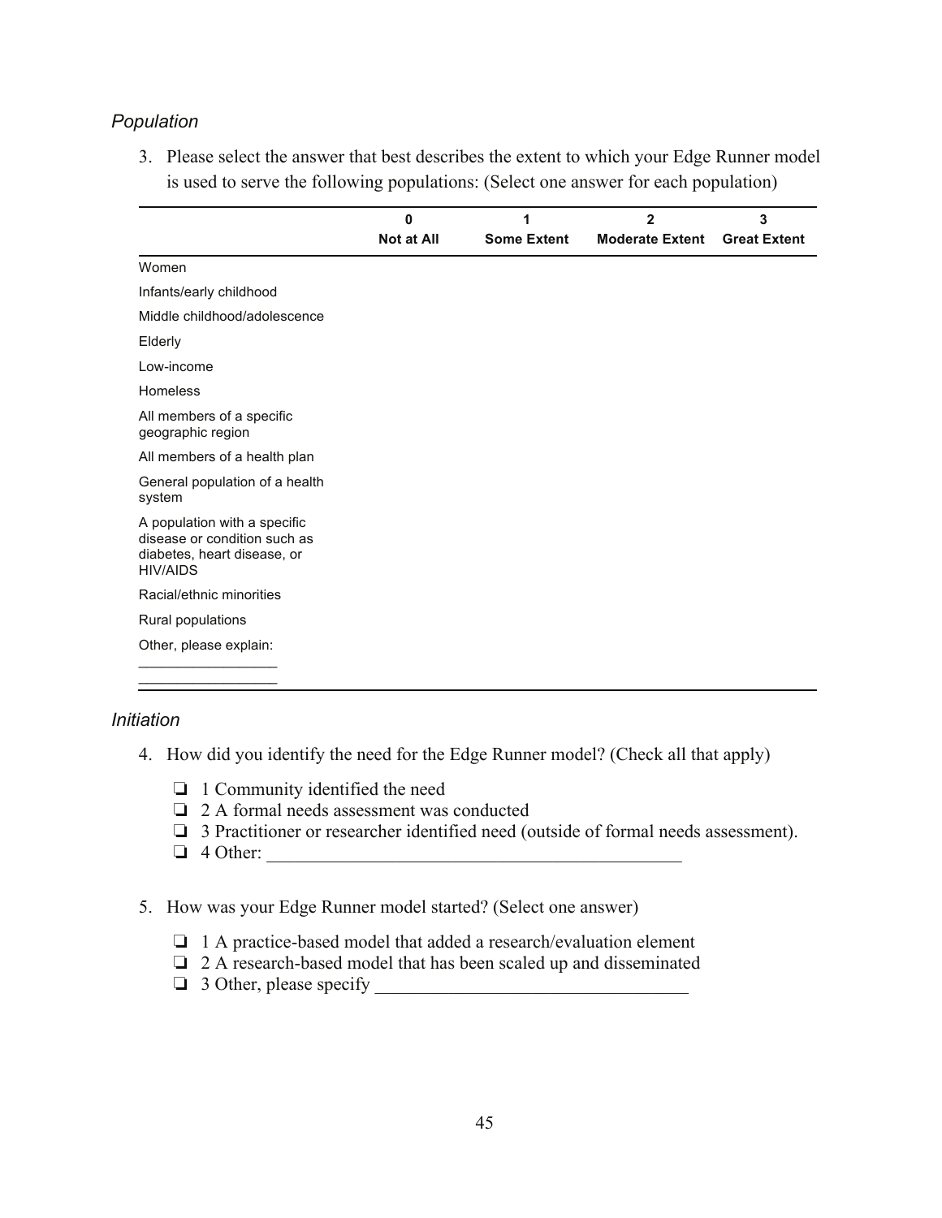*Population*

3. Please select the answer that best describes the extent to which your Edge Runner model is used to serve the following populations: (Select one answer for each population)

| | 0<br>Not at All | 1<br>Some Extent | 2<br>Moderate Extent | 3<br>Great Extent |
|---|---|---|---|---|
| Women | | | | |
| Infants/early childhood | | | | |
| Middle childhood/adolescence | | | | |
| Elderly | | | | |
| Low-income | | | | |
| Homeless | | | | |
| All members of a specific geographic region | | | | |
| All members of a health plan | | | | |
| General population of a health system | | | | |
| A population with a specific disease or condition such as diabetes, heart disease, or HIV/AIDS | | | | |
| Racial/ethnic minorities | | | | |
| Rural populations | | | | |
| Other, please explain: ________________ ________________ | | | | |

*Initiation*

4. How did you identify the need for the Edge Runner model? (Check all that apply)

   ❏ 1 Community identified the need
   ❏ 2 A formal needs assessment was conducted
   ❏ 3 Practitioner or researcher identified need (outside of formal needs assessment).
   ❏ 4 Other: ____________________________________________

5. How was your Edge Runner model started? (Select one answer)

   ❏ 1 A practice-based model that added a research/evaluation element
   ❏ 2 A research-based model that has been scaled up and disseminated
   ❏ 3 Other, please specify ________________________________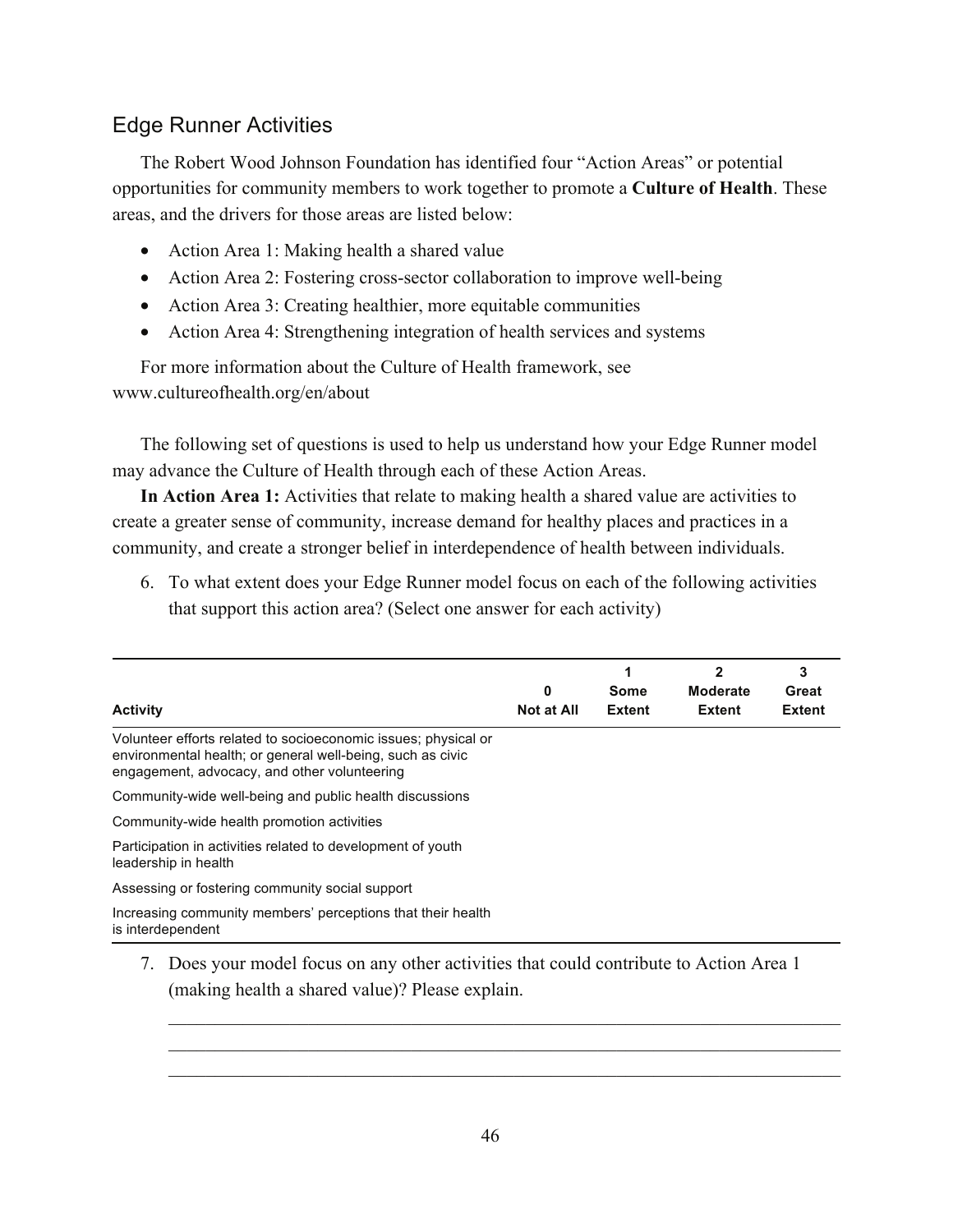## Edge Runner Activities

The Robert Wood Johnson Foundation has identified four "Action Areas" or potential opportunities for community members to work together to promote a **Culture of Health**. These areas, and the drivers for those areas are listed below:

- Action Area 1: Making health a shared value
- Action Area 2: Fostering cross-sector collaboration to improve well-being
- Action Area 3: Creating healthier, more equitable communities
- Action Area 4: Strengthening integration of health services and systems

For more information about the Culture of Health framework, see www.cultureofhealth.org/en/about

The following set of questions is used to help us understand how your Edge Runner model may advance the Culture of Health through each of these Action Areas.

**In Action Area 1:** Activities that relate to making health a shared value are activities to create a greater sense of community, increase demand for healthy places and practices in a community, and create a stronger belief in interdependence of health between individuals.

6. To what extent does your Edge Runner model focus on each of the following activities that support this action area? (Select one answer for each activity)

| Activity | 0 Not at All | 1 Some Extent | 2 Moderate Extent | 3 Great Extent |
|---|---|---|---|---|
| Volunteer efforts related to socioeconomic issues; physical or environmental health; or general well-being, such as civic engagement, advocacy, and other volunteering | | | | |
| Community-wide well-being and public health discussions | | | | |
| Community-wide health promotion activities | | | | |
| Participation in activities related to development of youth leadership in health | | | | |
| Assessing or fostering community social support | | | | |
| Increasing community members' perceptions that their health is interdependent | | | | |

7. Does your model focus on any other activities that could contribute to Action Area 1 (making health a shared value)? Please explain.

\_\_\_\_\_\_\_\_\_\_\_\_\_\_\_\_\_\_\_\_\_\_\_\_\_\_\_\_\_\_\_\_\_\_\_\_\_\_\_\_\_\_\_\_\_\_\_\_\_\_\_\_\_\_\_\_\_\_\_\_\_\_\_\_\_\_\_\_\_\_\_\_

\_\_\_\_\_\_\_\_\_\_\_\_\_\_\_\_\_\_\_\_\_\_\_\_\_\_\_\_\_\_\_\_\_\_\_\_\_\_\_\_\_\_\_\_\_\_\_\_\_\_\_\_\_\_\_\_\_\_\_\_\_\_\_\_\_\_\_\_\_\_\_\_

\_\_\_\_\_\_\_\_\_\_\_\_\_\_\_\_\_\_\_\_\_\_\_\_\_\_\_\_\_\_\_\_\_\_\_\_\_\_\_\_\_\_\_\_\_\_\_\_\_\_\_\_\_\_\_\_\_\_\_\_\_\_\_\_\_\_\_\_\_\_\_\_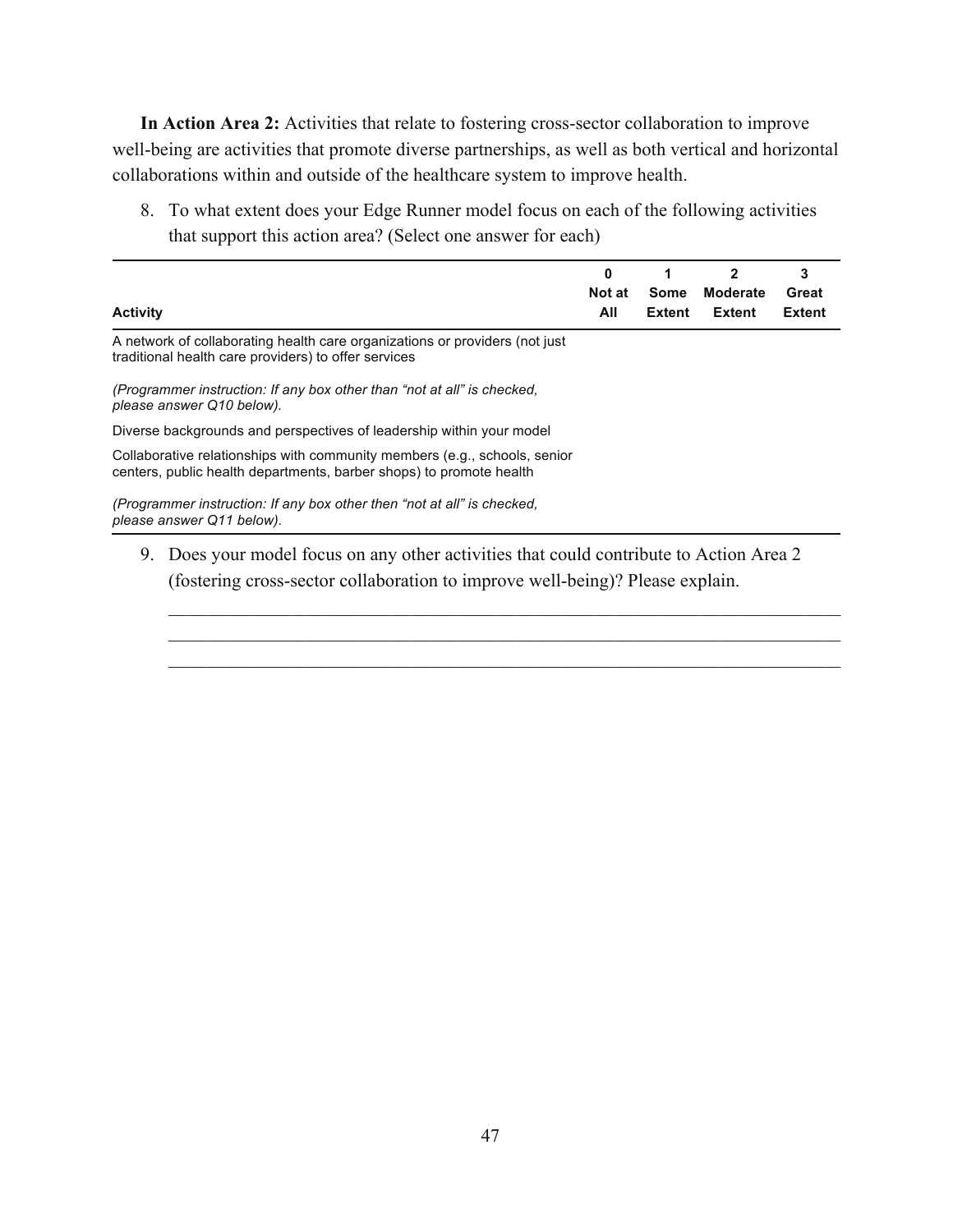**In Action Area 2:** Activities that relate to fostering cross-sector collaboration to improve well-being are activities that promote diverse partnerships, as well as both vertical and horizontal collaborations within and outside of the healthcare system to improve health.

8. To what extent does your Edge Runner model focus on each of the following activities that support this action area? (Select one answer for each)

| Activity | 0 Not at All | 1 Some Extent | 2 Moderate Extent | 3 Great Extent |
|---|---|---|---|---|
| A network of collaborating health care organizations or providers (not just traditional health care providers) to offer services<br><br>*(Programmer instruction: If any box other than "not at all" is checked, please answer Q10 below).* | | | | |
| Diverse backgrounds and perspectives of leadership within your model | | | | |
| Collaborative relationships with community members (e.g., schools, senior centers, public health departments, barber shops) to promote health<br><br>*(Programmer instruction: If any box other then "not at all" is checked, please answer Q11 below).* | | | | |

9. Does your model focus on any other activities that could contribute to Action Area 2 (fostering cross-sector collaboration to improve well-being)? Please explain.

_______________________________________________________________

_______________________________________________________________

_______________________________________________________________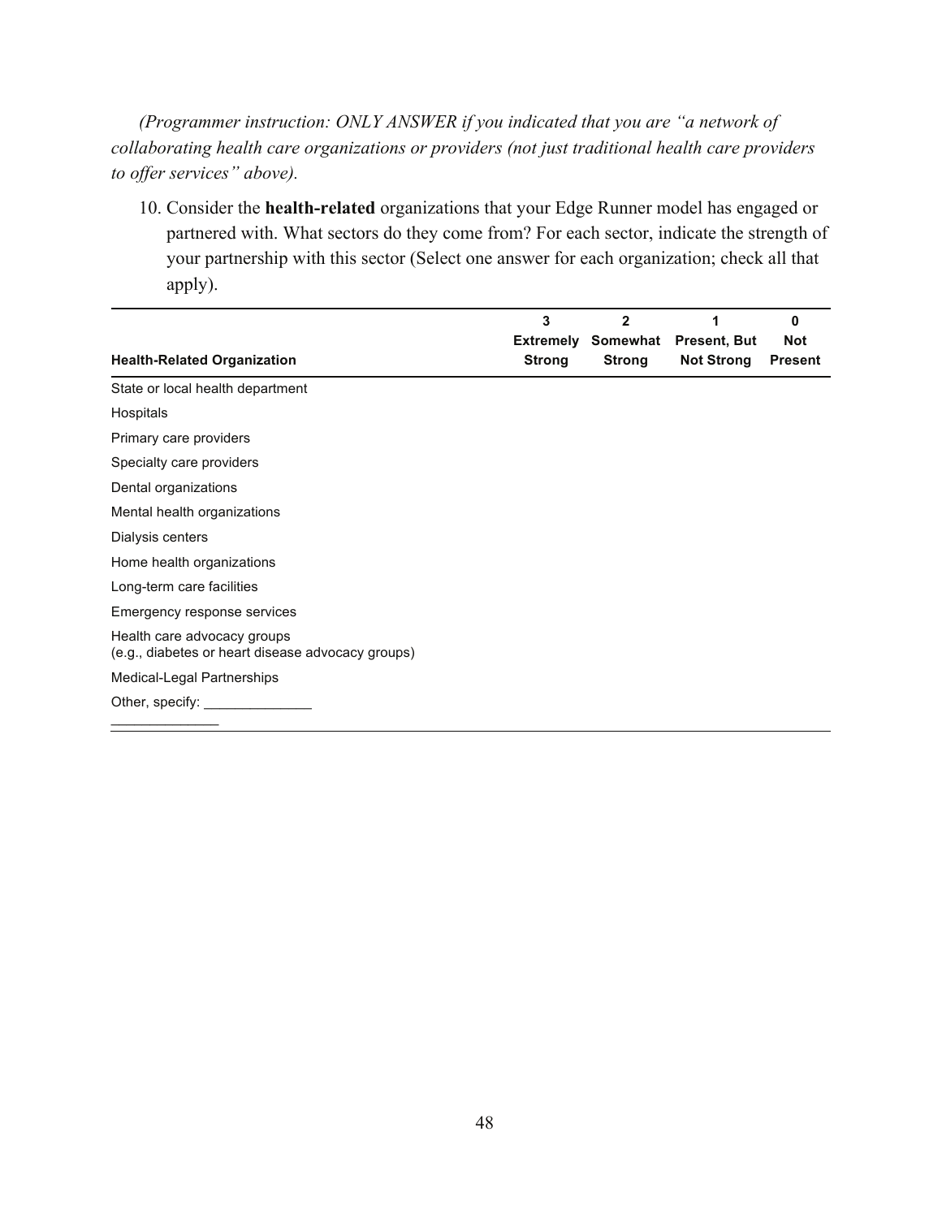*(Programmer instruction: ONLY ANSWER if you indicated that you are "a network of collaborating health care organizations or providers (not just traditional health care providers to offer services" above).*

10. Consider the **health-related** organizations that your Edge Runner model has engaged or partnered with. What sectors do they come from? For each sector, indicate the strength of your partnership with this sector (Select one answer for each organization; check all that apply).

| Health-Related Organization | 3 Extremely Strong | 2 Somewhat Strong | 1 Present, But Not Strong | 0 Not Present |
|---|---|---|---|---|
| State or local health department | | | | |
| Hospitals | | | | |
| Primary care providers | | | | |
| Specialty care providers | | | | |
| Dental organizations | | | | |
| Mental health organizations | | | | |
| Dialysis centers | | | | |
| Home health organizations | | | | |
| Long-term care facilities | | | | |
| Emergency response services | | | | |
| Health care advocacy groups (e.g., diabetes or heart disease advocacy groups) | | | | |
| Medical-Legal Partnerships | | | | |
| Other, specify: ______________ ______________ | | | | |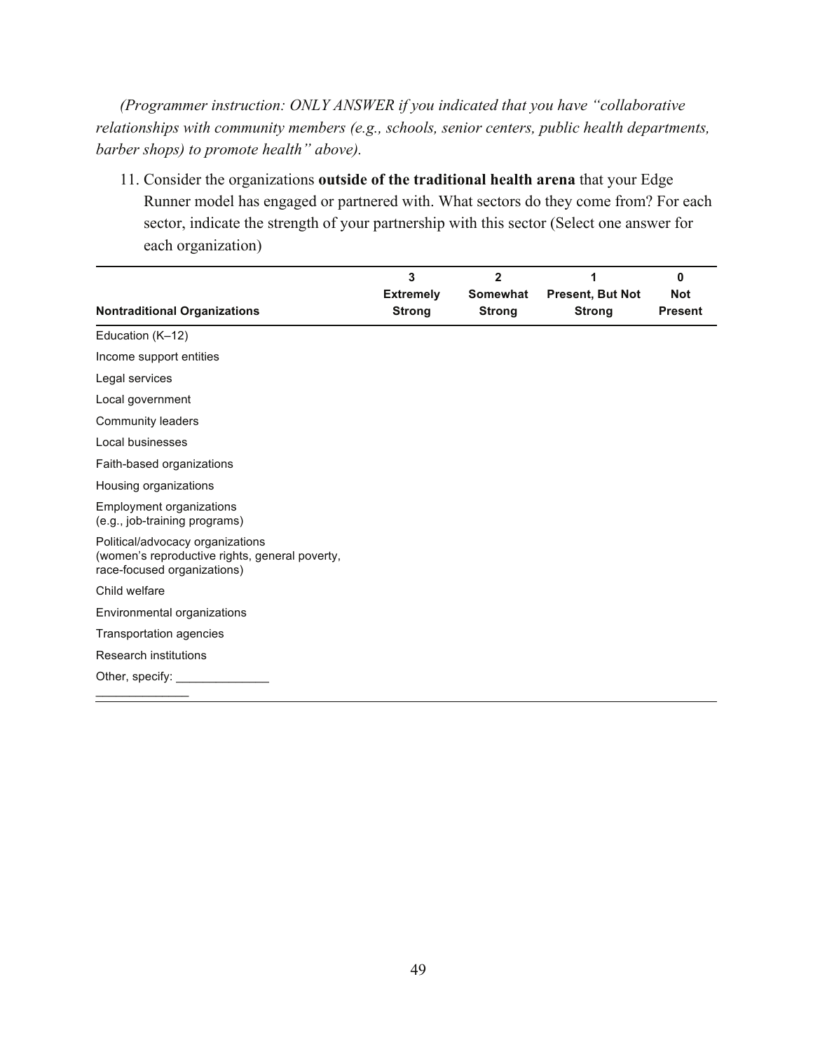*(Programmer instruction: ONLY ANSWER if you indicated that you have "collaborative relationships with community members (e.g., schools, senior centers, public health departments, barber shops) to promote health" above).*

11. Consider the organizations **outside of the traditional health arena** that your Edge Runner model has engaged or partnered with. What sectors do they come from? For each sector, indicate the strength of your partnership with this sector (Select one answer for each organization)

| Nontraditional Organizations | 3 Extremely Strong | 2 Somewhat Strong | 1 Present, But Not Strong | 0 Not Present |
|---|---|---|---|---|
| Education (K–12) | | | | |
| Income support entities | | | | |
| Legal services | | | | |
| Local government | | | | |
| Community leaders | | | | |
| Local businesses | | | | |
| Faith-based organizations | | | | |
| Housing organizations | | | | |
| Employment organizations (e.g., job-training programs) | | | | |
| Political/advocacy organizations (women's reproductive rights, general poverty, race-focused organizations) | | | | |
| Child welfare | | | | |
| Environmental organizations | | | | |
| Transportation agencies | | | | |
| Research institutions | | | | |
| Other, specify: ______________ ______________ | | | | |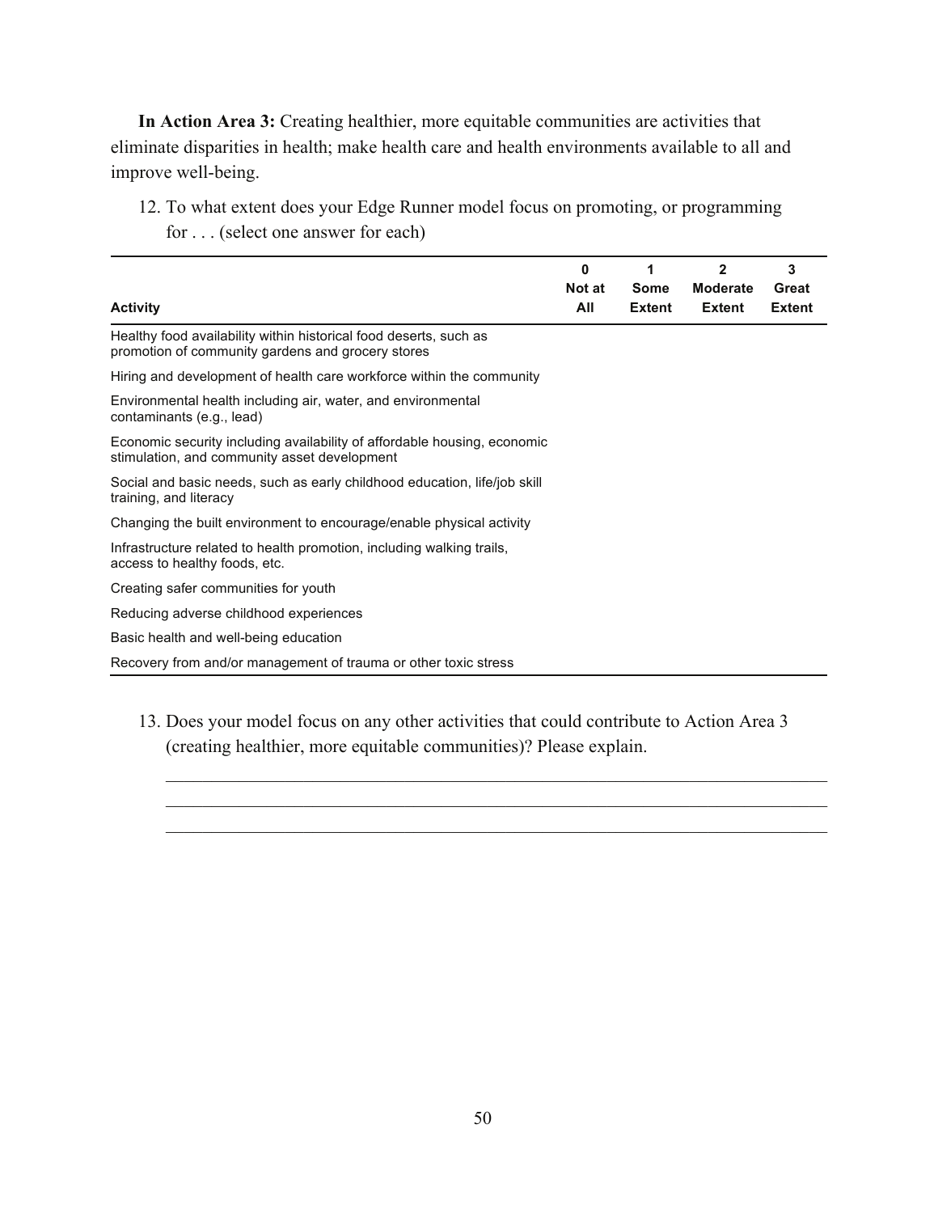**In Action Area 3:** Creating healthier, more equitable communities are activities that eliminate disparities in health; make health care and health environments available to all and improve well-being.

12. To what extent does your Edge Runner model focus on promoting, or programming for . . . (select one answer for each)

| Activity | 0 Not at All | 1 Some Extent | 2 Moderate Extent | 3 Great Extent |
|---|---|---|---|---|
| Healthy food availability within historical food deserts, such as promotion of community gardens and grocery stores | | | | |
| Hiring and development of health care workforce within the community | | | | |
| Environmental health including air, water, and environmental contaminants (e.g., lead) | | | | |
| Economic security including availability of affordable housing, economic stimulation, and community asset development | | | | |
| Social and basic needs, such as early childhood education, life/job skill training, and literacy | | | | |
| Changing the built environment to encourage/enable physical activity | | | | |
| Infrastructure related to health promotion, including walking trails, access to healthy foods, etc. | | | | |
| Creating safer communities for youth | | | | |
| Reducing adverse childhood experiences | | | | |
| Basic health and well-being education | | | | |
| Recovery from and/or management of trauma or other toxic stress | | | | |

13. Does your model focus on any other activities that could contribute to Action Area 3 (creating healthier, more equitable communities)? Please explain.

\_\_\_\_\_\_\_\_\_\_\_\_\_\_\_\_\_\_\_\_\_\_\_\_\_\_\_\_\_\_\_\_\_\_\_\_\_\_\_\_\_\_\_\_\_\_\_\_\_\_\_\_\_\_\_\_\_\_\_\_\_\_\_\_\_\_\_\_\_\_

\_\_\_\_\_\_\_\_\_\_\_\_\_\_\_\_\_\_\_\_\_\_\_\_\_\_\_\_\_\_\_\_\_\_\_\_\_\_\_\_\_\_\_\_\_\_\_\_\_\_\_\_\_\_\_\_\_\_\_\_\_\_\_\_\_\_\_\_\_\_

\_\_\_\_\_\_\_\_\_\_\_\_\_\_\_\_\_\_\_\_\_\_\_\_\_\_\_\_\_\_\_\_\_\_\_\_\_\_\_\_\_\_\_\_\_\_\_\_\_\_\_\_\_\_\_\_\_\_\_\_\_\_\_\_\_\_\_\_\_\_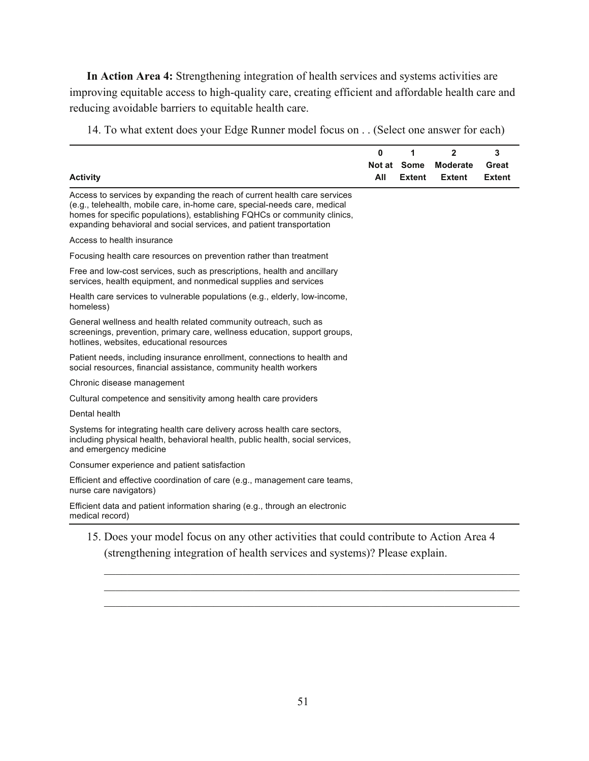**In Action Area 4:** Strengthening integration of health services and systems activities are improving equitable access to high-quality care, creating efficient and affordable health care and reducing avoidable barriers to equitable health care.

14. To what extent does your Edge Runner model focus on . . (Select one answer for each)

| Activity | 0 Not at All | 1 Some Extent | 2 Moderate Extent | 3 Great Extent |
|---|---|---|---|---|
| Access to services by expanding the reach of current health care services (e.g., telehealth, mobile care, in-home care, special-needs care, medical homes for specific populations), establishing FQHCs or community clinics, expanding behavioral and social services, and patient transportation | | | | |
| Access to health insurance | | | | |
| Focusing health care resources on prevention rather than treatment | | | | |
| Free and low-cost services, such as prescriptions, health and ancillary services, health equipment, and nonmedical supplies and services | | | | |
| Health care services to vulnerable populations (e.g., elderly, low-income, homeless) | | | | |
| General wellness and health related community outreach, such as screenings, prevention, primary care, wellness education, support groups, hotlines, websites, educational resources | | | | |
| Patient needs, including insurance enrollment, connections to health and social resources, financial assistance, community health workers | | | | |
| Chronic disease management | | | | |
| Cultural competence and sensitivity among health care providers | | | | |
| Dental health | | | | |
| Systems for integrating health care delivery across health care sectors, including physical health, behavioral health, public health, social services, and emergency medicine | | | | |
| Consumer experience and patient satisfaction | | | | |
| Efficient and effective coordination of care (e.g., management care teams, nurse care navigators) | | | | |
| Efficient data and patient information sharing (e.g., through an electronic medical record) | | | | |

15. Does your model focus on any other activities that could contribute to Action Area 4 (strengthening integration of health services and systems)? Please explain.

______________________________________________________________________________

______________________________________________________________________________

______________________________________________________________________________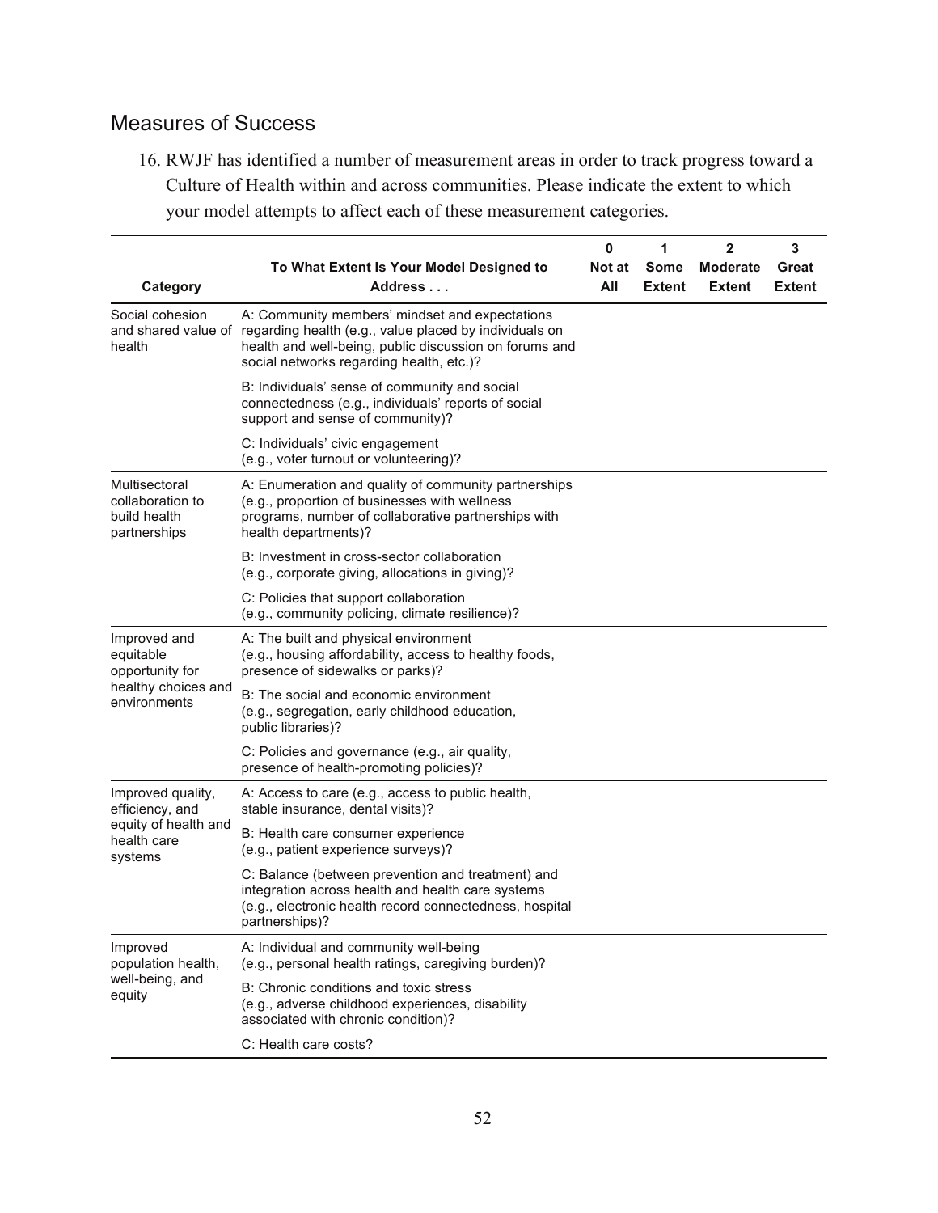## Measures of Success

16. RWJF has identified a number of measurement areas in order to track progress toward a Culture of Health within and across communities. Please indicate the extent to which your model attempts to affect each of these measurement categories.

| Category | To What Extent Is Your Model Designed to Address . . . | 0 Not at All | 1 Some Extent | 2 Moderate Extent | 3 Great Extent |
|---|---|---|---|---|---|
| Social cohesion and shared value of health | A: Community members' mindset and expectations regarding health (e.g., value placed by individuals on health and well-being, public discussion on forums and social networks regarding health, etc.)? | | | | |
| | B: Individuals' sense of community and social connectedness (e.g., individuals' reports of social support and sense of community)? | | | | |
| | C: Individuals' civic engagement (e.g., voter turnout or volunteering)? | | | | |
| Multisectoral collaboration to build health partnerships | A: Enumeration and quality of community partnerships (e.g., proportion of businesses with wellness programs, number of collaborative partnerships with health departments)? | | | | |
| | B: Investment in cross-sector collaboration (e.g., corporate giving, allocations in giving)? | | | | |
| | C: Policies that support collaboration (e.g., community policing, climate resilience)? | | | | |
| Improved and equitable opportunity for healthy choices and environments | A: The built and physical environment (e.g., housing affordability, access to healthy foods, presence of sidewalks or parks)? | | | | |
| | B: The social and economic environment (e.g., segregation, early childhood education, public libraries)? | | | | |
| | C: Policies and governance (e.g., air quality, presence of health-promoting policies)? | | | | |
| Improved quality, efficiency, and equity of health and health care systems | A: Access to care (e.g., access to public health, stable insurance, dental visits)? | | | | |
| | B: Health care consumer experience (e.g., patient experience surveys)? | | | | |
| | C: Balance (between prevention and treatment) and integration across health and health care systems (e.g., electronic health record connectedness, hospital partnerships)? | | | | |
| Improved population health, well-being, and equity | A: Individual and community well-being (e.g., personal health ratings, caregiving burden)? | | | | |
| | B: Chronic conditions and toxic stress (e.g., adverse childhood experiences, disability associated with chronic condition)? | | | | |
| | C: Health care costs? | | | | |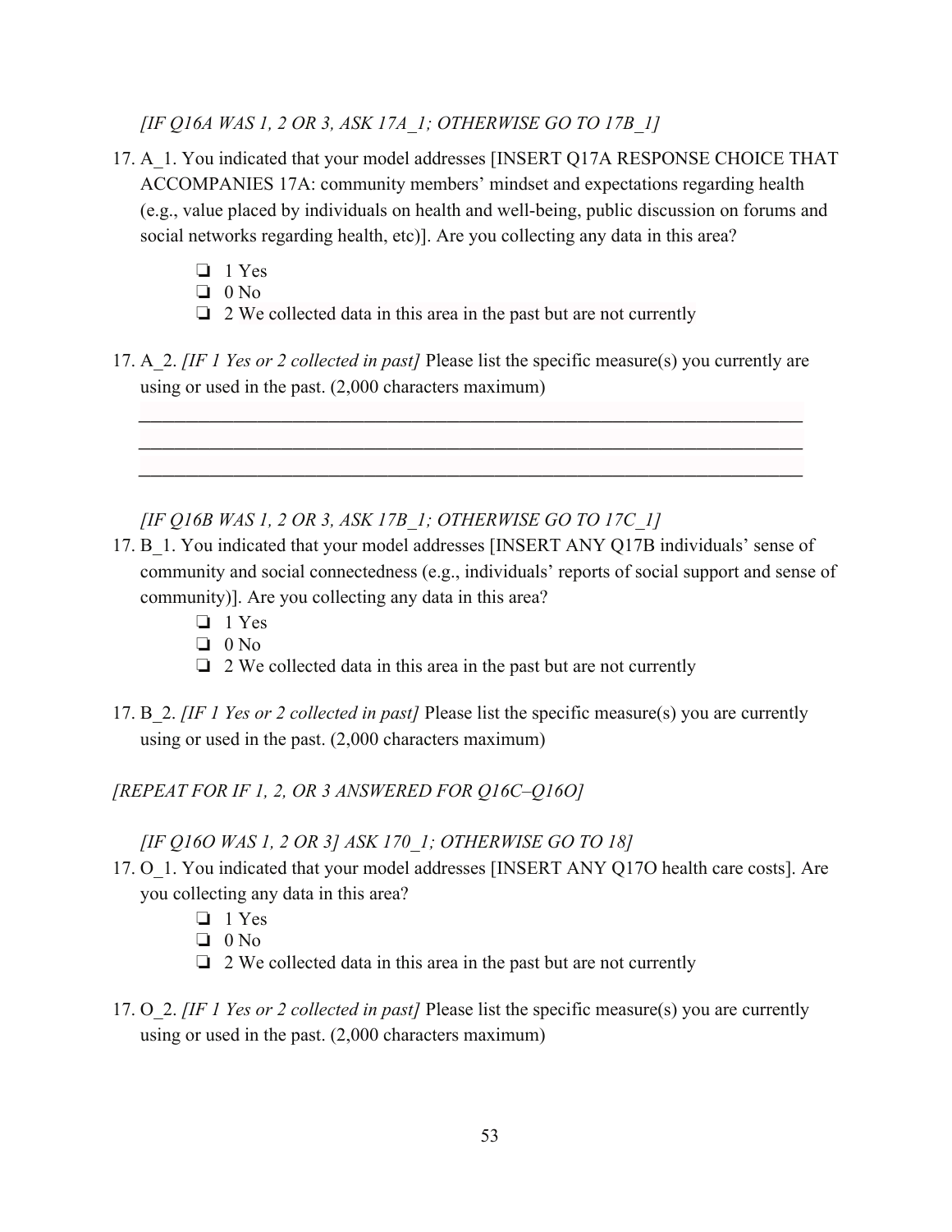*[IF Q16A WAS 1, 2 OR 3, ASK 17A_1; OTHERWISE GO TO 17B_1]*

17. A_1. You indicated that your model addresses [INSERT Q17A RESPONSE CHOICE THAT ACCOMPANIES 17A: community members' mindset and expectations regarding health (e.g., value placed by individuals on health and well-being, public discussion on forums and social networks regarding health, etc)]. Are you collecting any data in this area?

   - ❏ 1 Yes
   - ❏ 0 No
   - ❏ 2 We collected data in this area in the past but are not currently

17. A_2. *[IF 1 Yes or 2 collected in past]* Please list the specific measure(s) you currently are using or used in the past. (2,000 characters maximum)

   ___________________________________________________________________________
   ___________________________________________________________________________
   ___________________________________________________________________________

*[IF Q16B WAS 1, 2 OR 3, ASK 17B_1; OTHERWISE GO TO 17C_1]*

17. B_1. You indicated that your model addresses [INSERT ANY Q17B individuals' sense of community and social connectedness (e.g., individuals' reports of social support and sense of community)]. Are you collecting any data in this area?

   - ❏ 1 Yes
   - ❏ 0 No
   - ❏ 2 We collected data in this area in the past but are not currently

17. B_2. *[IF 1 Yes or 2 collected in past]* Please list the specific measure(s) you are currently using or used in the past. (2,000 characters maximum)

*[REPEAT FOR IF 1, 2, OR 3 ANSWERED FOR Q16C–Q16O]*

*[IF Q16O WAS 1, 2 OR 3] ASK 170_1; OTHERWISE GO TO 18]*

17. O_1. You indicated that your model addresses [INSERT ANY Q17O health care costs]. Are you collecting any data in this area?

   - ❏ 1 Yes
   - ❏ 0 No
   - ❏ 2 We collected data in this area in the past but are not currently

17. O_2. *[IF 1 Yes or 2 collected in past]* Please list the specific measure(s) you are currently using or used in the past. (2,000 characters maximum)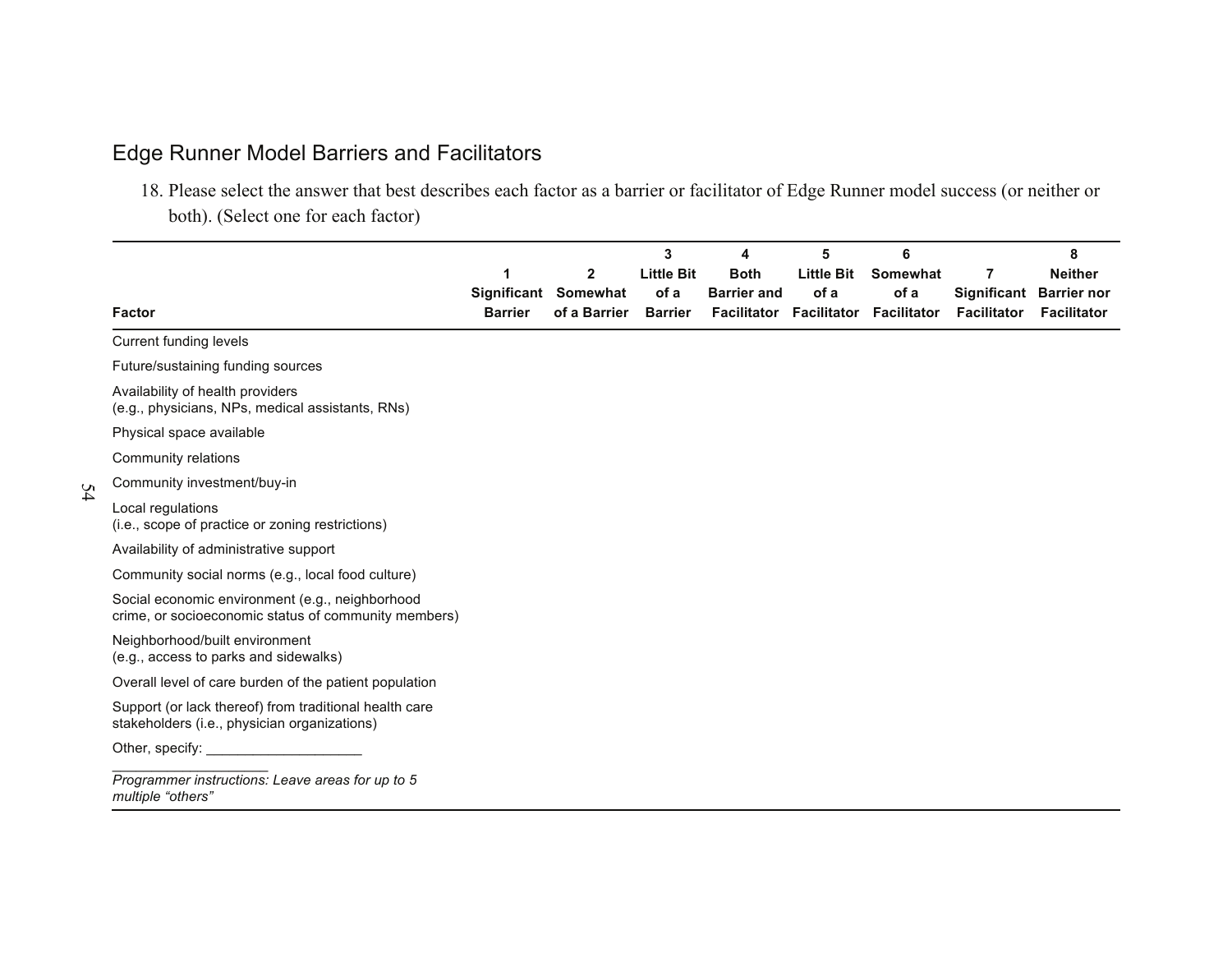## Edge Runner Model Barriers and Facilitators

18. Please select the answer that best describes each factor as a barrier or facilitator of Edge Runner model success (or neither or both). (Select one for each factor)

| Factor | 1 Significant Barrier | 2 Somewhat of a Barrier | 3 Little Bit of a Barrier | 4 Both Barrier and Facilitator | 5 Little Bit of a Facilitator | 6 Somewhat of a Facilitator | 7 Significant Facilitator | 8 Neither Barrier nor Facilitator |
|---|---|---|---|---|---|---|---|---|
| Current funding levels | | | | | | | | |
| Future/sustaining funding sources | | | | | | | | |
| Availability of health providers (e.g., physicians, NPs, medical assistants, RNs) | | | | | | | | |
| Physical space available | | | | | | | | |
| Community relations | | | | | | | | |
| Community investment/buy-in | | | | | | | | |
| Local regulations (i.e., scope of practice or zoning restrictions) | | | | | | | | |
| Availability of administrative support | | | | | | | | |
| Community social norms (e.g., local food culture) | | | | | | | | |
| Social economic environment (e.g., neighborhood crime, or socioeconomic status of community members) | | | | | | | | |
| Neighborhood/built environment (e.g., access to parks and sidewalks) | | | | | | | | |
| Overall level of care burden of the patient population | | | | | | | | |
| Support (or lack thereof) from traditional health care stakeholders (i.e., physician organizations) | | | | | | | | |
| Other, specify: ____________________ | | | | | | | | |

*Programmer instructions: Leave areas for up to 5 multiple "others"*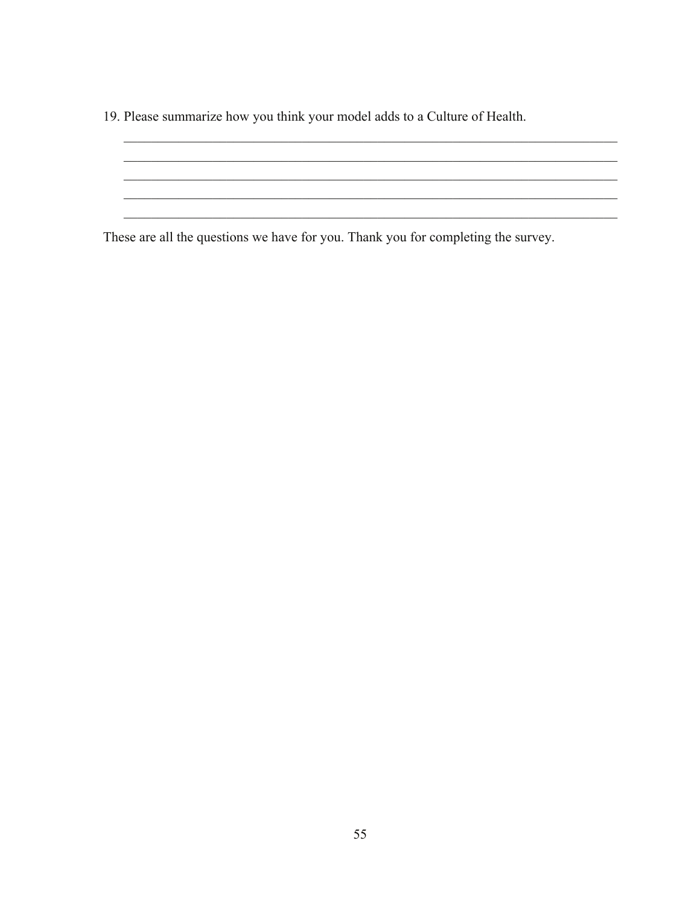19. Please summarize how you think your model adds to a Culture of Health.

______________________________________________________________________________
______________________________________________________________________________
______________________________________________________________________________
______________________________________________________________________________
______________________________________________________________________________

These are all the questions we have for you. Thank you for completing the survey.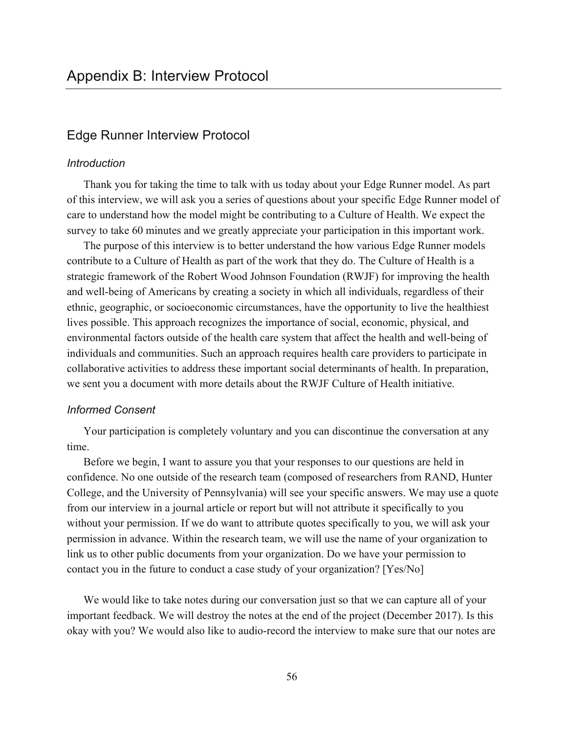# Appendix B: Interview Protocol

## Edge Runner Interview Protocol

### *Introduction*

Thank you for taking the time to talk with us today about your Edge Runner model. As part of this interview, we will ask you a series of questions about your specific Edge Runner model of care to understand how the model might be contributing to a Culture of Health. We expect the survey to take 60 minutes and we greatly appreciate your participation in this important work.

The purpose of this interview is to better understand the how various Edge Runner models contribute to a Culture of Health as part of the work that they do. The Culture of Health is a strategic framework of the Robert Wood Johnson Foundation (RWJF) for improving the health and well-being of Americans by creating a society in which all individuals, regardless of their ethnic, geographic, or socioeconomic circumstances, have the opportunity to live the healthiest lives possible. This approach recognizes the importance of social, economic, physical, and environmental factors outside of the health care system that affect the health and well-being of individuals and communities. Such an approach requires health care providers to participate in collaborative activities to address these important social determinants of health. In preparation, we sent you a document with more details about the RWJF Culture of Health initiative.

### *Informed Consent*

Your participation is completely voluntary and you can discontinue the conversation at any time.

Before we begin, I want to assure you that your responses to our questions are held in confidence. No one outside of the research team (composed of researchers from RAND, Hunter College, and the University of Pennsylvania) will see your specific answers. We may use a quote from our interview in a journal article or report but will not attribute it specifically to you without your permission. If we do want to attribute quotes specifically to you, we will ask your permission in advance. Within the research team, we will use the name of your organization to link us to other public documents from your organization. Do we have your permission to contact you in the future to conduct a case study of your organization? [Yes/No]

We would like to take notes during our conversation just so that we can capture all of your important feedback. We will destroy the notes at the end of the project (December 2017). Is this okay with you? We would also like to audio-record the interview to make sure that our notes are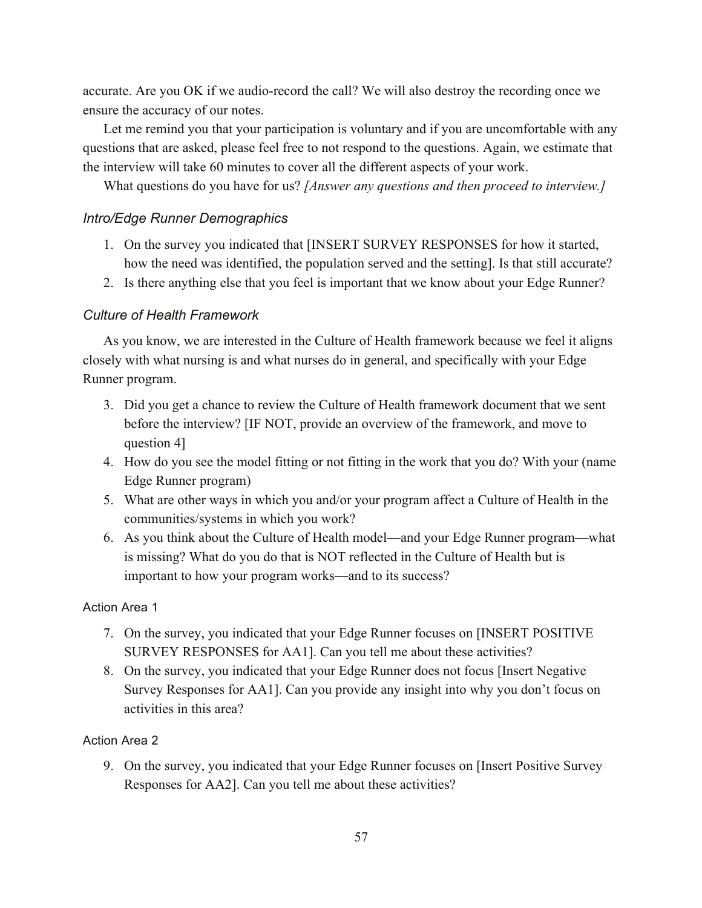accurate. Are you OK if we audio-record the call? We will also destroy the recording once we ensure the accuracy of our notes.

Let me remind you that your participation is voluntary and if you are uncomfortable with any questions that are asked, please feel free to not respond to the questions. Again, we estimate that the interview will take 60 minutes to cover all the different aspects of your work.

What questions do you have for us? *[Answer any questions and then proceed to interview.]*

### *Intro/Edge Runner Demographics*

1. On the survey you indicated that [INSERT SURVEY RESPONSES for how it started, how the need was identified, the population served and the setting]. Is that still accurate?
2. Is there anything else that you feel is important that we know about your Edge Runner?

### *Culture of Health Framework*

As you know, we are interested in the Culture of Health framework because we feel it aligns closely with what nursing is and what nurses do in general, and specifically with your Edge Runner program.

3. Did you get a chance to review the Culture of Health framework document that we sent before the interview? [IF NOT, provide an overview of the framework, and move to question 4]
4. How do you see the model fitting or not fitting in the work that you do? With your (name Edge Runner program)
5. What are other ways in which you and/or your program affect a Culture of Health in the communities/systems in which you work?
6. As you think about the Culture of Health model—and your Edge Runner program—what is missing? What do you do that is NOT reflected in the Culture of Health but is important to how your program works—and to its success?

#### Action Area 1

7. On the survey, you indicated that your Edge Runner focuses on [INSERT POSITIVE SURVEY RESPONSES for AA1]. Can you tell me about these activities?
8. On the survey, you indicated that your Edge Runner does not focus [Insert Negative Survey Responses for AA1]. Can you provide any insight into why you don't focus on activities in this area?

#### Action Area 2

9. On the survey, you indicated that your Edge Runner focuses on [Insert Positive Survey Responses for AA2]. Can you tell me about these activities?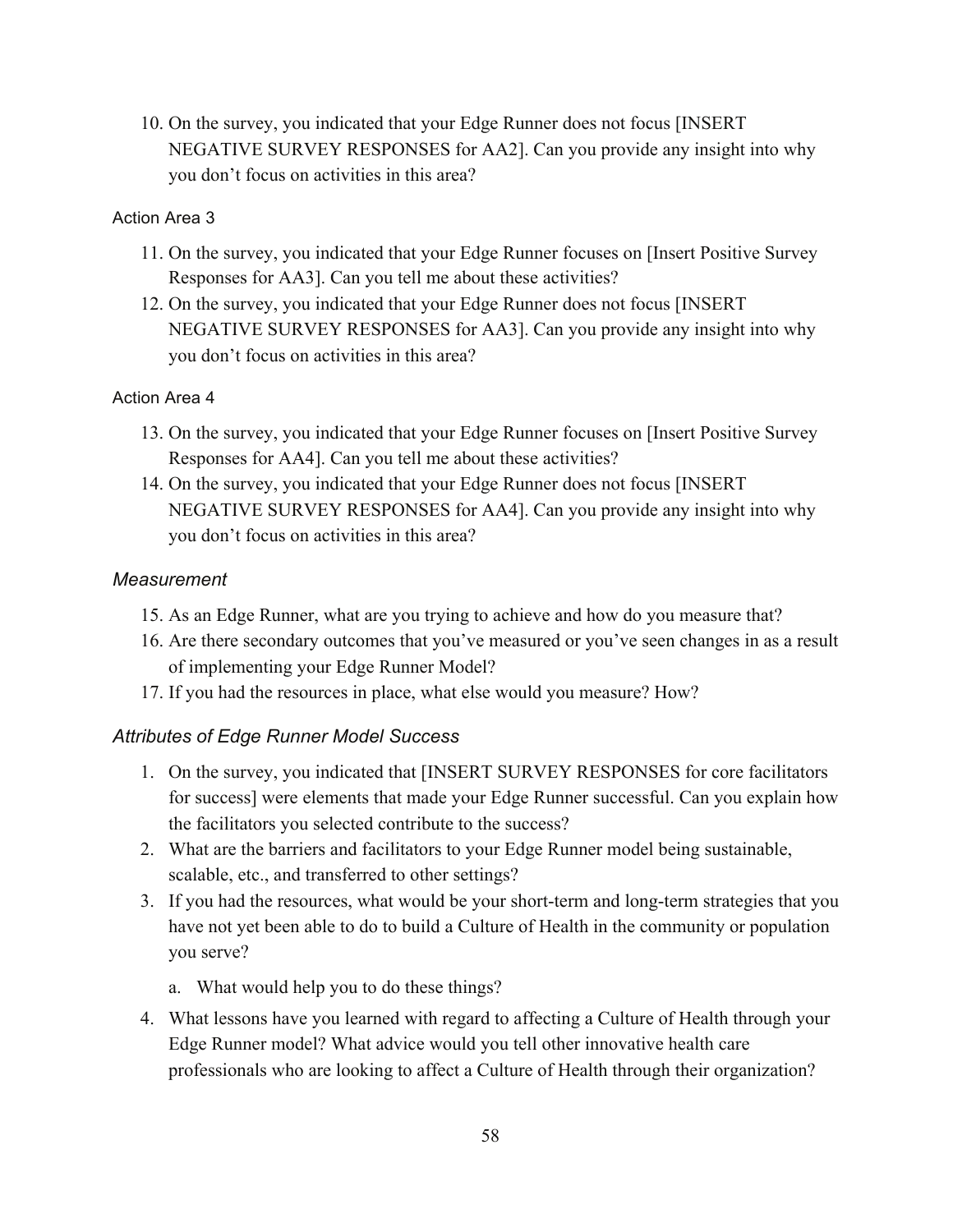10. On the survey, you indicated that your Edge Runner does not focus [INSERT NEGATIVE SURVEY RESPONSES for AA2]. Can you provide any insight into why you don't focus on activities in this area?

Action Area 3

11. On the survey, you indicated that your Edge Runner focuses on [Insert Positive Survey Responses for AA3]. Can you tell me about these activities?
12. On the survey, you indicated that your Edge Runner does not focus [INSERT NEGATIVE SURVEY RESPONSES for AA3]. Can you provide any insight into why you don't focus on activities in this area?

Action Area 4

13. On the survey, you indicated that your Edge Runner focuses on [Insert Positive Survey Responses for AA4]. Can you tell me about these activities?
14. On the survey, you indicated that your Edge Runner does not focus [INSERT NEGATIVE SURVEY RESPONSES for AA4]. Can you provide any insight into why you don't focus on activities in this area?

### *Measurement*

15. As an Edge Runner, what are you trying to achieve and how do you measure that?
16. Are there secondary outcomes that you've measured or you've seen changes in as a result of implementing your Edge Runner Model?
17. If you had the resources in place, what else would you measure? How?

### *Attributes of Edge Runner Model Success*

1. On the survey, you indicated that [INSERT SURVEY RESPONSES for core facilitators for success] were elements that made your Edge Runner successful. Can you explain how the facilitators you selected contribute to the success?
2. What are the barriers and facilitators to your Edge Runner model being sustainable, scalable, etc., and transferred to other settings?
3. If you had the resources, what would be your short-term and long-term strategies that you have not yet been able to do to build a Culture of Health in the community or population you serve?
   a. What would help you to do these things?
4. What lessons have you learned with regard to affecting a Culture of Health through your Edge Runner model? What advice would you tell other innovative health care professionals who are looking to affect a Culture of Health through their organization?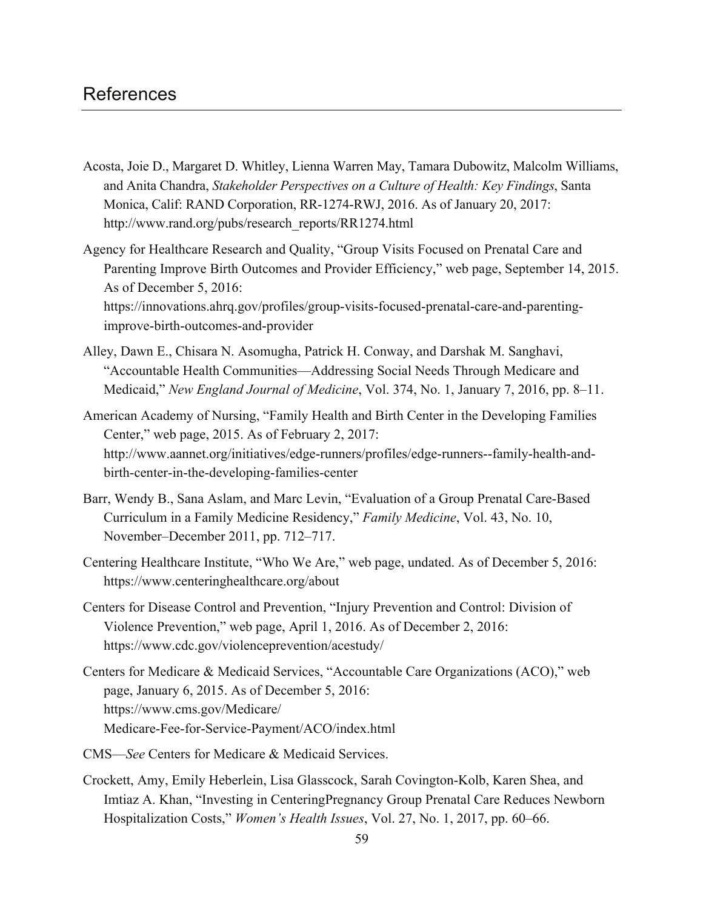# References

Acosta, Joie D., Margaret D. Whitley, Lienna Warren May, Tamara Dubowitz, Malcolm Williams, and Anita Chandra, *Stakeholder Perspectives on a Culture of Health: Key Findings*, Santa Monica, Calif: RAND Corporation, RR-1274-RWJ, 2016. As of January 20, 2017: http://www.rand.org/pubs/research_reports/RR1274.html

Agency for Healthcare Research and Quality, "Group Visits Focused on Prenatal Care and Parenting Improve Birth Outcomes and Provider Efficiency," web page, September 14, 2015. As of December 5, 2016: https://innovations.ahrq.gov/profiles/group-visits-focused-prenatal-care-and-parenting-improve-birth-outcomes-and-provider

Alley, Dawn E., Chisara N. Asomugha, Patrick H. Conway, and Darshak M. Sanghavi, "Accountable Health Communities—Addressing Social Needs Through Medicare and Medicaid," *New England Journal of Medicine*, Vol. 374, No. 1, January 7, 2016, pp. 8–11.

American Academy of Nursing, "Family Health and Birth Center in the Developing Families Center," web page, 2015. As of February 2, 2017: http://www.aannet.org/initiatives/edge-runners/profiles/edge-runners--family-health-and-birth-center-in-the-developing-families-center

Barr, Wendy B., Sana Aslam, and Marc Levin, "Evaluation of a Group Prenatal Care-Based Curriculum in a Family Medicine Residency," *Family Medicine*, Vol. 43, No. 10, November–December 2011, pp. 712–717.

Centering Healthcare Institute, "Who We Are," web page, undated. As of December 5, 2016: https://www.centeringhealthcare.org/about

Centers for Disease Control and Prevention, "Injury Prevention and Control: Division of Violence Prevention," web page, April 1, 2016. As of December 2, 2016: https://www.cdc.gov/violenceprevention/acestudy/

Centers for Medicare & Medicaid Services, "Accountable Care Organizations (ACO)," web page, January 6, 2015. As of December 5, 2016: https://www.cms.gov/Medicare/Medicare-Fee-for-Service-Payment/ACO/index.html

CMS—*See* Centers for Medicare & Medicaid Services.

Crockett, Amy, Emily Heberlein, Lisa Glasscock, Sarah Covington-Kolb, Karen Shea, and Imtiaz A. Khan, "Investing in CenteringPregnancy Group Prenatal Care Reduces Newborn Hospitalization Costs," *Women's Health Issues*, Vol. 27, No. 1, 2017, pp. 60–66.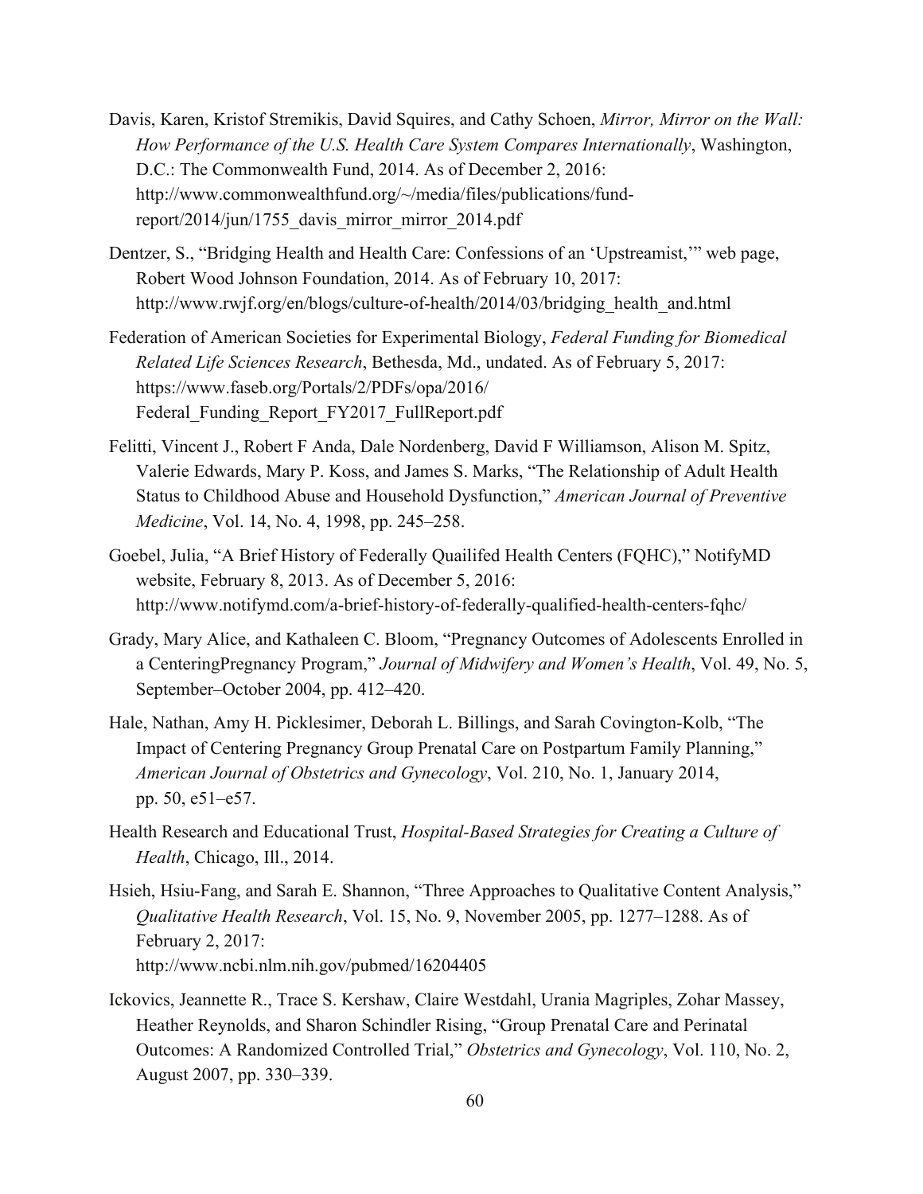Davis, Karen, Kristof Stremikis, David Squires, and Cathy Schoen, *Mirror, Mirror on the Wall: How Performance of the U.S. Health Care System Compares Internationally*, Washington, D.C.: The Commonwealth Fund, 2014. As of December 2, 2016: http://www.commonwealthfund.org/~/media/files/publications/fund-report/2014/jun/1755_davis_mirror_mirror_2014.pdf

Dentzer, S., "Bridging Health and Health Care: Confessions of an 'Upstreamist,'" web page, Robert Wood Johnson Foundation, 2014. As of February 10, 2017: http://www.rwjf.org/en/blogs/culture-of-health/2014/03/bridging_health_and.html

Federation of American Societies for Experimental Biology, *Federal Funding for Biomedical Related Life Sciences Research*, Bethesda, Md., undated. As of February 5, 2017: https://www.faseb.org/Portals/2/PDFs/opa/2016/Federal_Funding_Report_FY2017_FullReport.pdf

Felitti, Vincent J., Robert F Anda, Dale Nordenberg, David F Williamson, Alison M. Spitz, Valerie Edwards, Mary P. Koss, and James S. Marks, "The Relationship of Adult Health Status to Childhood Abuse and Household Dysfunction," *American Journal of Preventive Medicine*, Vol. 14, No. 4, 1998, pp. 245–258.

Goebel, Julia, "A Brief History of Federally Quailifed Health Centers (FQHC)," NotifyMD website, February 8, 2013. As of December 5, 2016: http://www.notifymd.com/a-brief-history-of-federally-qualified-health-centers-fqhc/

Grady, Mary Alice, and Kathaleen C. Bloom, "Pregnancy Outcomes of Adolescents Enrolled in a CenteringPregnancy Program," *Journal of Midwifery and Women's Health*, Vol. 49, No. 5, September–October 2004, pp. 412–420.

Hale, Nathan, Amy H. Picklesimer, Deborah L. Billings, and Sarah Covington-Kolb, "The Impact of Centering Pregnancy Group Prenatal Care on Postpartum Family Planning," *American Journal of Obstetrics and Gynecology*, Vol. 210, No. 1, January 2014, pp. 50, e51–e57.

Health Research and Educational Trust, *Hospital-Based Strategies for Creating a Culture of Health*, Chicago, Ill., 2014.

Hsieh, Hsiu-Fang, and Sarah E. Shannon, "Three Approaches to Qualitative Content Analysis," *Qualitative Health Research*, Vol. 15, No. 9, November 2005, pp. 1277–1288. As of February 2, 2017: http://www.ncbi.nlm.nih.gov/pubmed/16204405

Ickovics, Jeannette R., Trace S. Kershaw, Claire Westdahl, Urania Magriples, Zohar Massey, Heather Reynolds, and Sharon Schindler Rising, "Group Prenatal Care and Perinatal Outcomes: A Randomized Controlled Trial," *Obstetrics and Gynecology*, Vol. 110, No. 2, August 2007, pp. 330–339.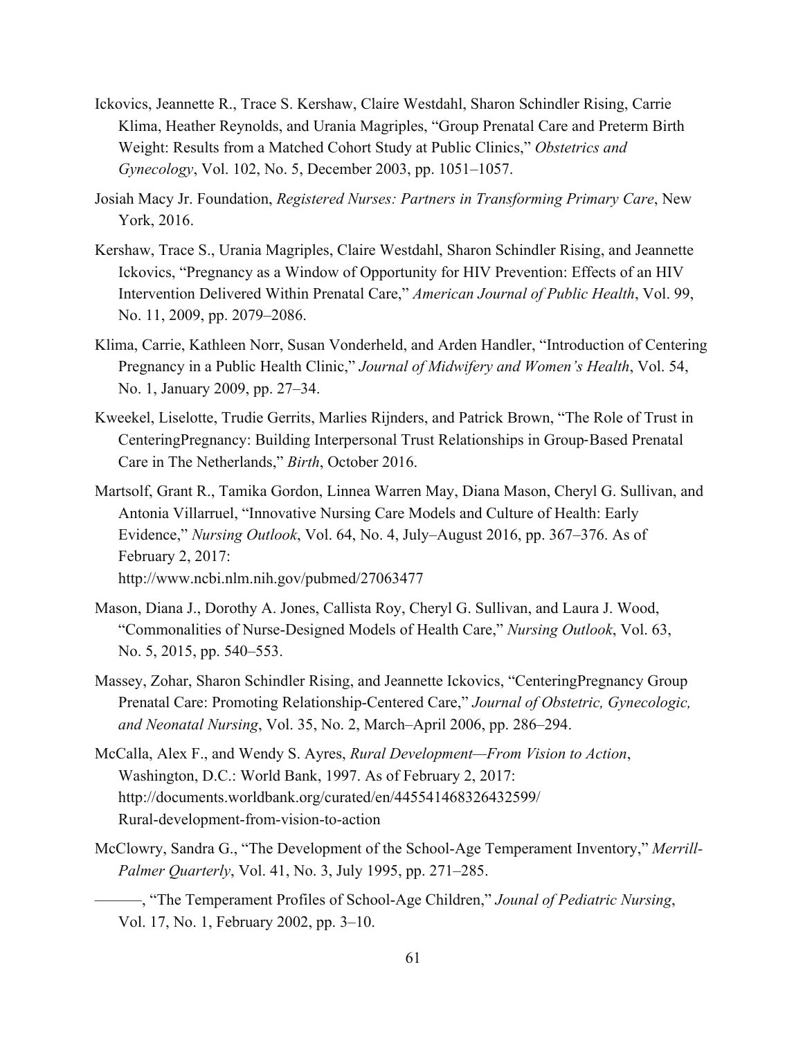Ickovics, Jeannette R., Trace S. Kershaw, Claire Westdahl, Sharon Schindler Rising, Carrie Klima, Heather Reynolds, and Urania Magriples, "Group Prenatal Care and Preterm Birth Weight: Results from a Matched Cohort Study at Public Clinics," *Obstetrics and Gynecology*, Vol. 102, No. 5, December 2003, pp. 1051–1057.

Josiah Macy Jr. Foundation, *Registered Nurses: Partners in Transforming Primary Care*, New York, 2016.

Kershaw, Trace S., Urania Magriples, Claire Westdahl, Sharon Schindler Rising, and Jeannette Ickovics, "Pregnancy as a Window of Opportunity for HIV Prevention: Effects of an HIV Intervention Delivered Within Prenatal Care," *American Journal of Public Health*, Vol. 99, No. 11, 2009, pp. 2079–2086.

Klima, Carrie, Kathleen Norr, Susan Vonderheld, and Arden Handler, "Introduction of Centering Pregnancy in a Public Health Clinic," *Journal of Midwifery and Women's Health*, Vol. 54, No. 1, January 2009, pp. 27–34.

Kweekel, Liselotte, Trudie Gerrits, Marlies Rijnders, and Patrick Brown, "The Role of Trust in CenteringPregnancy: Building Interpersonal Trust Relationships in Group-Based Prenatal Care in The Netherlands," *Birth*, October 2016.

Martsolf, Grant R., Tamika Gordon, Linnea Warren May, Diana Mason, Cheryl G. Sullivan, and Antonia Villarruel, "Innovative Nursing Care Models and Culture of Health: Early Evidence," *Nursing Outlook*, Vol. 64, No. 4, July–August 2016, pp. 367–376. As of February 2, 2017:
http://www.ncbi.nlm.nih.gov/pubmed/27063477

Mason, Diana J., Dorothy A. Jones, Callista Roy, Cheryl G. Sullivan, and Laura J. Wood, "Commonalities of Nurse-Designed Models of Health Care," *Nursing Outlook*, Vol. 63, No. 5, 2015, pp. 540–553.

Massey, Zohar, Sharon Schindler Rising, and Jeannette Ickovics, "CenteringPregnancy Group Prenatal Care: Promoting Relationship-Centered Care," *Journal of Obstetric, Gynecologic, and Neonatal Nursing*, Vol. 35, No. 2, March–April 2006, pp. 286–294.

McCalla, Alex F., and Wendy S. Ayres, *Rural Development—From Vision to Action*, Washington, D.C.: World Bank, 1997. As of February 2, 2017:
http://documents.worldbank.org/curated/en/445541468326432599/Rural-development-from-vision-to-action

McClowry, Sandra G., "The Development of the School-Age Temperament Inventory," *Merrill-Palmer Quarterly*, Vol. 41, No. 3, July 1995, pp. 271–285.

———, "The Temperament Profiles of School-Age Children," *Jounal of Pediatric Nursing*, Vol. 17, No. 1, February 2002, pp. 3–10.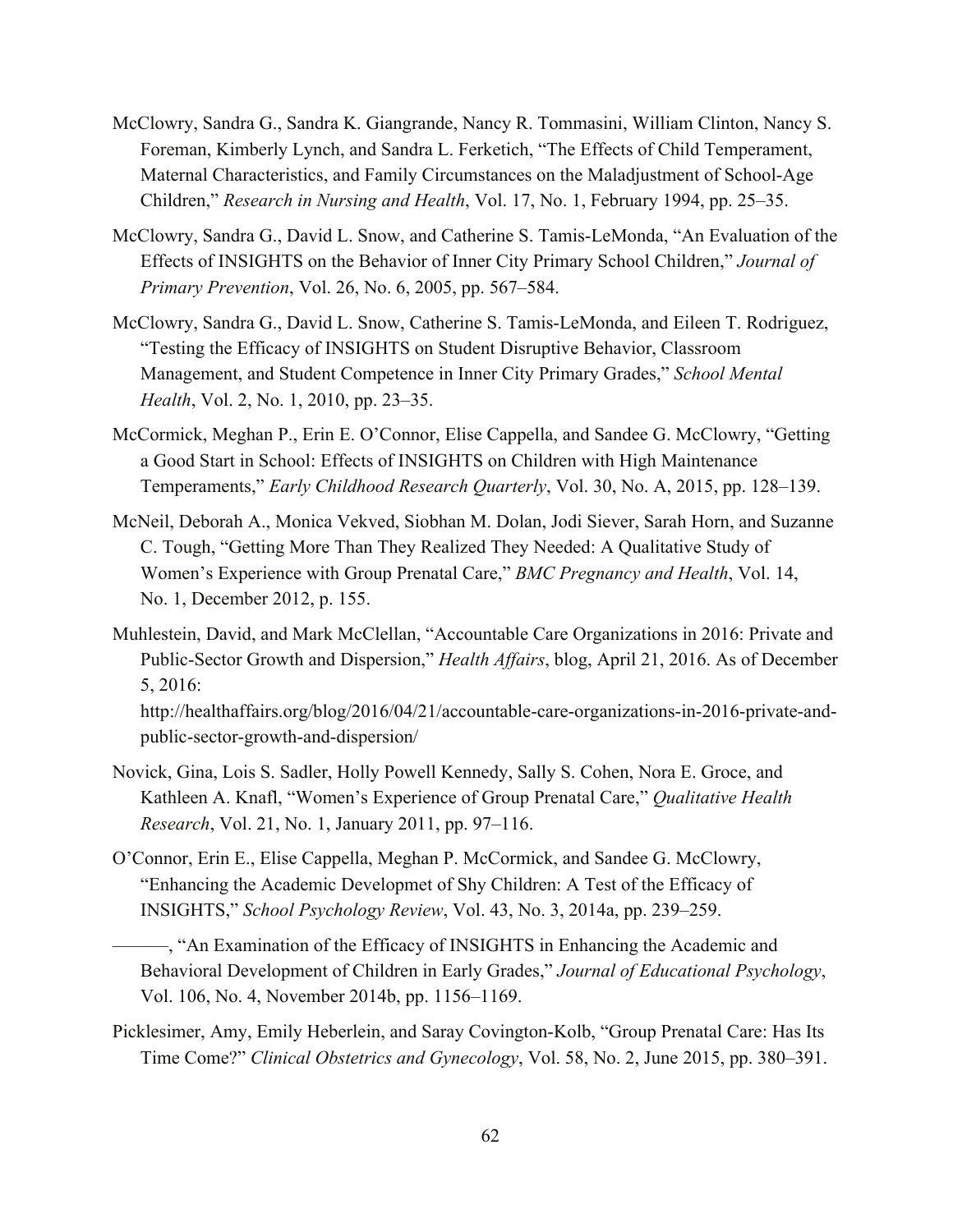McClowry, Sandra G., Sandra K. Giangrande, Nancy R. Tommasini, William Clinton, Nancy S. Foreman, Kimberly Lynch, and Sandra L. Ferketich, "The Effects of Child Temperament, Maternal Characteristics, and Family Circumstances on the Maladjustment of School-Age Children," *Research in Nursing and Health*, Vol. 17, No. 1, February 1994, pp. 25–35.

McClowry, Sandra G., David L. Snow, and Catherine S. Tamis-LeMonda, "An Evaluation of the Effects of INSIGHTS on the Behavior of Inner City Primary School Children," *Journal of Primary Prevention*, Vol. 26, No. 6, 2005, pp. 567–584.

McClowry, Sandra G., David L. Snow, Catherine S. Tamis-LeMonda, and Eileen T. Rodriguez, "Testing the Efficacy of INSIGHTS on Student Disruptive Behavior, Classroom Management, and Student Competence in Inner City Primary Grades," *School Mental Health*, Vol. 2, No. 1, 2010, pp. 23–35.

McCormick, Meghan P., Erin E. O'Connor, Elise Cappella, and Sandee G. McClowry, "Getting a Good Start in School: Effects of INSIGHTS on Children with High Maintenance Temperaments," *Early Childhood Research Quarterly*, Vol. 30, No. A, 2015, pp. 128–139.

McNeil, Deborah A., Monica Vekved, Siobhan M. Dolan, Jodi Siever, Sarah Horn, and Suzanne C. Tough, "Getting More Than They Realized They Needed: A Qualitative Study of Women's Experience with Group Prenatal Care," *BMC Pregnancy and Health*, Vol. 14, No. 1, December 2012, p. 155.

Muhlestein, David, and Mark McClellan, "Accountable Care Organizations in 2016: Private and Public-Sector Growth and Dispersion," *Health Affairs*, blog, April 21, 2016. As of December 5, 2016:
http://healthaffairs.org/blog/2016/04/21/accountable-care-organizations-in-2016-private-and-public-sector-growth-and-dispersion/

Novick, Gina, Lois S. Sadler, Holly Powell Kennedy, Sally S. Cohen, Nora E. Groce, and Kathleen A. Knafl, "Women's Experience of Group Prenatal Care," *Qualitative Health Research*, Vol. 21, No. 1, January 2011, pp. 97–116.

O'Connor, Erin E., Elise Cappella, Meghan P. McCormick, and Sandee G. McClowry, "Enhancing the Academic Developmet of Shy Children: A Test of the Efficacy of INSIGHTS," *School Psychology Review*, Vol. 43, No. 3, 2014a, pp. 239–259.

———, "An Examination of the Efficacy of INSIGHTS in Enhancing the Academic and Behavioral Development of Children in Early Grades," *Journal of Educational Psychology*, Vol. 106, No. 4, November 2014b, pp. 1156–1169.

Picklesimer, Amy, Emily Heberlein, and Saray Covington-Kolb, "Group Prenatal Care: Has Its Time Come?" *Clinical Obstetrics and Gynecology*, Vol. 58, No. 2, June 2015, pp. 380–391.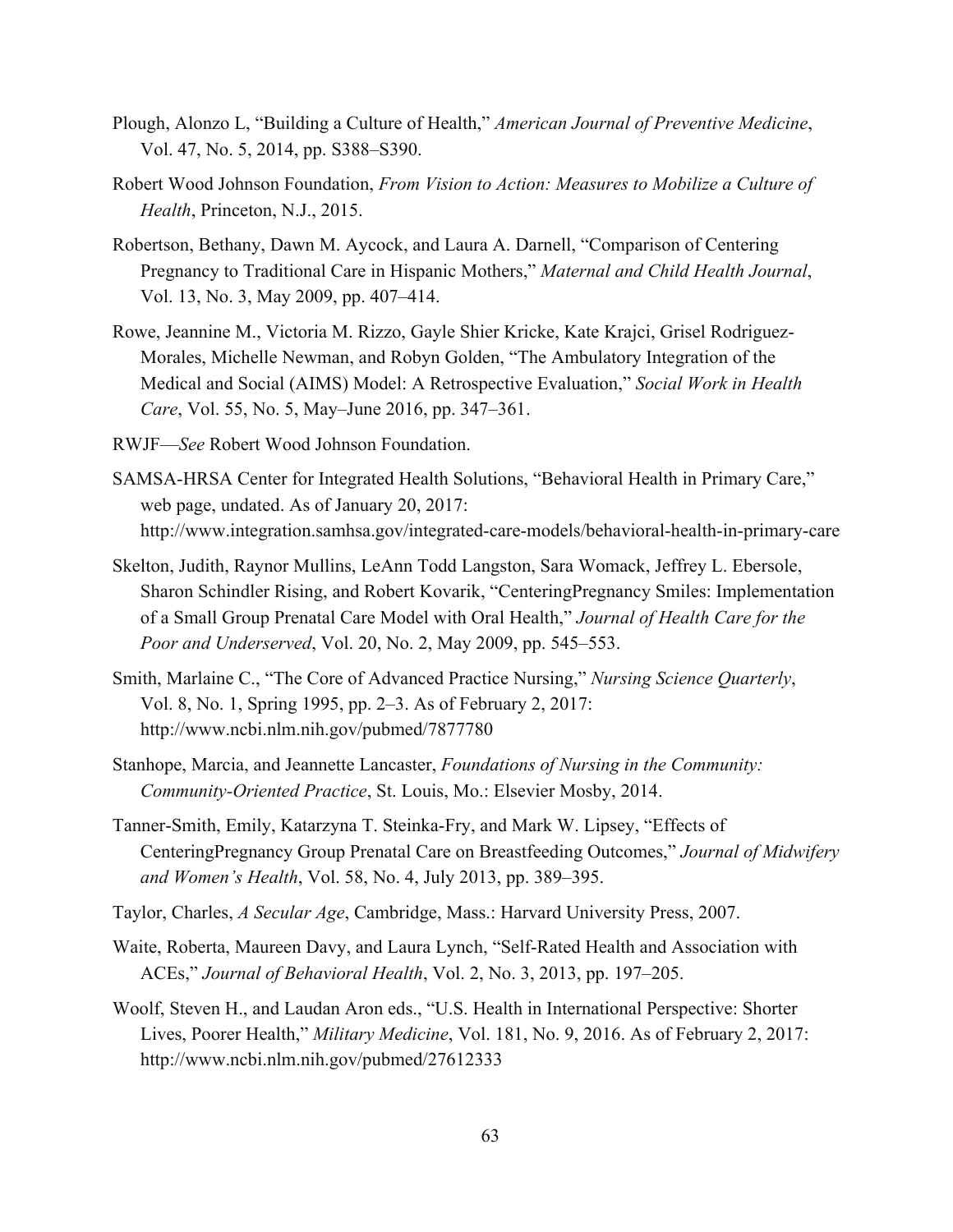Plough, Alonzo L, "Building a Culture of Health," *American Journal of Preventive Medicine*, Vol. 47, No. 5, 2014, pp. S388–S390.

Robert Wood Johnson Foundation, *From Vision to Action: Measures to Mobilize a Culture of Health*, Princeton, N.J., 2015.

Robertson, Bethany, Dawn M. Aycock, and Laura A. Darnell, "Comparison of Centering Pregnancy to Traditional Care in Hispanic Mothers," *Maternal and Child Health Journal*, Vol. 13, No. 3, May 2009, pp. 407–414.

Rowe, Jeannine M., Victoria M. Rizzo, Gayle Shier Kricke, Kate Krajci, Grisel Rodriguez-Morales, Michelle Newman, and Robyn Golden, "The Ambulatory Integration of the Medical and Social (AIMS) Model: A Retrospective Evaluation," *Social Work in Health Care*, Vol. 55, No. 5, May–June 2016, pp. 347–361.

RWJF—*See* Robert Wood Johnson Foundation.

SAMSA-HRSA Center for Integrated Health Solutions, "Behavioral Health in Primary Care," web page, undated. As of January 20, 2017: http://www.integration.samhsa.gov/integrated-care-models/behavioral-health-in-primary-care

Skelton, Judith, Raynor Mullins, LeAnn Todd Langston, Sara Womack, Jeffrey L. Ebersole, Sharon Schindler Rising, and Robert Kovarik, "CenteringPregnancy Smiles: Implementation of a Small Group Prenatal Care Model with Oral Health," *Journal of Health Care for the Poor and Underserved*, Vol. 20, No. 2, May 2009, pp. 545–553.

Smith, Marlaine C., "The Core of Advanced Practice Nursing," *Nursing Science Quarterly*, Vol. 8, No. 1, Spring 1995, pp. 2–3. As of February 2, 2017: http://www.ncbi.nlm.nih.gov/pubmed/7877780

Stanhope, Marcia, and Jeannette Lancaster, *Foundations of Nursing in the Community: Community-Oriented Practice*, St. Louis, Mo.: Elsevier Mosby, 2014.

Tanner-Smith, Emily, Katarzyna T. Steinka-Fry, and Mark W. Lipsey, "Effects of CenteringPregnancy Group Prenatal Care on Breastfeeding Outcomes," *Journal of Midwifery and Women's Health*, Vol. 58, No. 4, July 2013, pp. 389–395.

Taylor, Charles, *A Secular Age*, Cambridge, Mass.: Harvard University Press, 2007.

Waite, Roberta, Maureen Davy, and Laura Lynch, "Self-Rated Health and Association with ACEs," *Journal of Behavioral Health*, Vol. 2, No. 3, 2013, pp. 197–205.

Woolf, Steven H., and Laudan Aron eds., "U.S. Health in International Perspective: Shorter Lives, Poorer Health," *Military Medicine*, Vol. 181, No. 9, 2016. As of February 2, 2017: http://www.ncbi.nlm.nih.gov/pubmed/27612333